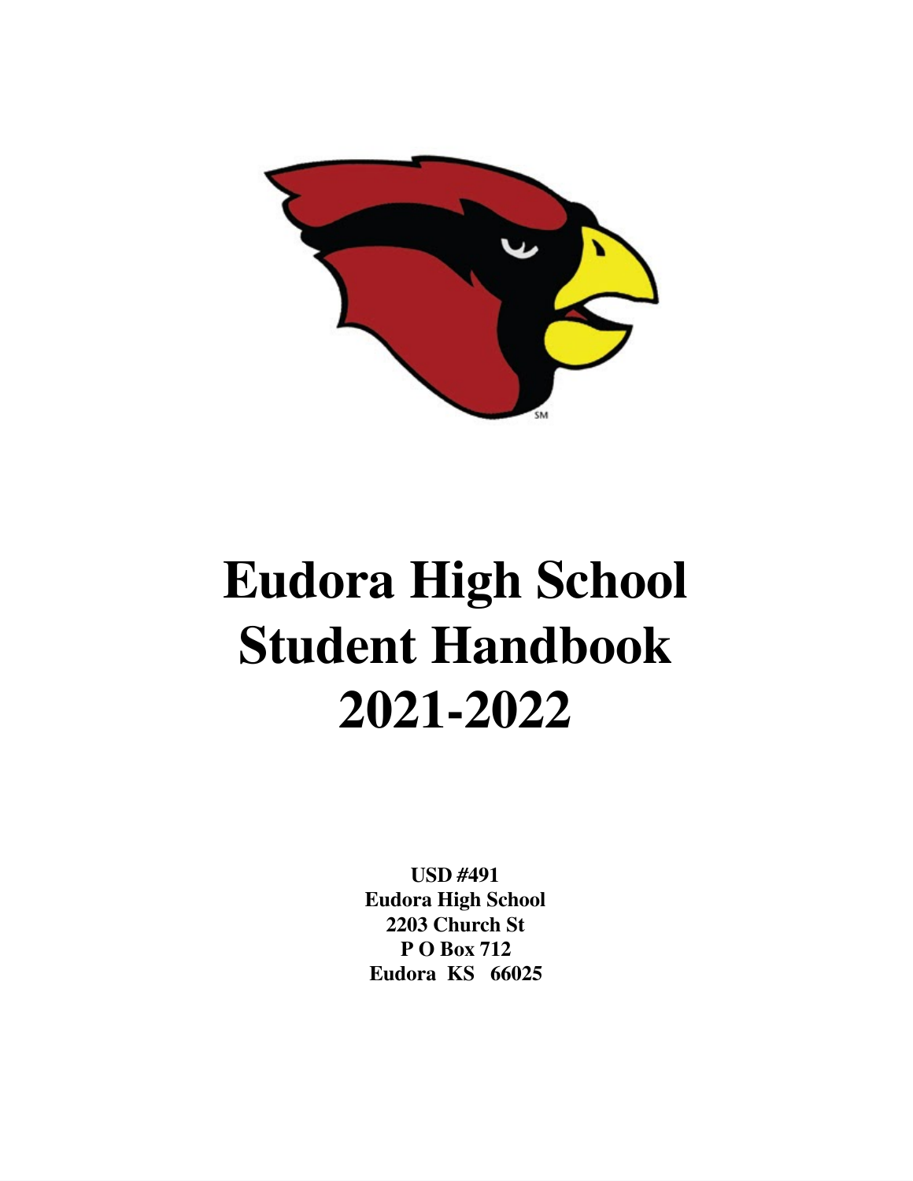# Eudora High School Student Handbook 2021-2022

**USD #491**
**Eudora High School**
**2203 Church St**
**P O Box 712**
**Eudora KS 66025**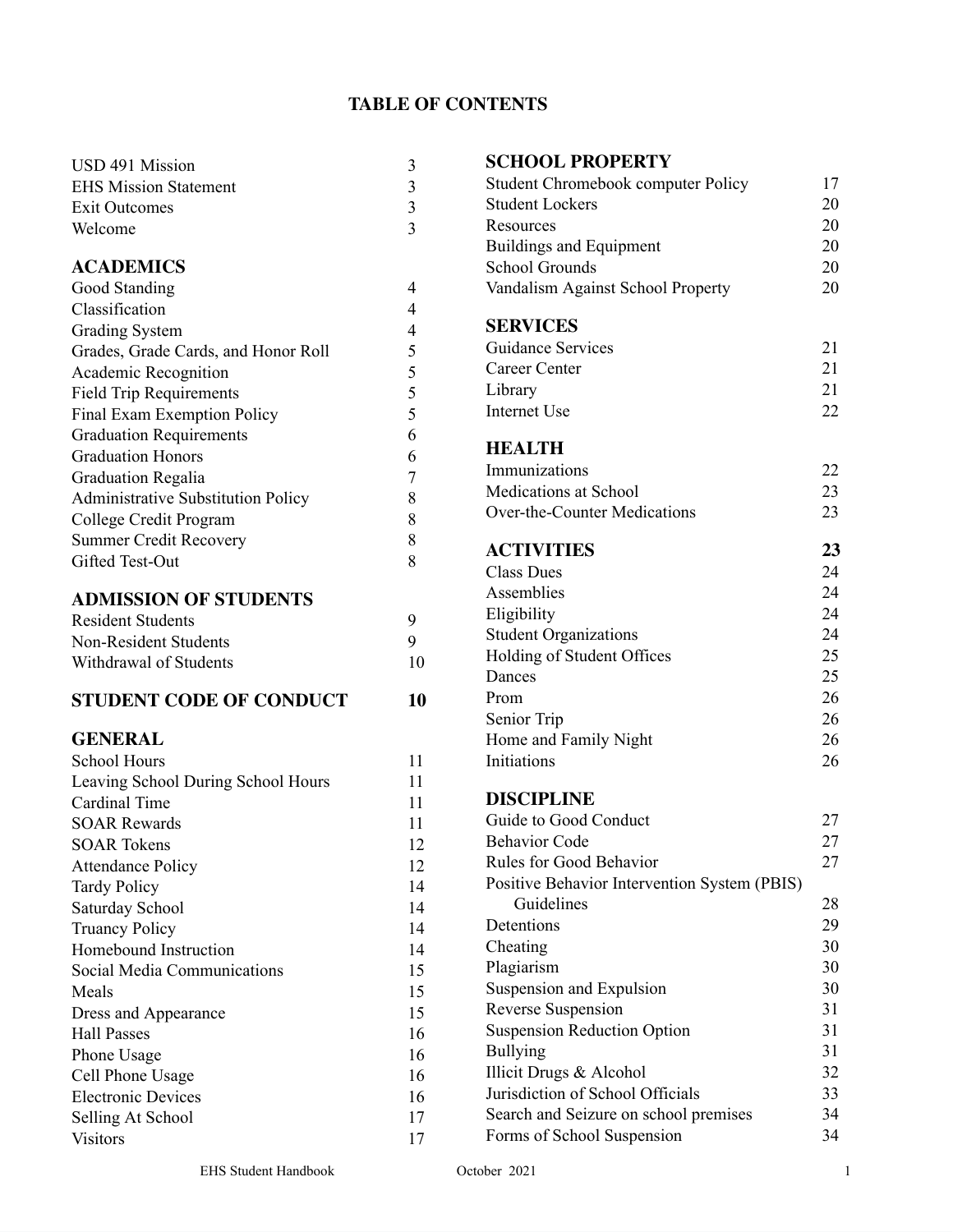# TABLE OF CONTENTS

| | |
|---|---|
| USD 491 Mission | 3 |
| EHS Mission Statement | 3 |
| Exit Outcomes | 3 |
| Welcome | 3 |
| **ACADEMICS** | |
| Good Standing | 4 |
| Classification | 4 |
| Grading System | 4 |
| Grades, Grade Cards, and Honor Roll | 5 |
| Academic Recognition | 5 |
| Field Trip Requirements | 5 |
| Final Exam Exemption Policy | 5 |
| Graduation Requirements | 6 |
| Graduation Honors | 6 |
| Graduation Regalia | 7 |
| Administrative Substitution Policy | 8 |
| College Credit Program | 8 |
| Summer Credit Recovery | 8 |
| Gifted Test-Out | 8 |
| **ADMISSION OF STUDENTS** | |
| Resident Students | 9 |
| Non-Resident Students | 9 |
| Withdrawal of Students | 10 |
| **STUDENT CODE OF CONDUCT** | **10** |
| **GENERAL** | |
| School Hours | 11 |
| Leaving School During School Hours | 11 |
| Cardinal Time | 11 |
| SOAR Rewards | 11 |
| SOAR Tokens | 12 |
| Attendance Policy | 12 |
| Tardy Policy | 14 |
| Saturday School | 14 |
| Truancy Policy | 14 |
| Homebound Instruction | 14 |
| Social Media Communications | 15 |
| Meals | 15 |
| Dress and Appearance | 15 |
| Hall Passes | 16 |
| Phone Usage | 16 |
| Cell Phone Usage | 16 |
| Electronic Devices | 16 |
| Selling At School | 17 |
| Visitors | 17 |
| **SCHOOL PROPERTY** | |
| Student Chromebook computer Policy | 17 |
| Student Lockers | 20 |
| Resources | 20 |
| Buildings and Equipment | 20 |
| School Grounds | 20 |
| Vandalism Against School Property | 20 |
| **SERVICES** | |
| Guidance Services | 21 |
| Career Center | 21 |
| Library | 21 |
| Internet Use | 22 |
| **HEALTH** | |
| Immunizations | 22 |
| Medications at School | 23 |
| Over-the-Counter Medications | 23 |
| **ACTIVITIES** | **23** |
| Class Dues | 24 |
| Assemblies | 24 |
| Eligibility | 24 |
| Student Organizations | 24 |
| Holding of Student Offices | 25 |
| Dances | 25 |
| Prom | 26 |
| Senior Trip | 26 |
| Home and Family Night | 26 |
| Initiations | 26 |
| **DISCIPLINE** | |
| Guide to Good Conduct | 27 |
| Behavior Code | 27 |
| Rules for Good Behavior | 27 |
| Positive Behavior Intervention System (PBIS) Guidelines | 28 |
| Detentions | 29 |
| Cheating | 30 |
| Plagiarism | 30 |
| Suspension and Expulsion | 30 |
| Reverse Suspension | 31 |
| Suspension Reduction Option | 31 |
| Bullying | 31 |
| Illicit Drugs & Alcohol | 32 |
| Jurisdiction of School Officials | 33 |
| Search and Seizure on school premises | 34 |
| Forms of School Suspension | 34 |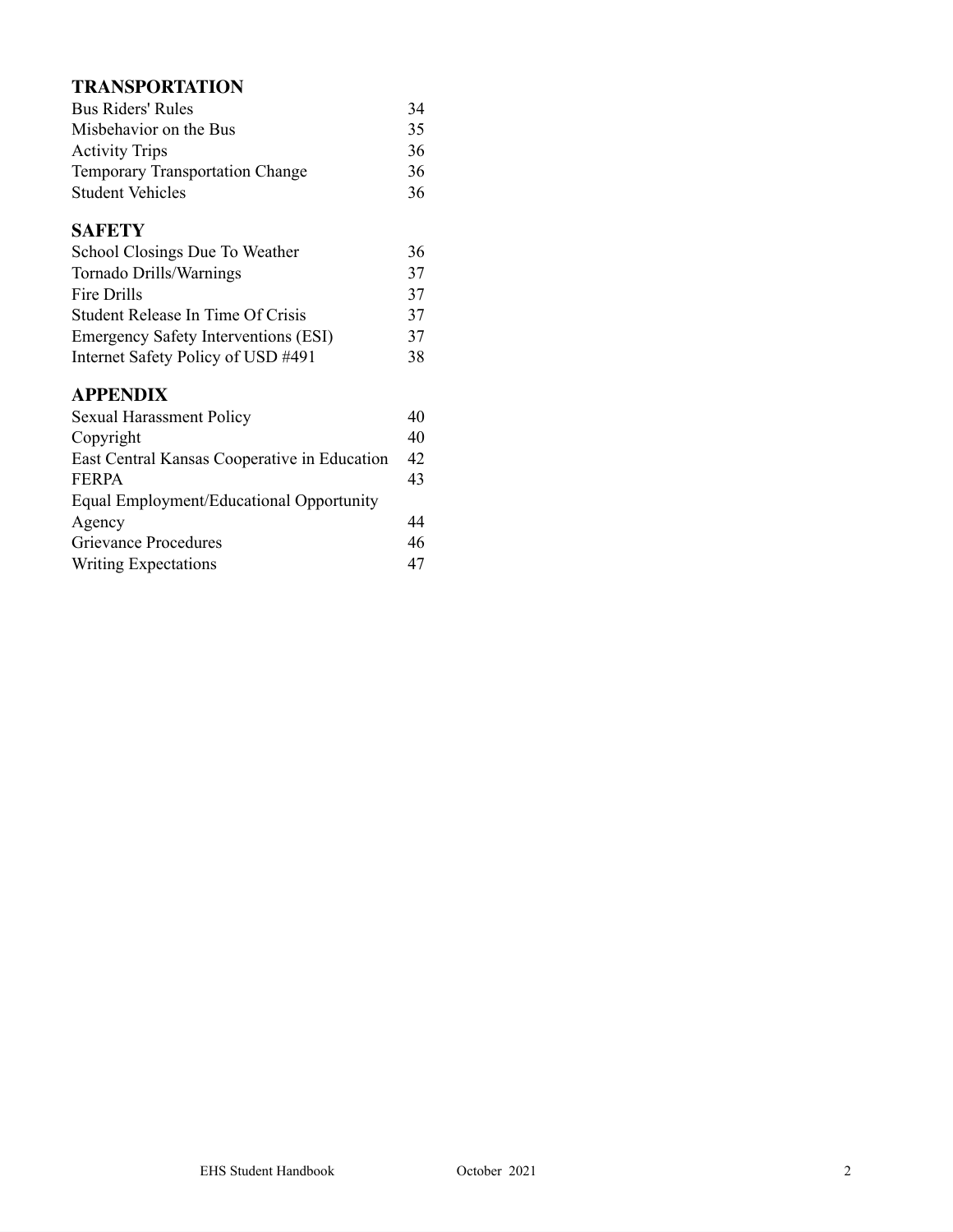## TRANSPORTATION

| | |
|---|---|
| Bus Riders' Rules | 34 |
| Misbehavior on the Bus | 35 |
| Activity Trips | 36 |
| Temporary Transportation Change | 36 |
| Student Vehicles | 36 |

## SAFETY

| | |
|---|---|
| School Closings Due To Weather | 36 |
| Tornado Drills/Warnings | 37 |
| Fire Drills | 37 |
| Student Release In Time Of Crisis | 37 |
| Emergency Safety Interventions (ESI) | 37 |
| Internet Safety Policy of USD #491 | 38 |

## APPENDIX

| | |
|---|---|
| Sexual Harassment Policy | 40 |
| Copyright | 40 |
| East Central Kansas Cooperative in Education | 42 |
| FERPA | 43 |
| Equal Employment/Educational Opportunity Agency | 44 |
| Grievance Procedures | 46 |
| Writing Expectations | 47 |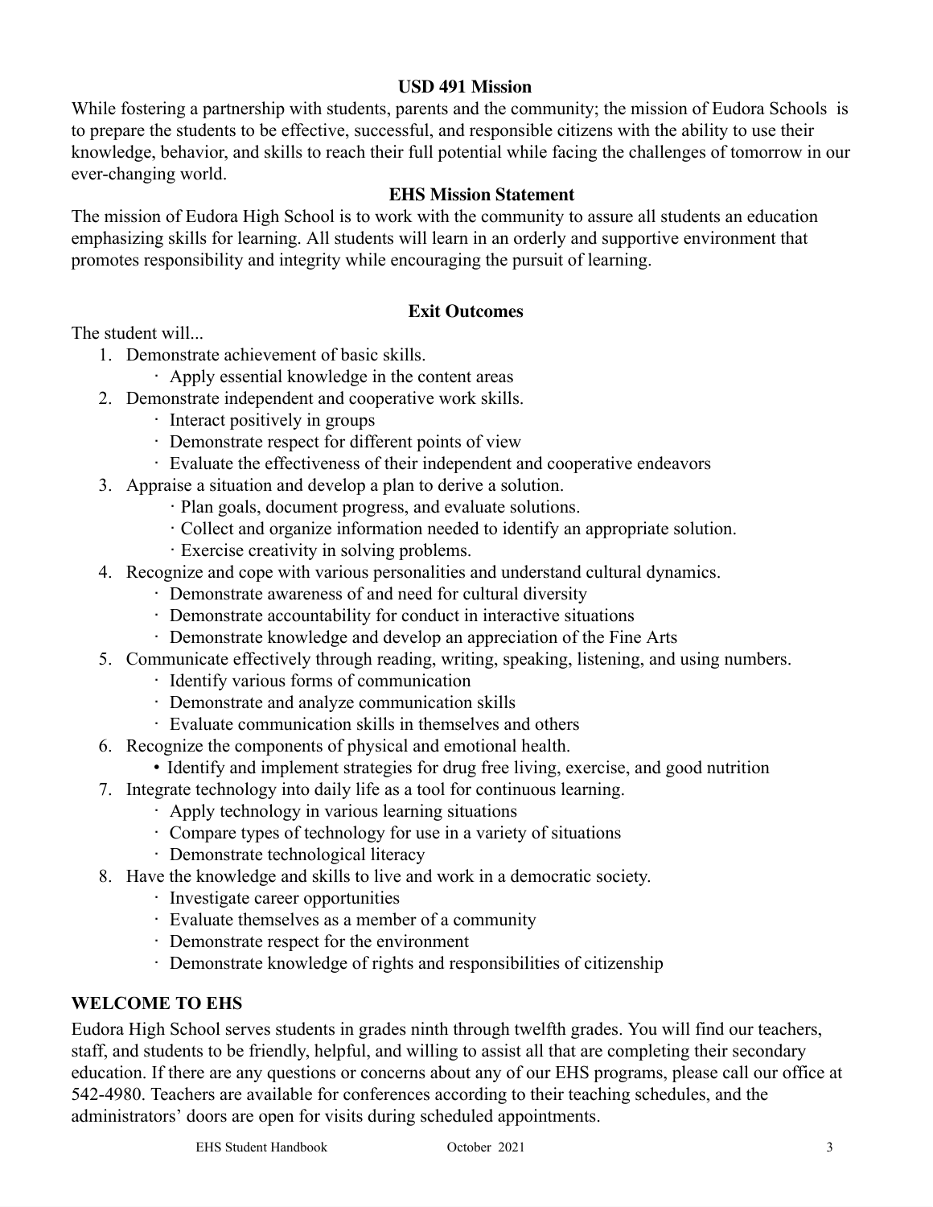## USD 491 Mission

While fostering a partnership with students, parents and the community; the mission of Eudora Schools is to prepare the students to be effective, successful, and responsible citizens with the ability to use their knowledge, behavior, and skills to reach their full potential while facing the challenges of tomorrow in our ever-changing world.

## EHS Mission Statement

The mission of Eudora High School is to work with the community to assure all students an education emphasizing skills for learning. All students will learn in an orderly and supportive environment that promotes responsibility and integrity while encouraging the pursuit of learning.

## Exit Outcomes

The student will...

1. Demonstrate achievement of basic skills.
   - Apply essential knowledge in the content areas
2. Demonstrate independent and cooperative work skills.
   - Interact positively in groups
   - Demonstrate respect for different points of view
   - Evaluate the effectiveness of their independent and cooperative endeavors
3. Appraise a situation and develop a plan to derive a solution.
   - Plan goals, document progress, and evaluate solutions.
   - Collect and organize information needed to identify an appropriate solution.
   - Exercise creativity in solving problems.
4. Recognize and cope with various personalities and understand cultural dynamics.
   - Demonstrate awareness of and need for cultural diversity
   - Demonstrate accountability for conduct in interactive situations
   - Demonstrate knowledge and develop an appreciation of the Fine Arts
5. Communicate effectively through reading, writing, speaking, listening, and using numbers.
   - Identify various forms of communication
   - Demonstrate and analyze communication skills
   - Evaluate communication skills in themselves and others
6. Recognize the components of physical and emotional health.
   - Identify and implement strategies for drug free living, exercise, and good nutrition
7. Integrate technology into daily life as a tool for continuous learning.
   - Apply technology in various learning situations
   - Compare types of technology for use in a variety of situations
   - Demonstrate technological literacy
8. Have the knowledge and skills to live and work in a democratic society.
   - Investigate career opportunities
   - Evaluate themselves as a member of a community
   - Demonstrate respect for the environment
   - Demonstrate knowledge of rights and responsibilities of citizenship

## WELCOME TO EHS

Eudora High School serves students in grades ninth through twelfth grades. You will find our teachers, staff, and students to be friendly, helpful, and willing to assist all that are completing their secondary education. If there are any questions or concerns about any of our EHS programs, please call our office at 542-4980. Teachers are available for conferences according to their teaching schedules, and the administrators' doors are open for visits during scheduled appointments.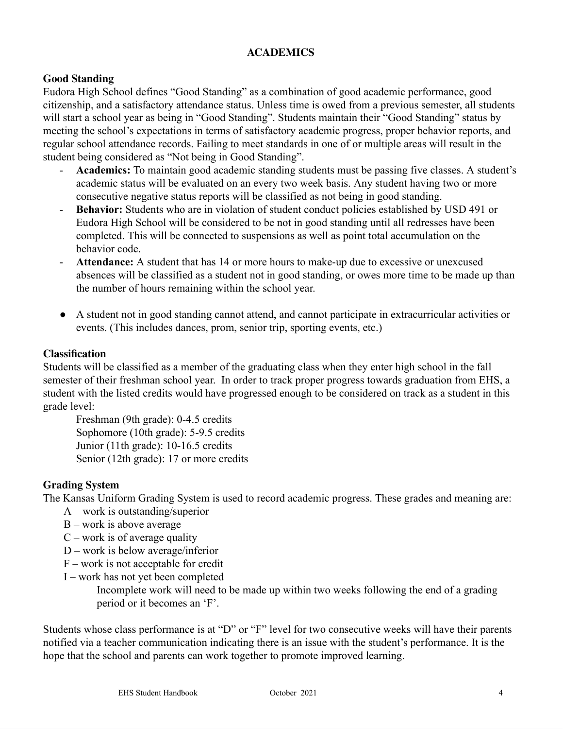# ACADEMICS

## Good Standing

Eudora High School defines "Good Standing" as a combination of good academic performance, good citizenship, and a satisfactory attendance status. Unless time is owed from a previous semester, all students will start a school year as being in "Good Standing". Students maintain their "Good Standing" status by meeting the school's expectations in terms of satisfactory academic progress, proper behavior reports, and regular school attendance records. Failing to meet standards in one of or multiple areas will result in the student being considered as "Not being in Good Standing".

- **Academics:** To maintain good academic standing students must be passing five classes. A student's academic status will be evaluated on an every two week basis. Any student having two or more consecutive negative status reports will be classified as not being in good standing.
- **Behavior:** Students who are in violation of student conduct policies established by USD 491 or Eudora High School will be considered to be not in good standing until all redresses have been completed. This will be connected to suspensions as well as point total accumulation on the behavior code.
- **Attendance:** A student that has 14 or more hours to make-up due to excessive or unexcused absences will be classified as a student not in good standing, or owes more time to be made up than the number of hours remaining within the school year.

- A student not in good standing cannot attend, and cannot participate in extracurricular activities or events. (This includes dances, prom, senior trip, sporting events, etc.)

## Classification

Students will be classified as a member of the graduating class when they enter high school in the fall semester of their freshman school year. In order to track proper progress towards graduation from EHS, a student with the listed credits would have progressed enough to be considered on track as a student in this grade level:

Freshman (9th grade): 0-4.5 credits
Sophomore (10th grade): 5-9.5 credits
Junior (11th grade): 10-16.5 credits
Senior (12th grade): 17 or more credits

## Grading System

The Kansas Uniform Grading System is used to record academic progress. These grades and meaning are:

A – work is outstanding/superior
B – work is above average
C – work is of average quality
D – work is below average/inferior
F – work is not acceptable for credit
I – work has not yet been completed

Incomplete work will need to be made up within two weeks following the end of a grading period or it becomes an 'F'.

Students whose class performance is at "D" or "F" level for two consecutive weeks will have their parents notified via a teacher communication indicating there is an issue with the student's performance. It is the hope that the school and parents can work together to promote improved learning.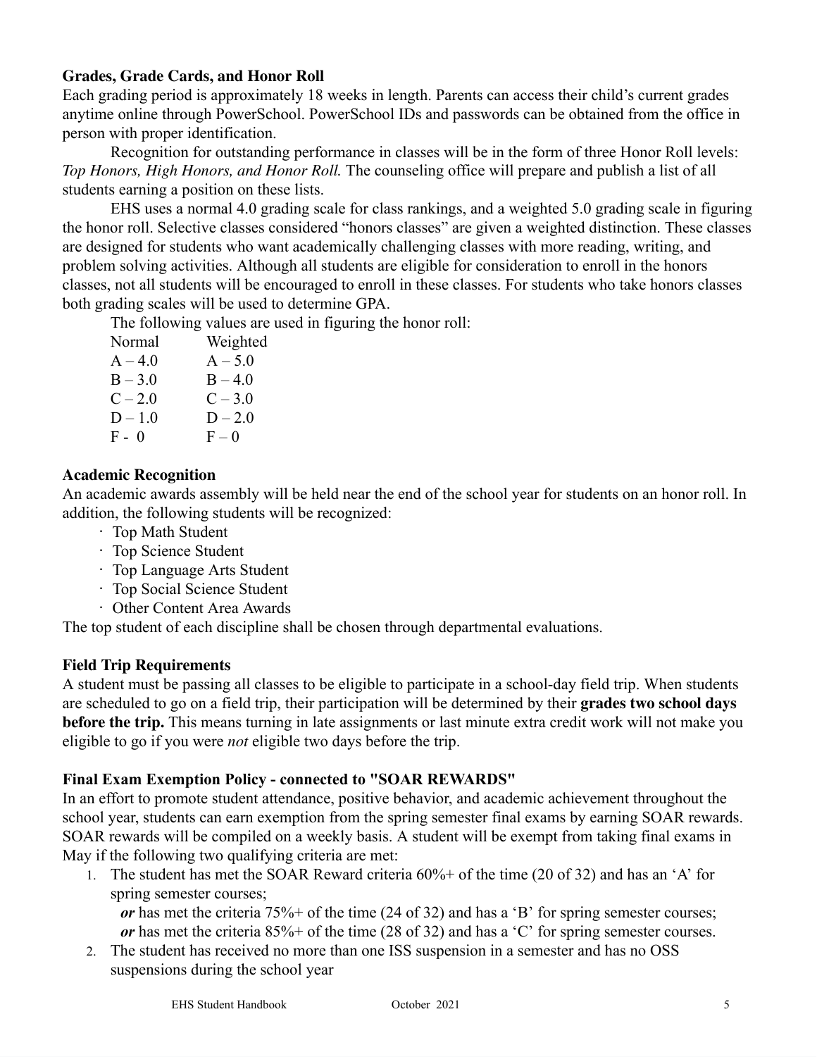**Grades, Grade Cards, and Honor Roll**

Each grading period is approximately 18 weeks in length. Parents can access their child's current grades anytime online through PowerSchool. PowerSchool IDs and passwords can be obtained from the office in person with proper identification.

Recognition for outstanding performance in classes will be in the form of three Honor Roll levels: *Top Honors, High Honors, and Honor Roll.* The counseling office will prepare and publish a list of all students earning a position on these lists.

EHS uses a normal 4.0 grading scale for class rankings, and a weighted 5.0 grading scale in figuring the honor roll. Selective classes considered "honors classes" are given a weighted distinction. These classes are designed for students who want academically challenging classes with more reading, writing, and problem solving activities. Although all students are eligible for consideration to enroll in the honors classes, not all students will be encouraged to enroll in these classes. For students who take honors classes both grading scales will be used to determine GPA.

The following values are used in figuring the honor roll:

| Normal | Weighted |
|---|---|
| A – 4.0 | A – 5.0 |
| B – 3.0 | B – 4.0 |
| C – 2.0 | C – 3.0 |
| D – 1.0 | D – 2.0 |
| F - 0 | F – 0 |

**Academic Recognition**

An academic awards assembly will be held near the end of the school year for students on an honor roll. In addition, the following students will be recognized:

- Top Math Student
- Top Science Student
- Top Language Arts Student
- Top Social Science Student
- Other Content Area Awards

The top student of each discipline shall be chosen through departmental evaluations.

**Field Trip Requirements**

A student must be passing all classes to be eligible to participate in a school-day field trip. When students are scheduled to go on a field trip, their participation will be determined by their **grades two school days before the trip.** This means turning in late assignments or last minute extra credit work will not make you eligible to go if you were *not* eligible two days before the trip.

**Final Exam Exemption Policy - connected to "SOAR REWARDS"**

In an effort to promote student attendance, positive behavior, and academic achievement throughout the school year, students can earn exemption from the spring semester final exams by earning SOAR rewards. SOAR rewards will be compiled on a weekly basis. A student will be exempt from taking final exams in May if the following two qualifying criteria are met:

1. The student has met the SOAR Reward criteria 60%+ of the time (20 of 32) and has an 'A' for spring semester courses;
   ***or*** has met the criteria 75%+ of the time (24 of 32) and has a 'B' for spring semester courses;
   ***or*** has met the criteria 85%+ of the time (28 of 32) and has a 'C' for spring semester courses.
2. The student has received no more than one ISS suspension in a semester and has no OSS suspensions during the school year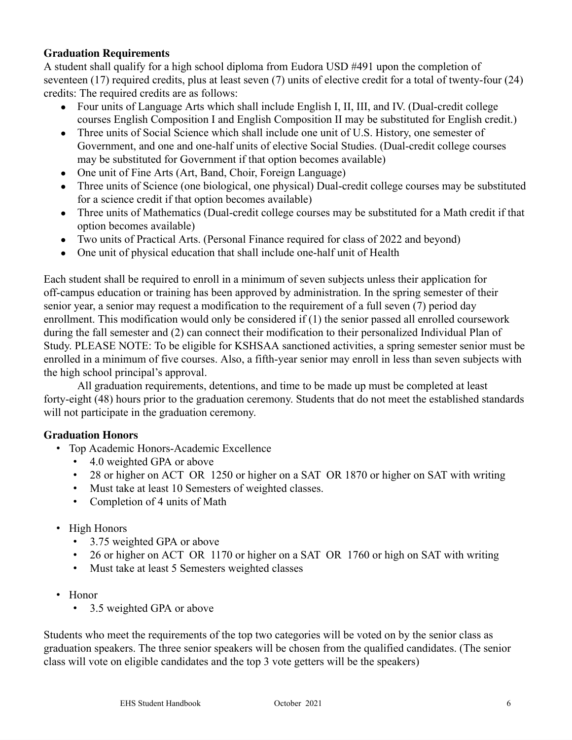## Graduation Requirements

A student shall qualify for a high school diploma from Eudora USD #491 upon the completion of seventeen (17) required credits, plus at least seven (7) units of elective credit for a total of twenty-four (24) credits: The required credits are as follows:

- Four units of Language Arts which shall include English I, II, III, and IV. (Dual-credit college courses English Composition I and English Composition II may be substituted for English credit.)
- Three units of Social Science which shall include one unit of U.S. History, one semester of Government, and one and one-half units of elective Social Studies. (Dual-credit college courses may be substituted for Government if that option becomes available)
- One unit of Fine Arts (Art, Band, Choir, Foreign Language)
- Three units of Science (one biological, one physical) Dual-credit college courses may be substituted for a science credit if that option becomes available)
- Three units of Mathematics (Dual-credit college courses may be substituted for a Math credit if that option becomes available)
- Two units of Practical Arts. (Personal Finance required for class of 2022 and beyond)
- One unit of physical education that shall include one-half unit of Health

Each student shall be required to enroll in a minimum of seven subjects unless their application for off-campus education or training has been approved by administration. In the spring semester of their senior year, a senior may request a modification to the requirement of a full seven (7) period day enrollment. This modification would only be considered if (1) the senior passed all enrolled coursework during the fall semester and (2) can connect their modification to their personalized Individual Plan of Study. PLEASE NOTE: To be eligible for KSHSAA sanctioned activities, a spring semester senior must be enrolled in a minimum of five courses. Also, a fifth-year senior may enroll in less than seven subjects with the high school principal's approval.

All graduation requirements, detentions, and time to be made up must be completed at least forty-eight (48) hours prior to the graduation ceremony. Students that do not meet the established standards will not participate in the graduation ceremony.

## Graduation Honors

- Top Academic Honors-Academic Excellence
  - 4.0 weighted GPA or above
  - 28 or higher on ACT OR 1250 or higher on a SAT OR 1870 or higher on SAT with writing
  - Must take at least 10 Semesters of weighted classes.
  - Completion of 4 units of Math
- High Honors
  - 3.75 weighted GPA or above
  - 26 or higher on ACT OR 1170 or higher on a SAT OR 1760 or high on SAT with writing
  - Must take at least 5 Semesters weighted classes
- Honor
  - 3.5 weighted GPA or above

Students who meet the requirements of the top two categories will be voted on by the senior class as graduation speakers. The three senior speakers will be chosen from the qualified candidates. (The senior class will vote on eligible candidates and the top 3 vote getters will be the speakers)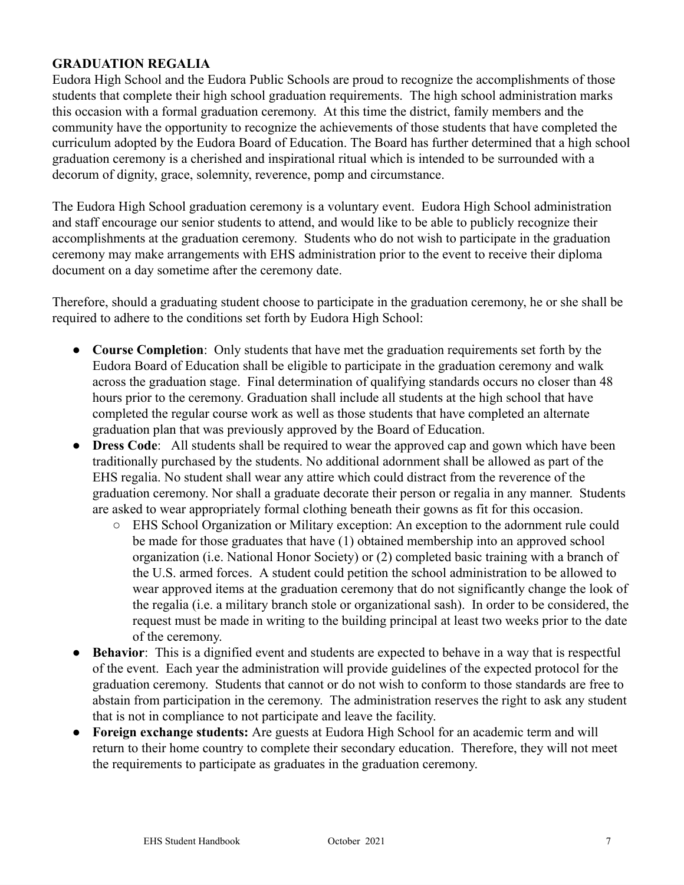## GRADUATION REGALIA

Eudora High School and the Eudora Public Schools are proud to recognize the accomplishments of those students that complete their high school graduation requirements. The high school administration marks this occasion with a formal graduation ceremony. At this time the district, family members and the community have the opportunity to recognize the achievements of those students that have completed the curriculum adopted by the Eudora Board of Education. The Board has further determined that a high school graduation ceremony is a cherished and inspirational ritual which is intended to be surrounded with a decorum of dignity, grace, solemnity, reverence, pomp and circumstance.

The Eudora High School graduation ceremony is a voluntary event. Eudora High School administration and staff encourage our senior students to attend, and would like to be able to publicly recognize their accomplishments at the graduation ceremony. Students who do not wish to participate in the graduation ceremony may make arrangements with EHS administration prior to the event to receive their diploma document on a day sometime after the ceremony date.

Therefore, should a graduating student choose to participate in the graduation ceremony, he or she shall be required to adhere to the conditions set forth by Eudora High School:

- **Course Completion**: Only students that have met the graduation requirements set forth by the Eudora Board of Education shall be eligible to participate in the graduation ceremony and walk across the graduation stage. Final determination of qualifying standards occurs no closer than 48 hours prior to the ceremony. Graduation shall include all students at the high school that have completed the regular course work as well as those students that have completed an alternate graduation plan that was previously approved by the Board of Education.
- **Dress Code**: All students shall be required to wear the approved cap and gown which have been traditionally purchased by the students. No additional adornment shall be allowed as part of the EHS regalia. No student shall wear any attire which could distract from the reverence of the graduation ceremony. Nor shall a graduate decorate their person or regalia in any manner. Students are asked to wear appropriately formal clothing beneath their gowns as fit for this occasion.
  - EHS School Organization or Military exception: An exception to the adornment rule could be made for those graduates that have (1) obtained membership into an approved school organization (i.e. National Honor Society) or (2) completed basic training with a branch of the U.S. armed forces. A student could petition the school administration to be allowed to wear approved items at the graduation ceremony that do not significantly change the look of the regalia (i.e. a military branch stole or organizational sash). In order to be considered, the request must be made in writing to the building principal at least two weeks prior to the date of the ceremony.
- **Behavior**: This is a dignified event and students are expected to behave in a way that is respectful of the event. Each year the administration will provide guidelines of the expected protocol for the graduation ceremony. Students that cannot or do not wish to conform to those standards are free to abstain from participation in the ceremony. The administration reserves the right to ask any student that is not in compliance to not participate and leave the facility.
- **Foreign exchange students:** Are guests at Eudora High School for an academic term and will return to their home country to complete their secondary education. Therefore, they will not meet the requirements to participate as graduates in the graduation ceremony.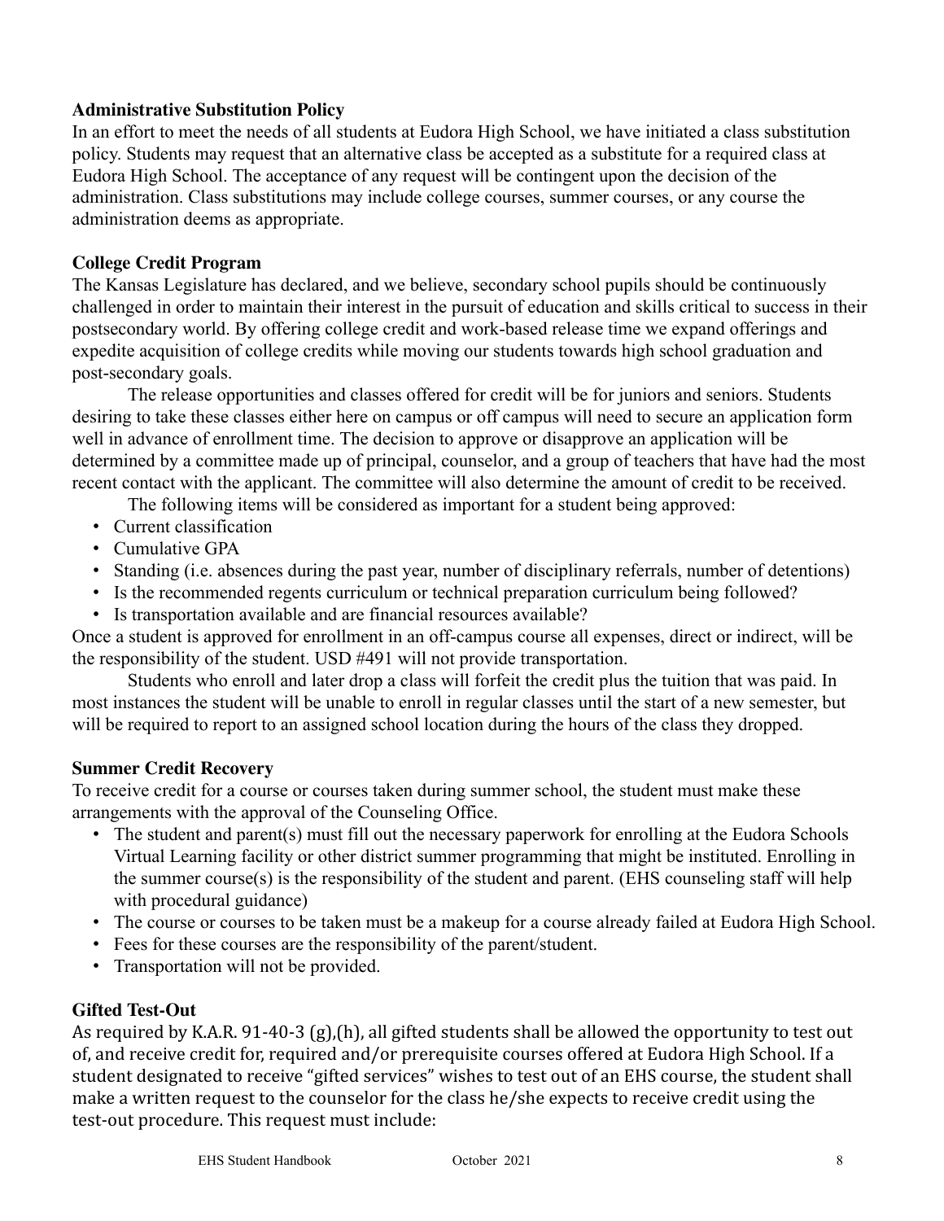**Administrative Substitution Policy**

In an effort to meet the needs of all students at Eudora High School, we have initiated a class substitution policy. Students may request that an alternative class be accepted as a substitute for a required class at Eudora High School. The acceptance of any request will be contingent upon the decision of the administration. Class substitutions may include college courses, summer courses, or any course the administration deems as appropriate.

**College Credit Program**

The Kansas Legislature has declared, and we believe, secondary school pupils should be continuously challenged in order to maintain their interest in the pursuit of education and skills critical to success in their postsecondary world. By offering college credit and work-based release time we expand offerings and expedite acquisition of college credits while moving our students towards high school graduation and post-secondary goals.

The release opportunities and classes offered for credit will be for juniors and seniors. Students desiring to take these classes either here on campus or off campus will need to secure an application form well in advance of enrollment time. The decision to approve or disapprove an application will be determined by a committee made up of principal, counselor, and a group of teachers that have had the most recent contact with the applicant. The committee will also determine the amount of credit to be received.

The following items will be considered as important for a student being approved:

- Current classification
- Cumulative GPA
- Standing (i.e. absences during the past year, number of disciplinary referrals, number of detentions)
- Is the recommended regents curriculum or technical preparation curriculum being followed?
- Is transportation available and are financial resources available?

Once a student is approved for enrollment in an off-campus course all expenses, direct or indirect, will be the responsibility of the student. USD #491 will not provide transportation.

Students who enroll and later drop a class will forfeit the credit plus the tuition that was paid. In most instances the student will be unable to enroll in regular classes until the start of a new semester, but will be required to report to an assigned school location during the hours of the class they dropped.

**Summer Credit Recovery**

To receive credit for a course or courses taken during summer school, the student must make these arrangements with the approval of the Counseling Office.

- The student and parent(s) must fill out the necessary paperwork for enrolling at the Eudora Schools Virtual Learning facility or other district summer programming that might be instituted. Enrolling in the summer course(s) is the responsibility of the student and parent. (EHS counseling staff will help with procedural guidance)
- The course or courses to be taken must be a makeup for a course already failed at Eudora High School.
- Fees for these courses are the responsibility of the parent/student.
- Transportation will not be provided.

**Gifted Test-Out**

As required by K.A.R. 91-40-3 (g),(h), all gifted students shall be allowed the opportunity to test out of, and receive credit for, required and/or prerequisite courses offered at Eudora High School. If a student designated to receive "gifted services" wishes to test out of an EHS course, the student shall make a written request to the counselor for the class he/she expects to receive credit using the test-out procedure. This request must include: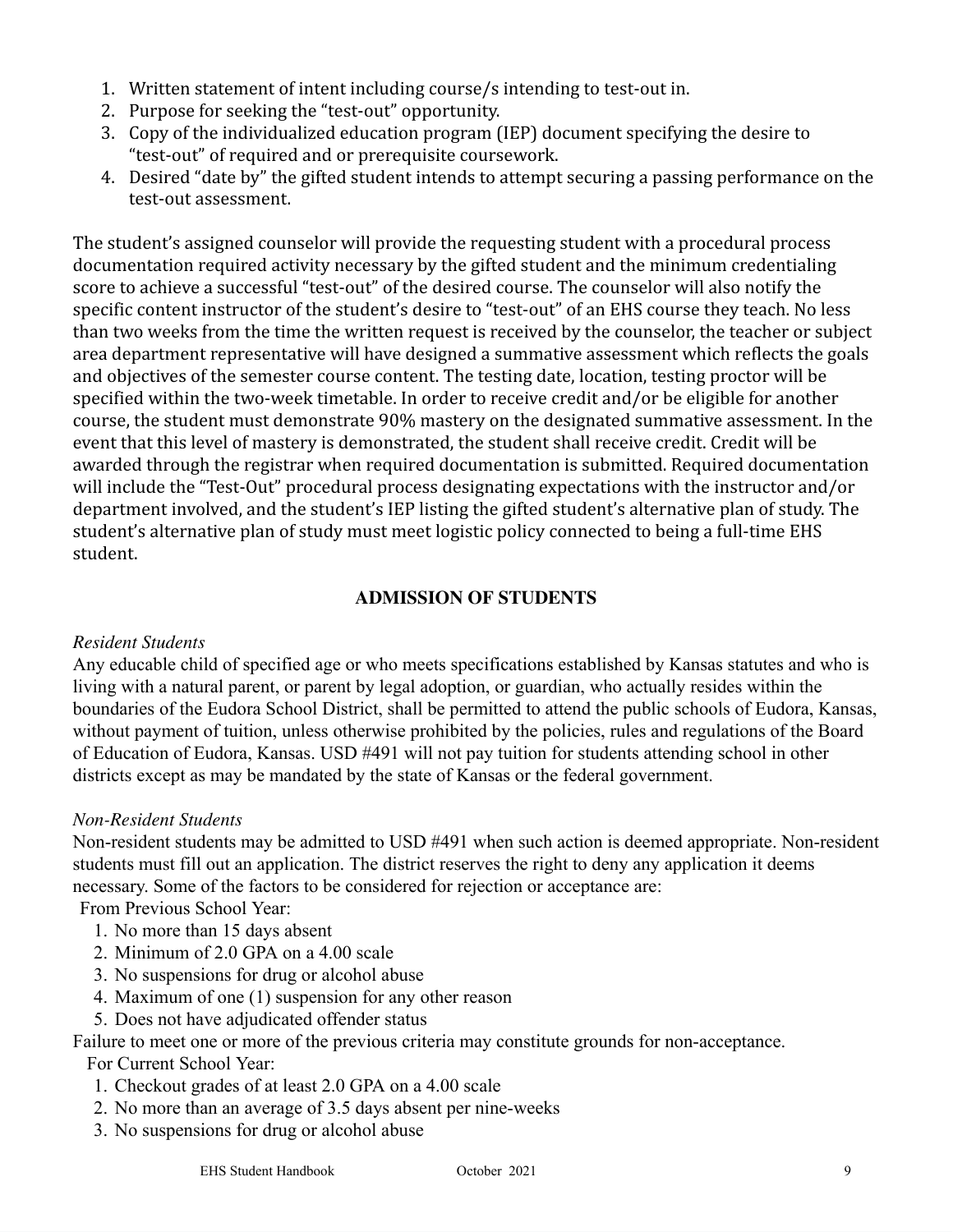1. Written statement of intent including course/s intending to test-out in.
2. Purpose for seeking the "test-out" opportunity.
3. Copy of the individualized education program (IEP) document specifying the desire to "test-out" of required and or prerequisite coursework.
4. Desired "date by" the gifted student intends to attempt securing a passing performance on the test-out assessment.

The student's assigned counselor will provide the requesting student with a procedural process documentation required activity necessary by the gifted student and the minimum credentialing score to achieve a successful "test-out" of the desired course. The counselor will also notify the specific content instructor of the student's desire to "test-out" of an EHS course they teach. No less than two weeks from the time the written request is received by the counselor, the teacher or subject area department representative will have designed a summative assessment which reflects the goals and objectives of the semester course content. The testing date, location, testing proctor will be specified within the two-week timetable. In order to receive credit and/or be eligible for another course, the student must demonstrate 90% mastery on the designated summative assessment. In the event that this level of mastery is demonstrated, the student shall receive credit. Credit will be awarded through the registrar when required documentation is submitted. Required documentation will include the "Test-Out" procedural process designating expectations with the instructor and/or department involved, and the student's IEP listing the gifted student's alternative plan of study. The student's alternative plan of study must meet logistic policy connected to being a full-time EHS student.

## ADMISSION OF STUDENTS

*Resident Students*

Any educable child of specified age or who meets specifications established by Kansas statutes and who is living with a natural parent, or parent by legal adoption, or guardian, who actually resides within the boundaries of the Eudora School District, shall be permitted to attend the public schools of Eudora, Kansas, without payment of tuition, unless otherwise prohibited by the policies, rules and regulations of the Board of Education of Eudora, Kansas. USD #491 will not pay tuition for students attending school in other districts except as may be mandated by the state of Kansas or the federal government.

*Non-Resident Students*

Non-resident students may be admitted to USD #491 when such action is deemed appropriate. Non-resident students must fill out an application. The district reserves the right to deny any application it deems necessary. Some of the factors to be considered for rejection or acceptance are:

From Previous School Year:

1. No more than 15 days absent
2. Minimum of 2.0 GPA on a 4.00 scale
3. No suspensions for drug or alcohol abuse
4. Maximum of one (1) suspension for any other reason
5. Does not have adjudicated offender status

Failure to meet one or more of the previous criteria may constitute grounds for non-acceptance.

For Current School Year:

1. Checkout grades of at least 2.0 GPA on a 4.00 scale
2. No more than an average of 3.5 days absent per nine-weeks
3. No suspensions for drug or alcohol abuse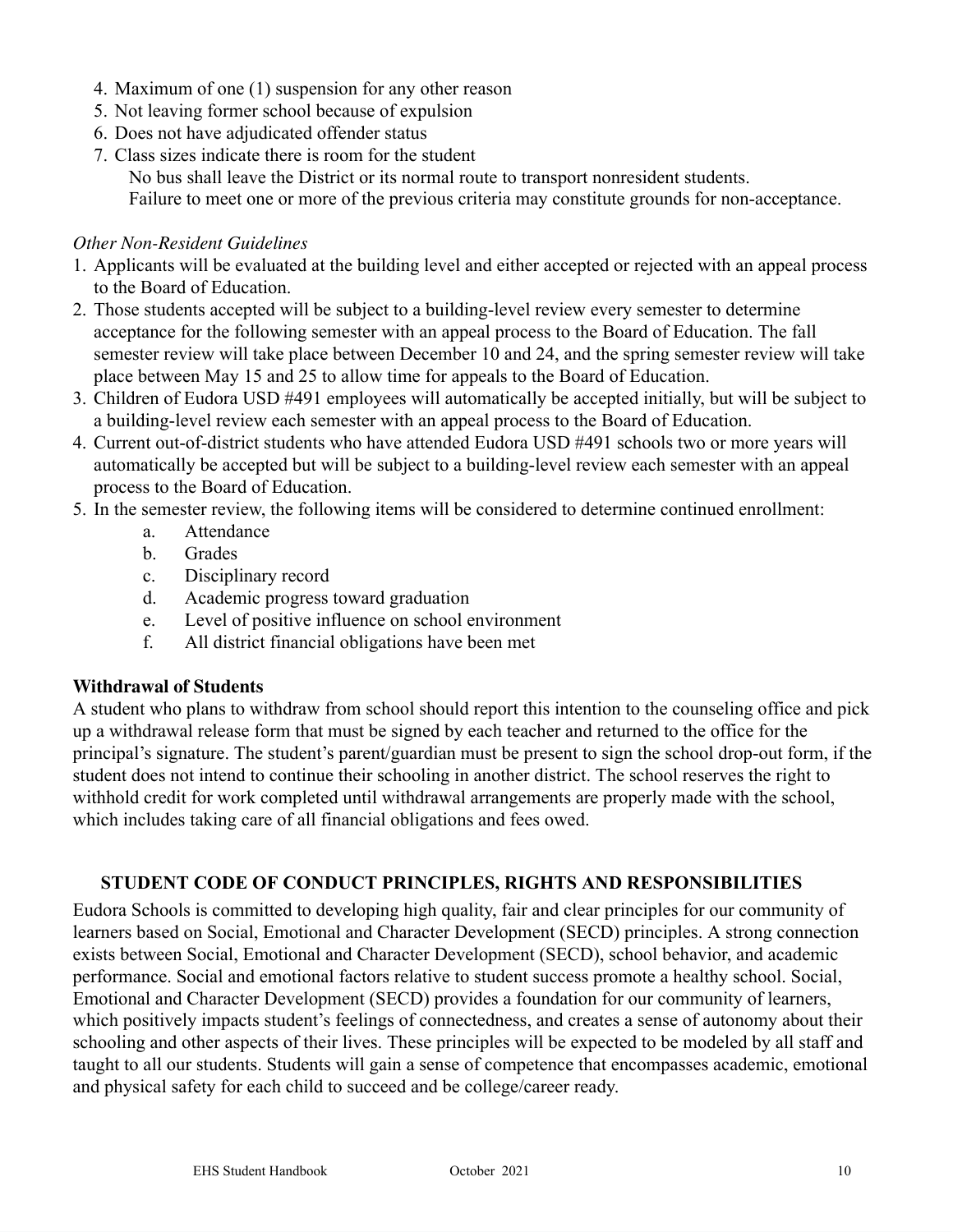4. Maximum of one (1) suspension for any other reason
5. Not leaving former school because of expulsion
6. Does not have adjudicated offender status
7. Class sizes indicate there is room for the student

   No bus shall leave the District or its normal route to transport nonresident students.

   Failure to meet one or more of the previous criteria may constitute grounds for non-acceptance.

*Other Non-Resident Guidelines*

1. Applicants will be evaluated at the building level and either accepted or rejected with an appeal process to the Board of Education.
2. Those students accepted will be subject to a building-level review every semester to determine acceptance for the following semester with an appeal process to the Board of Education. The fall semester review will take place between December 10 and 24, and the spring semester review will take place between May 15 and 25 to allow time for appeals to the Board of Education.
3. Children of Eudora USD #491 employees will automatically be accepted initially, but will be subject to a building-level review each semester with an appeal process to the Board of Education.
4. Current out-of-district students who have attended Eudora USD #491 schools two or more years will automatically be accepted but will be subject to a building-level review each semester with an appeal process to the Board of Education.
5. In the semester review, the following items will be considered to determine continued enrollment:
   a. Attendance
   b. Grades
   c. Disciplinary record
   d. Academic progress toward graduation
   e. Level of positive influence on school environment
   f. All district financial obligations have been met

**Withdrawal of Students**

A student who plans to withdraw from school should report this intention to the counseling office and pick up a withdrawal release form that must be signed by each teacher and returned to the office for the principal's signature. The student's parent/guardian must be present to sign the school drop-out form, if the student does not intend to continue their schooling in another district. The school reserves the right to withhold credit for work completed until withdrawal arrangements are properly made with the school, which includes taking care of all financial obligations and fees owed.

## STUDENT CODE OF CONDUCT PRINCIPLES, RIGHTS AND RESPONSIBILITIES

Eudora Schools is committed to developing high quality, fair and clear principles for our community of learners based on Social, Emotional and Character Development (SECD) principles. A strong connection exists between Social, Emotional and Character Development (SECD), school behavior, and academic performance. Social and emotional factors relative to student success promote a healthy school. Social, Emotional and Character Development (SECD) provides a foundation for our community of learners, which positively impacts student's feelings of connectedness, and creates a sense of autonomy about their schooling and other aspects of their lives. These principles will be expected to be modeled by all staff and taught to all our students. Students will gain a sense of competence that encompasses academic, emotional and physical safety for each child to succeed and be college/career ready.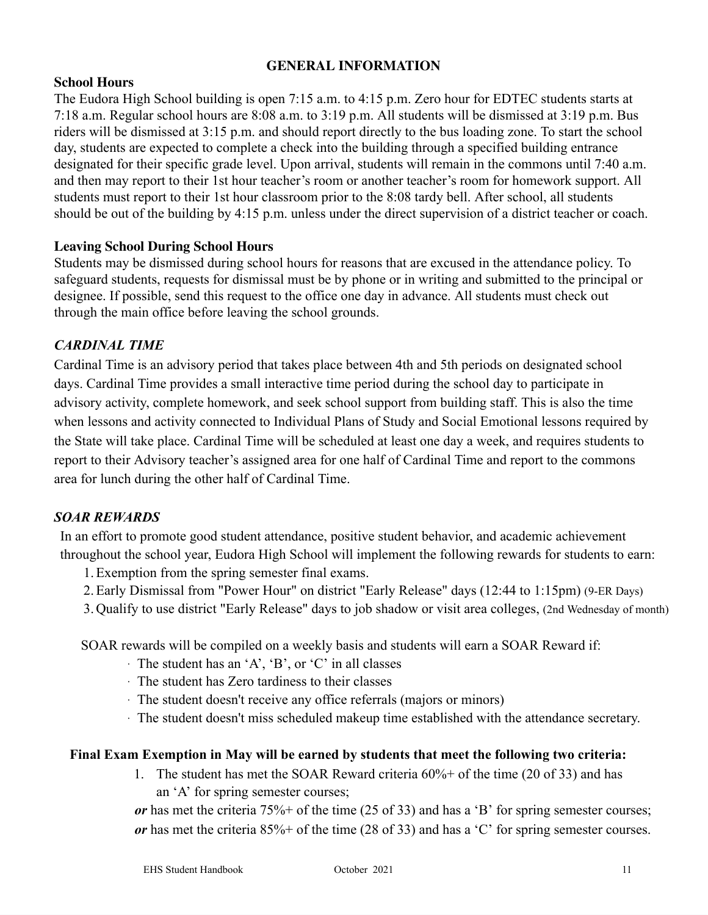# GENERAL INFORMATION

**School Hours**

The Eudora High School building is open 7:15 a.m. to 4:15 p.m. Zero hour for EDTEC students starts at 7:18 a.m. Regular school hours are 8:08 a.m. to 3:19 p.m. All students will be dismissed at 3:19 p.m. Bus riders will be dismissed at 3:15 p.m. and should report directly to the bus loading zone. To start the school day, students are expected to complete a check into the building through a specified building entrance designated for their specific grade level. Upon arrival, students will remain in the commons until 7:40 a.m. and then may report to their 1st hour teacher's room or another teacher's room for homework support. All students must report to their 1st hour classroom prior to the 8:08 tardy bell. After school, all students should be out of the building by 4:15 p.m. unless under the direct supervision of a district teacher or coach.

**Leaving School During School Hours**

Students may be dismissed during school hours for reasons that are excused in the attendance policy. To safeguard students, requests for dismissal must be by phone or in writing and submitted to the principal or designee. If possible, send this request to the office one day in advance. All students must check out through the main office before leaving the school grounds.

***CARDINAL TIME***

Cardinal Time is an advisory period that takes place between 4th and 5th periods on designated school days. Cardinal Time provides a small interactive time period during the school day to participate in advisory activity, complete homework, and seek school support from building staff. This is also the time when lessons and activity connected to Individual Plans of Study and Social Emotional lessons required by the State will take place. Cardinal Time will be scheduled at least one day a week, and requires students to report to their Advisory teacher's assigned area for one half of Cardinal Time and report to the commons area for lunch during the other half of Cardinal Time.

***SOAR REWARDS***

In an effort to promote good student attendance, positive student behavior, and academic achievement throughout the school year, Eudora High School will implement the following rewards for students to earn:

1. Exemption from the spring semester final exams.
2. Early Dismissal from "Power Hour" on district "Early Release" days (12:44 to 1:15pm) (9-ER Days)
3. Qualify to use district "Early Release" days to job shadow or visit area colleges, (2nd Wednesday of month)

SOAR rewards will be compiled on a weekly basis and students will earn a SOAR Reward if:

- The student has an 'A', 'B', or 'C' in all classes
- The student has Zero tardiness to their classes
- The student doesn't receive any office referrals (majors or minors)
- The student doesn't miss scheduled makeup time established with the attendance secretary.

**Final Exam Exemption in May will be earned by students that meet the following two criteria:**

1. The student has met the SOAR Reward criteria 60%+ of the time (20 of 33) and has an 'A' for spring semester courses;

***or*** has met the criteria 75%+ of the time (25 of 33) and has a 'B' for spring semester courses;
***or*** has met the criteria 85%+ of the time (28 of 33) and has a 'C' for spring semester courses.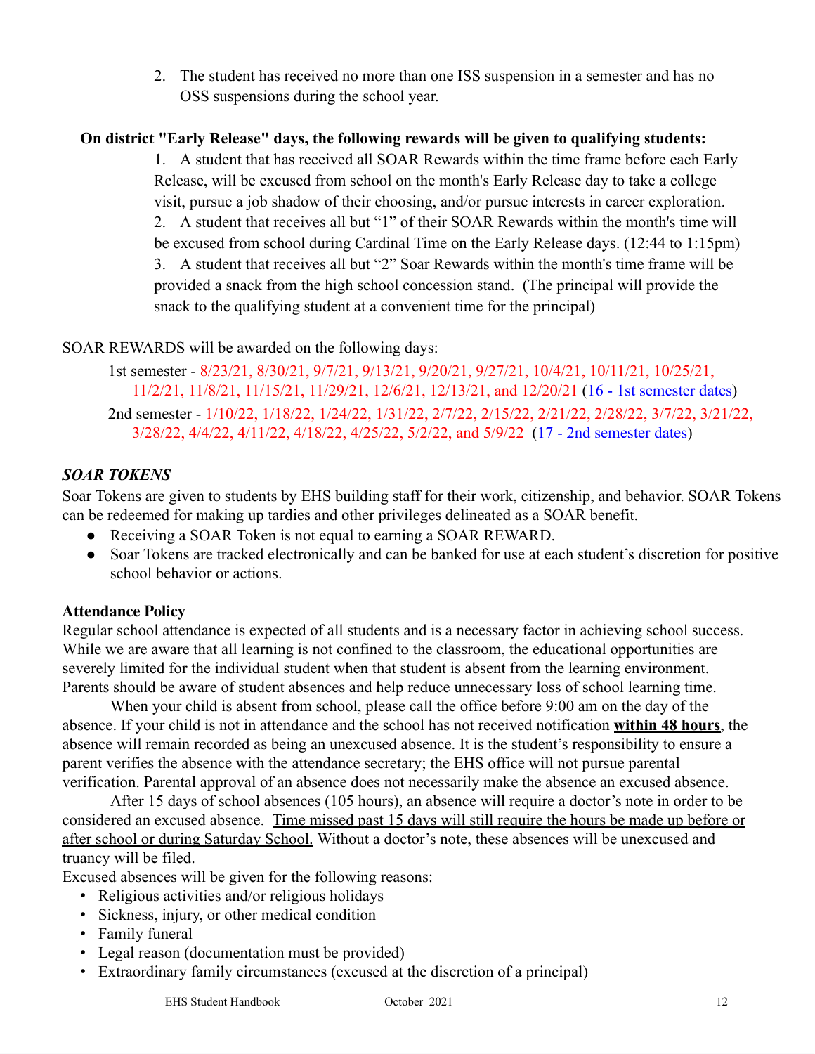2. The student has received no more than one ISS suspension in a semester and has no OSS suspensions during the school year.

**On district "Early Release" days, the following rewards will be given to qualifying students:**

1. A student that has received all SOAR Rewards within the time frame before each Early Release, will be excused from school on the month's Early Release day to take a college visit, pursue a job shadow of their choosing, and/or pursue interests in career exploration.
2. A student that receives all but "1" of their SOAR Rewards within the month's time will be excused from school during Cardinal Time on the Early Release days. (12:44 to 1:15pm)
3. A student that receives all but "2" Soar Rewards within the month's time frame will be provided a snack from the high school concession stand. (The principal will provide the snack to the qualifying student at a convenient time for the principal)

SOAR REWARDS will be awarded on the following days:

1st semester - 8/23/21, 8/30/21, 9/7/21, 9/13/21, 9/20/21, 9/27/21, 10/4/21, 10/11/21, 10/25/21, 11/2/21, 11/8/21, 11/15/21, 11/29/21, 12/6/21, 12/13/21, and 12/20/21 (16 - 1st semester dates)

2nd semester - 1/10/22, 1/18/22, 1/24/22, 1/31/22, 2/7/22, 2/15/22, 2/21/22, 2/28/22, 3/7/22, 3/21/22, 3/28/22, 4/4/22, 4/11/22, 4/18/22, 4/25/22, 5/2/22, and 5/9/22 (17 - 2nd semester dates)

## *SOAR TOKENS*

Soar Tokens are given to students by EHS building staff for their work, citizenship, and behavior. SOAR Tokens can be redeemed for making up tardies and other privileges delineated as a SOAR benefit.

- Receiving a SOAR Token is not equal to earning a SOAR REWARD.
- Soar Tokens are tracked electronically and can be banked for use at each student's discretion for positive school behavior or actions.

## Attendance Policy

Regular school attendance is expected of all students and is a necessary factor in achieving school success. While we are aware that all learning is not confined to the classroom, the educational opportunities are severely limited for the individual student when that student is absent from the learning environment. Parents should be aware of student absences and help reduce unnecessary loss of school learning time.

When your child is absent from school, please call the office before 9:00 am on the day of the absence. If your child is not in attendance and the school has not received notification **within 48 hours**, the absence will remain recorded as being an unexcused absence. It is the student's responsibility to ensure a parent verifies the absence with the attendance secretary; the EHS office will not pursue parental verification. Parental approval of an absence does not necessarily make the absence an excused absence.

After 15 days of school absences (105 hours), an absence will require a doctor's note in order to be considered an excused absence. Time missed past 15 days will still require the hours be made up before or after school or during Saturday School. Without a doctor's note, these absences will be unexcused and truancy will be filed.

Excused absences will be given for the following reasons:

- Religious activities and/or religious holidays
- Sickness, injury, or other medical condition
- Family funeral
- Legal reason (documentation must be provided)
- Extraordinary family circumstances (excused at the discretion of a principal)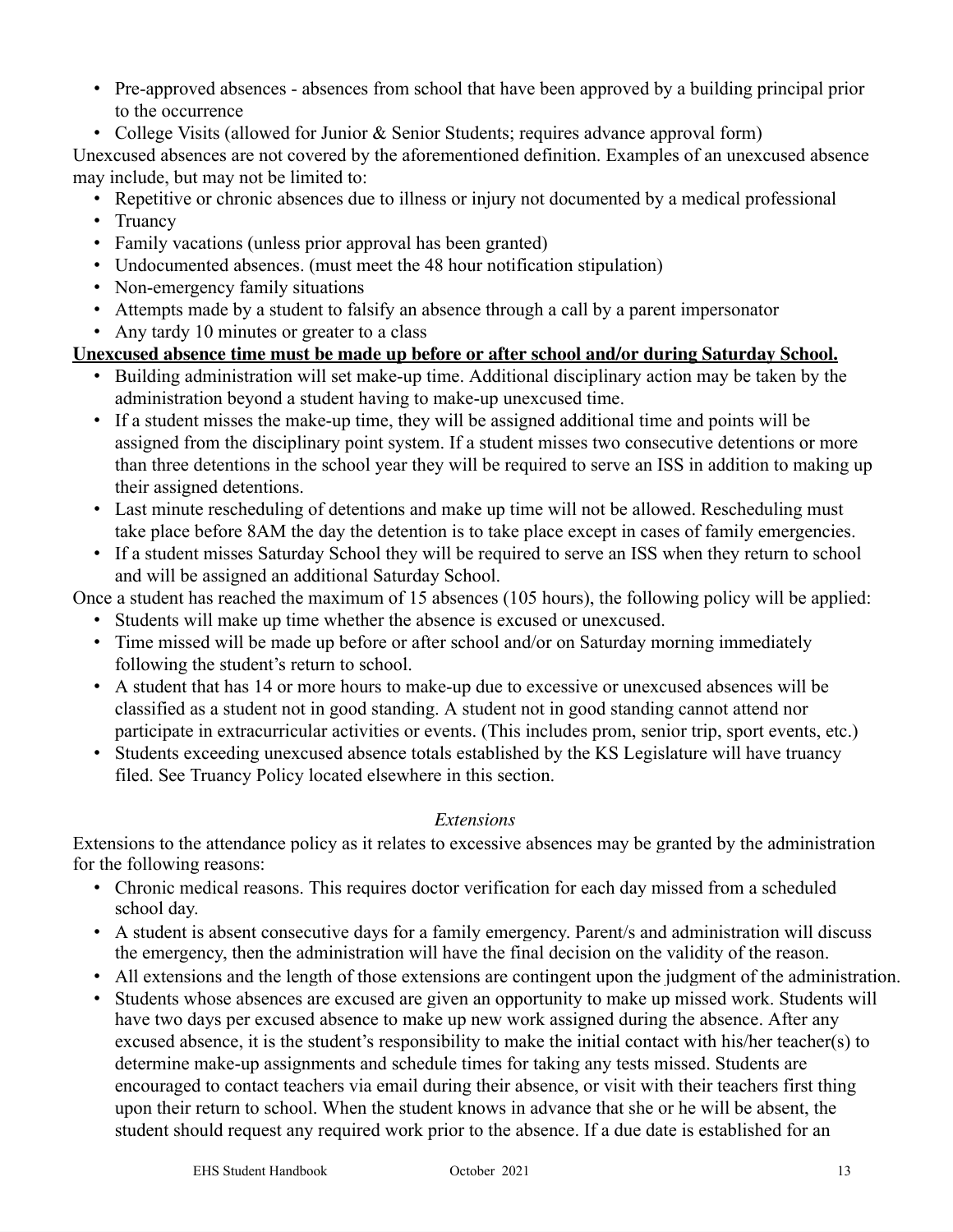- Pre-approved absences - absences from school that have been approved by a building principal prior to the occurrence
- College Visits (allowed for Junior & Senior Students; requires advance approval form)

Unexcused absences are not covered by the aforementioned definition. Examples of an unexcused absence may include, but may not be limited to:

- Repetitive or chronic absences due to illness or injury not documented by a medical professional
- Truancy
- Family vacations (unless prior approval has been granted)
- Undocumented absences. (must meet the 48 hour notification stipulation)
- Non-emergency family situations
- Attempts made by a student to falsify an absence through a call by a parent impersonator
- Any tardy 10 minutes or greater to a class

**Unexcused absence time must be made up before or after school and/or during Saturday School.**

- Building administration will set make-up time. Additional disciplinary action may be taken by the administration beyond a student having to make-up unexcused time.
- If a student misses the make-up time, they will be assigned additional time and points will be assigned from the disciplinary point system. If a student misses two consecutive detentions or more than three detentions in the school year they will be required to serve an ISS in addition to making up their assigned detentions.
- Last minute rescheduling of detentions and make up time will not be allowed. Rescheduling must take place before 8AM the day the detention is to take place except in cases of family emergencies.
- If a student misses Saturday School they will be required to serve an ISS when they return to school and will be assigned an additional Saturday School.

Once a student has reached the maximum of 15 absences (105 hours), the following policy will be applied:

- Students will make up time whether the absence is excused or unexcused.
- Time missed will be made up before or after school and/or on Saturday morning immediately following the student's return to school.
- A student that has 14 or more hours to make-up due to excessive or unexcused absences will be classified as a student not in good standing. A student not in good standing cannot attend nor participate in extracurricular activities or events. (This includes prom, senior trip, sport events, etc.)
- Students exceeding unexcused absence totals established by the KS Legislature will have truancy filed. See Truancy Policy located elsewhere in this section.

*Extensions*

Extensions to the attendance policy as it relates to excessive absences may be granted by the administration for the following reasons:

- Chronic medical reasons. This requires doctor verification for each day missed from a scheduled school day.
- A student is absent consecutive days for a family emergency. Parent/s and administration will discuss the emergency, then the administration will have the final decision on the validity of the reason.
- All extensions and the length of those extensions are contingent upon the judgment of the administration.
- Students whose absences are excused are given an opportunity to make up missed work. Students will have two days per excused absence to make up new work assigned during the absence. After any excused absence, it is the student's responsibility to make the initial contact with his/her teacher(s) to determine make-up assignments and schedule times for taking any tests missed. Students are encouraged to contact teachers via email during their absence, or visit with their teachers first thing upon their return to school. When the student knows in advance that she or he will be absent, the student should request any required work prior to the absence. If a due date is established for an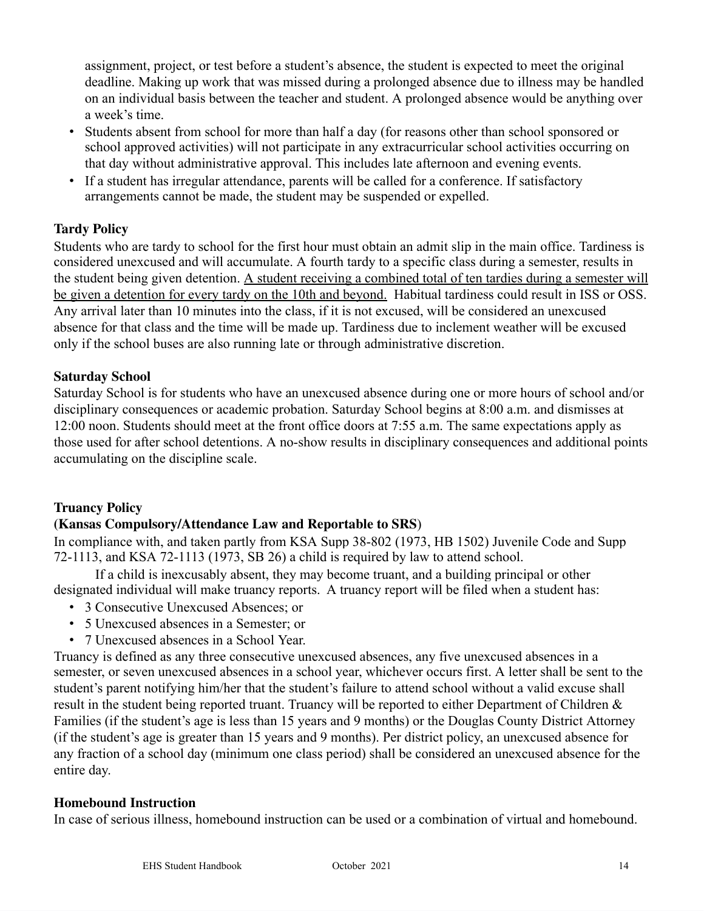assignment, project, or test before a student's absence, the student is expected to meet the original deadline. Making up work that was missed during a prolonged absence due to illness may be handled on an individual basis between the teacher and student. A prolonged absence would be anything over a week's time.

- Students absent from school for more than half a day (for reasons other than school sponsored or school approved activities) will not participate in any extracurricular school activities occurring on that day without administrative approval. This includes late afternoon and evening events.
- If a student has irregular attendance, parents will be called for a conference. If satisfactory arrangements cannot be made, the student may be suspended or expelled.

**Tardy Policy**

Students who are tardy to school for the first hour must obtain an admit slip in the main office. Tardiness is considered unexcused and will accumulate. A fourth tardy to a specific class during a semester, results in the student being given detention. <u>A student receiving a combined total of ten tardies during a semester will be given a detention for every tardy on the 10th and beyond.</u> Habitual tardiness could result in ISS or OSS. Any arrival later than 10 minutes into the class, if it is not excused, will be considered an unexcused absence for that class and the time will be made up. Tardiness due to inclement weather will be excused only if the school buses are also running late or through administrative discretion.

**Saturday School**

Saturday School is for students who have an unexcused absence during one or more hours of school and/or disciplinary consequences or academic probation. Saturday School begins at 8:00 a.m. and dismisses at 12:00 noon. Students should meet at the front office doors at 7:55 a.m. The same expectations apply as those used for after school detentions. A no-show results in disciplinary consequences and additional points accumulating on the discipline scale.

**Truancy Policy**
**(Kansas Compulsory/Attendance Law and Reportable to SRS)**

In compliance with, and taken partly from KSA Supp 38-802 (1973, HB 1502) Juvenile Code and Supp 72-1113, and KSA 72-1113 (1973, SB 26) a child is required by law to attend school.

If a child is inexcusably absent, they may become truant, and a building principal or other designated individual will make truancy reports. A truancy report will be filed when a student has:

- 3 Consecutive Unexcused Absences; or
- 5 Unexcused absences in a Semester; or
- 7 Unexcused absences in a School Year.

Truancy is defined as any three consecutive unexcused absences, any five unexcused absences in a semester, or seven unexcused absences in a school year, whichever occurs first. A letter shall be sent to the student's parent notifying him/her that the student's failure to attend school without a valid excuse shall result in the student being reported truant. Truancy will be reported to either Department of Children & Families (if the student's age is less than 15 years and 9 months) or the Douglas County District Attorney (if the student's age is greater than 15 years and 9 months). Per district policy, an unexcused absence for any fraction of a school day (minimum one class period) shall be considered an unexcused absence for the entire day.

**Homebound Instruction**

In case of serious illness, homebound instruction can be used or a combination of virtual and homebound.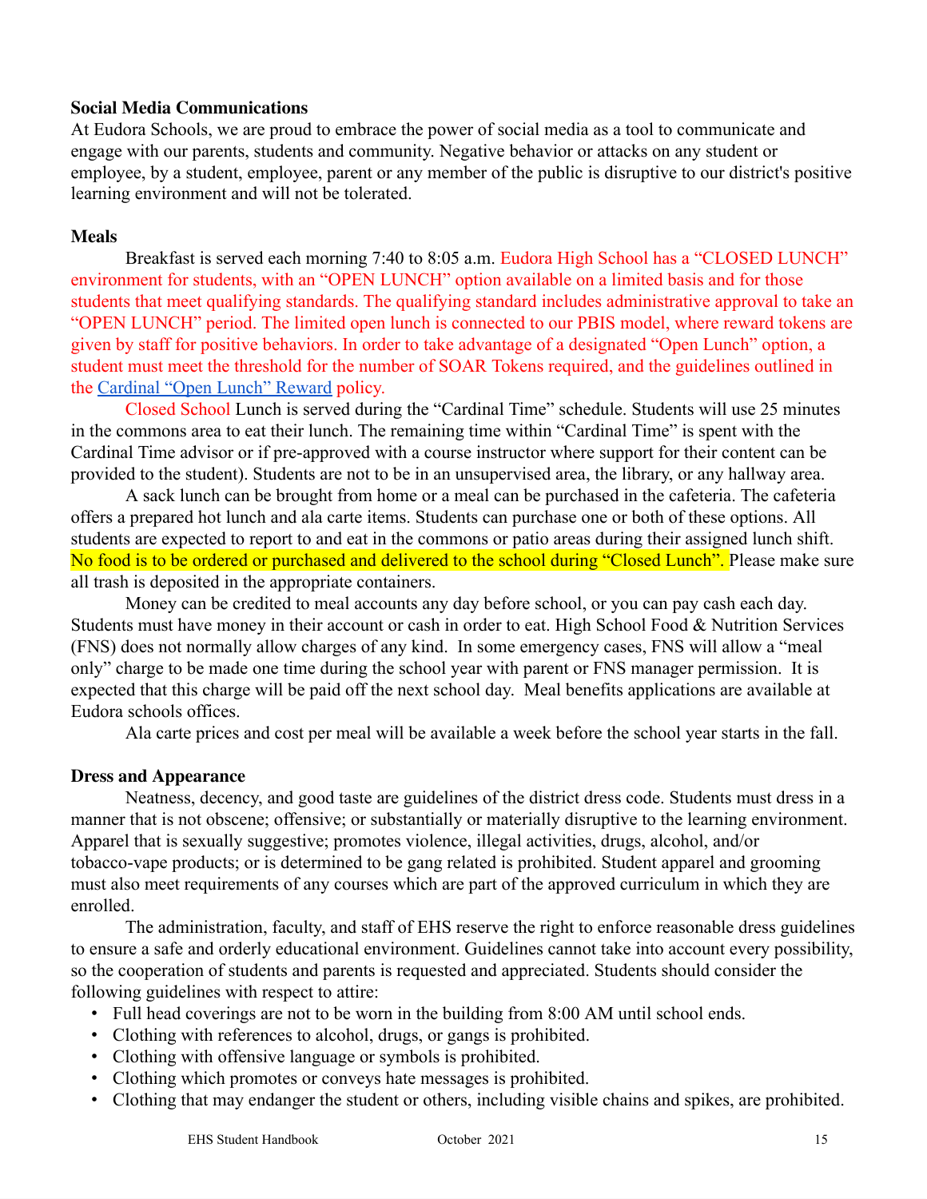**Social Media Communications**

At Eudora Schools, we are proud to embrace the power of social media as a tool to communicate and engage with our parents, students and community. Negative behavior or attacks on any student or employee, by a student, employee, parent or any member of the public is disruptive to our district's positive learning environment and will not be tolerated.

**Meals**

Breakfast is served each morning 7:40 to 8:05 a.m. Eudora High School has a "CLOSED LUNCH" environment for students, with an "OPEN LUNCH" option available on a limited basis and for those students that meet qualifying standards. The qualifying standard includes administrative approval to take an "OPEN LUNCH" period. The limited open lunch is connected to our PBIS model, where reward tokens are given by staff for positive behaviors. In order to take advantage of a designated "Open Lunch" option, a student must meet the threshold for the number of SOAR Tokens required, and the guidelines outlined in the Cardinal "Open Lunch" Reward policy.

Closed School Lunch is served during the "Cardinal Time" schedule. Students will use 25 minutes in the commons area to eat their lunch. The remaining time within "Cardinal Time" is spent with the Cardinal Time advisor or if pre-approved with a course instructor where support for their content can be provided to the student). Students are not to be in an unsupervised area, the library, or any hallway area.

A sack lunch can be brought from home or a meal can be purchased in the cafeteria. The cafeteria offers a prepared hot lunch and ala carte items. Students can purchase one or both of these options. All students are expected to report to and eat in the commons or patio areas during their assigned lunch shift. No food is to be ordered or purchased and delivered to the school during "Closed Lunch". Please make sure all trash is deposited in the appropriate containers.

Money can be credited to meal accounts any day before school, or you can pay cash each day. Students must have money in their account or cash in order to eat. High School Food & Nutrition Services (FNS) does not normally allow charges of any kind. In some emergency cases, FNS will allow a "meal only" charge to be made one time during the school year with parent or FNS manager permission. It is expected that this charge will be paid off the next school day. Meal benefits applications are available at Eudora schools offices.

Ala carte prices and cost per meal will be available a week before the school year starts in the fall.

**Dress and Appearance**

Neatness, decency, and good taste are guidelines of the district dress code. Students must dress in a manner that is not obscene; offensive; or substantially or materially disruptive to the learning environment. Apparel that is sexually suggestive; promotes violence, illegal activities, drugs, alcohol, and/or tobacco-vape products; or is determined to be gang related is prohibited. Student apparel and grooming must also meet requirements of any courses which are part of the approved curriculum in which they are enrolled.

The administration, faculty, and staff of EHS reserve the right to enforce reasonable dress guidelines to ensure a safe and orderly educational environment. Guidelines cannot take into account every possibility, so the cooperation of students and parents is requested and appreciated. Students should consider the following guidelines with respect to attire:

- Full head coverings are not to be worn in the building from 8:00 AM until school ends.
- Clothing with references to alcohol, drugs, or gangs is prohibited.
- Clothing with offensive language or symbols is prohibited.
- Clothing which promotes or conveys hate messages is prohibited.
- Clothing that may endanger the student or others, including visible chains and spikes, are prohibited.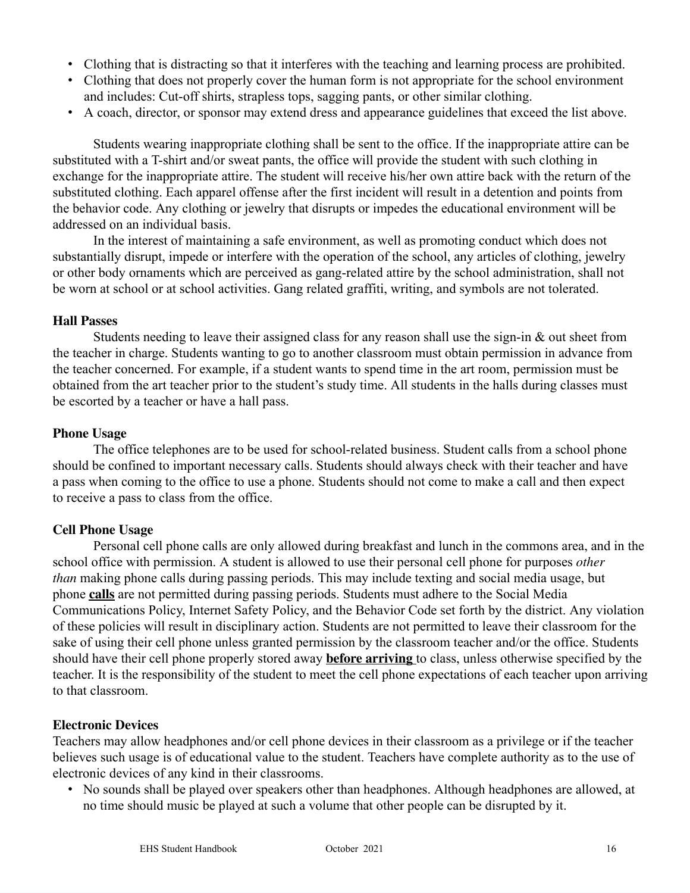- Clothing that is distracting so that it interferes with the teaching and learning process are prohibited.
- Clothing that does not properly cover the human form is not appropriate for the school environment and includes: Cut-off shirts, strapless tops, sagging pants, or other similar clothing.
- A coach, director, or sponsor may extend dress and appearance guidelines that exceed the list above.

Students wearing inappropriate clothing shall be sent to the office. If the inappropriate attire can be substituted with a T-shirt and/or sweat pants, the office will provide the student with such clothing in exchange for the inappropriate attire. The student will receive his/her own attire back with the return of the substituted clothing. Each apparel offense after the first incident will result in a detention and points from the behavior code. Any clothing or jewelry that disrupts or impedes the educational environment will be addressed on an individual basis.

In the interest of maintaining a safe environment, as well as promoting conduct which does not substantially disrupt, impede or interfere with the operation of the school, any articles of clothing, jewelry or other body ornaments which are perceived as gang-related attire by the school administration, shall not be worn at school or at school activities. Gang related graffiti, writing, and symbols are not tolerated.

**Hall Passes**

Students needing to leave their assigned class for any reason shall use the sign-in & out sheet from the teacher in charge. Students wanting to go to another classroom must obtain permission in advance from the teacher concerned. For example, if a student wants to spend time in the art room, permission must be obtained from the art teacher prior to the student's study time. All students in the halls during classes must be escorted by a teacher or have a hall pass.

**Phone Usage**

The office telephones are to be used for school-related business. Student calls from a school phone should be confined to important necessary calls. Students should always check with their teacher and have a pass when coming to the office to use a phone. Students should not come to make a call and then expect to receive a pass to class from the office.

**Cell Phone Usage**

Personal cell phone calls are only allowed during breakfast and lunch in the commons area, and in the school office with permission. A student is allowed to use their personal cell phone for purposes *other than* making phone calls during passing periods. This may include texting and social media usage, but phone **calls** are not permitted during passing periods. Students must adhere to the Social Media Communications Policy, Internet Safety Policy, and the Behavior Code set forth by the district. Any violation of these policies will result in disciplinary action. Students are not permitted to leave their classroom for the sake of using their cell phone unless granted permission by the classroom teacher and/or the office. Students should have their cell phone properly stored away **before arriving** to class, unless otherwise specified by the teacher. It is the responsibility of the student to meet the cell phone expectations of each teacher upon arriving to that classroom.

**Electronic Devices**

Teachers may allow headphones and/or cell phone devices in their classroom as a privilege or if the teacher believes such usage is of educational value to the student. Teachers have complete authority as to the use of electronic devices of any kind in their classrooms.

- No sounds shall be played over speakers other than headphones. Although headphones are allowed, at no time should music be played at such a volume that other people can be disrupted by it.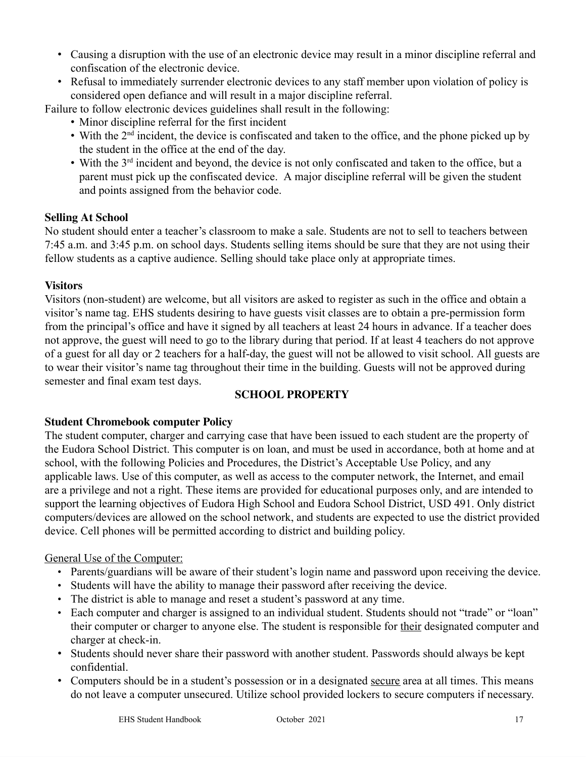- Causing a disruption with the use of an electronic device may result in a minor discipline referral and confiscation of the electronic device.
- Refusal to immediately surrender electronic devices to any staff member upon violation of policy is considered open defiance and will result in a major discipline referral.

Failure to follow electronic devices guidelines shall result in the following:

- Minor discipline referral for the first incident
- With the 2nd incident, the device is confiscated and taken to the office, and the phone picked up by the student in the office at the end of the day.
- With the 3rd incident and beyond, the device is not only confiscated and taken to the office, but a parent must pick up the confiscated device. A major discipline referral will be given the student and points assigned from the behavior code.

**Selling At School**

No student should enter a teacher's classroom to make a sale. Students are not to sell to teachers between 7:45 a.m. and 3:45 p.m. on school days. Students selling items should be sure that they are not using their fellow students as a captive audience. Selling should take place only at appropriate times.

**Visitors**

Visitors (non-student) are welcome, but all visitors are asked to register as such in the office and obtain a visitor's name tag. EHS students desiring to have guests visit classes are to obtain a pre-permission form from the principal's office and have it signed by all teachers at least 24 hours in advance. If a teacher does not approve, the guest will need to go to the library during that period. If at least 4 teachers do not approve of a guest for all day or 2 teachers for a half-day, the guest will not be allowed to visit school. All guests are to wear their visitor's name tag throughout their time in the building. Guests will not be approved during semester and final exam test days.

## SCHOOL PROPERTY

**Student Chromebook computer Policy**

The student computer, charger and carrying case that have been issued to each student are the property of the Eudora School District. This computer is on loan, and must be used in accordance, both at home and at school, with the following Policies and Procedures, the District's Acceptable Use Policy, and any applicable laws. Use of this computer, as well as access to the computer network, the Internet, and email are a privilege and not a right. These items are provided for educational purposes only, and are intended to support the learning objectives of Eudora High School and Eudora School District, USD 491. Only district computers/devices are allowed on the school network, and students are expected to use the district provided device. Cell phones will be permitted according to district and building policy.

<u>General Use of the Computer:</u>

- Parents/guardians will be aware of their student's login name and password upon receiving the device.
- Students will have the ability to manage their password after receiving the device.
- The district is able to manage and reset a student's password at any time.
- Each computer and charger is assigned to an individual student. Students should not "trade" or "loan" their computer or charger to anyone else. The student is responsible for <u>their</u> designated computer and charger at check-in.
- Students should never share their password with another student. Passwords should always be kept confidential.
- Computers should be in a student's possession or in a designated <u>secure</u> area at all times. This means do not leave a computer unsecured. Utilize school provided lockers to secure computers if necessary.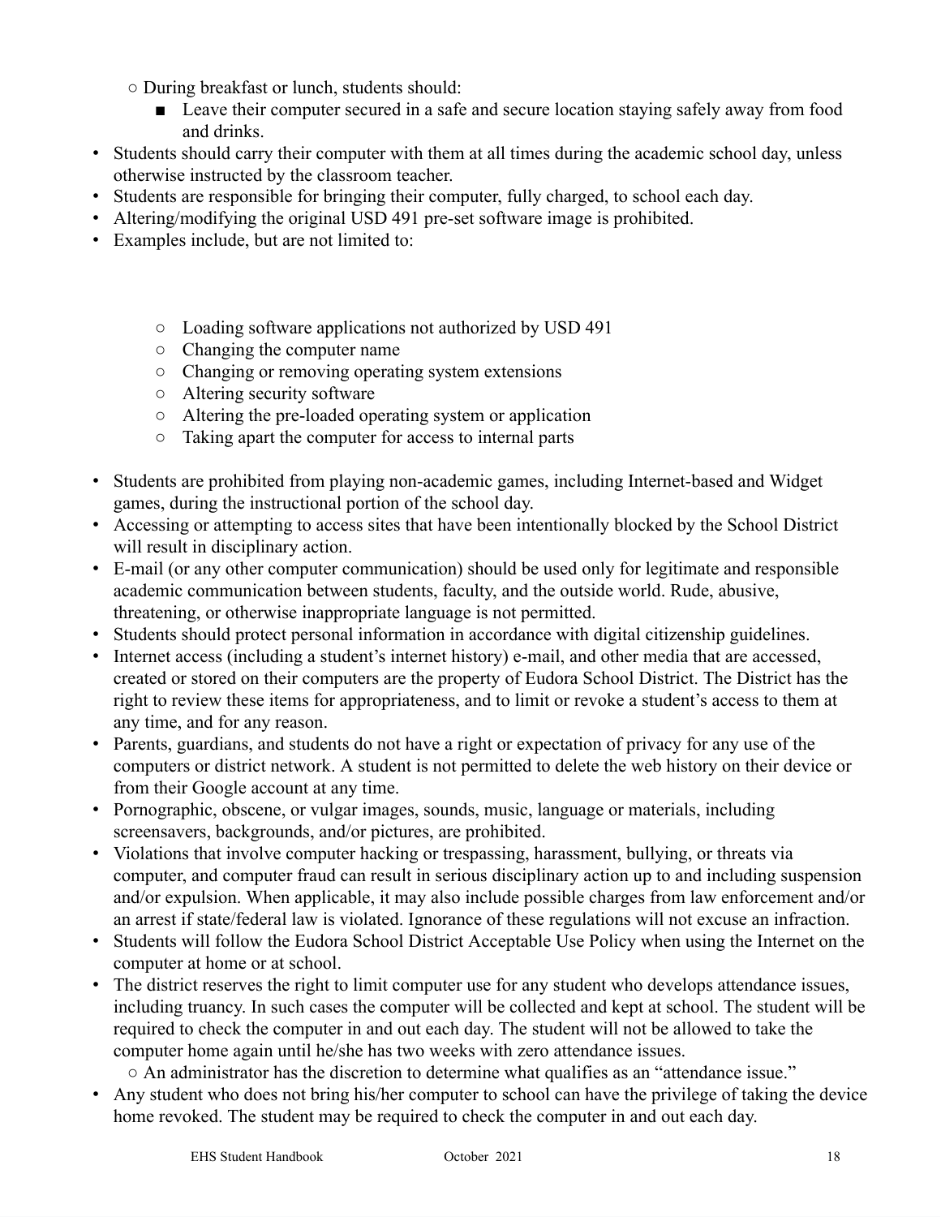- During breakfast or lunch, students should:
    - Leave their computer secured in a safe and secure location staying safely away from food and drinks.
- Students should carry their computer with them at all times during the academic school day, unless otherwise instructed by the classroom teacher.
- Students are responsible for bringing their computer, fully charged, to school each day.
- Altering/modifying the original USD 491 pre-set software image is prohibited.
- Examples include, but are not limited to:
  - Loading software applications not authorized by USD 491
  - Changing the computer name
  - Changing or removing operating system extensions
  - Altering security software
  - Altering the pre-loaded operating system or application
  - Taking apart the computer for access to internal parts
- Students are prohibited from playing non-academic games, including Internet-based and Widget games, during the instructional portion of the school day.
- Accessing or attempting to access sites that have been intentionally blocked by the School District will result in disciplinary action.
- E-mail (or any other computer communication) should be used only for legitimate and responsible academic communication between students, faculty, and the outside world. Rude, abusive, threatening, or otherwise inappropriate language is not permitted.
- Students should protect personal information in accordance with digital citizenship guidelines.
- Internet access (including a student's internet history) e-mail, and other media that are accessed, created or stored on their computers are the property of Eudora School District. The District has the right to review these items for appropriateness, and to limit or revoke a student's access to them at any time, and for any reason.
- Parents, guardians, and students do not have a right or expectation of privacy for any use of the computers or district network. A student is not permitted to delete the web history on their device or from their Google account at any time.
- Pornographic, obscene, or vulgar images, sounds, music, language or materials, including screensavers, backgrounds, and/or pictures, are prohibited.
- Violations that involve computer hacking or trespassing, harassment, bullying, or threats via computer, and computer fraud can result in serious disciplinary action up to and including suspension and/or expulsion. When applicable, it may also include possible charges from law enforcement and/or an arrest if state/federal law is violated. Ignorance of these regulations will not excuse an infraction.
- Students will follow the Eudora School District Acceptable Use Policy when using the Internet on the computer at home or at school.
- The district reserves the right to limit computer use for any student who develops attendance issues, including truancy. In such cases the computer will be collected and kept at school. The student will be required to check the computer in and out each day. The student will not be allowed to take the computer home again until he/she has two weeks with zero attendance issues.
  - An administrator has the discretion to determine what qualifies as an "attendance issue."
- Any student who does not bring his/her computer to school can have the privilege of taking the device home revoked. The student may be required to check the computer in and out each day.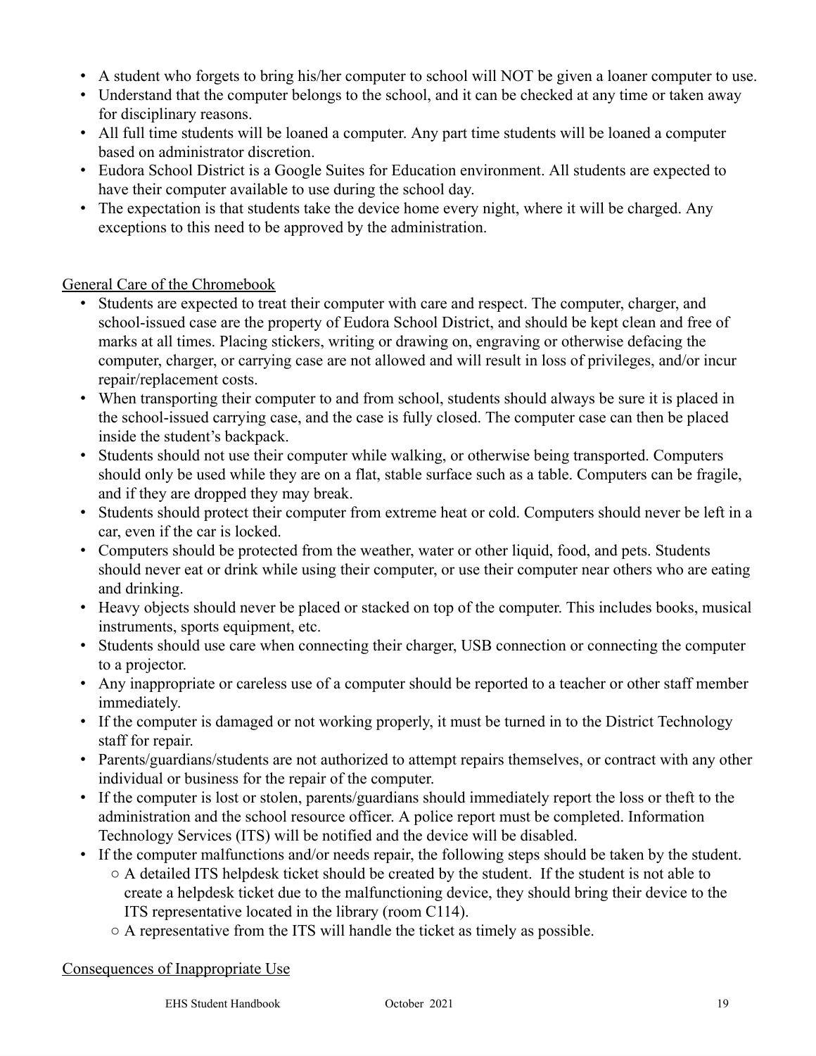- A student who forgets to bring his/her computer to school will NOT be given a loaner computer to use.
- Understand that the computer belongs to the school, and it can be checked at any time or taken away for disciplinary reasons.
- All full time students will be loaned a computer. Any part time students will be loaned a computer based on administrator discretion.
- Eudora School District is a Google Suites for Education environment. All students are expected to have their computer available to use during the school day.
- The expectation is that students take the device home every night, where it will be charged. Any exceptions to this need to be approved by the administration.

General Care of the Chromebook

- Students are expected to treat their computer with care and respect. The computer, charger, and school-issued case are the property of Eudora School District, and should be kept clean and free of marks at all times. Placing stickers, writing or drawing on, engraving or otherwise defacing the computer, charger, or carrying case are not allowed and will result in loss of privileges, and/or incur repair/replacement costs.
- When transporting their computer to and from school, students should always be sure it is placed in the school-issued carrying case, and the case is fully closed. The computer case can then be placed inside the student's backpack.
- Students should not use their computer while walking, or otherwise being transported. Computers should only be used while they are on a flat, stable surface such as a table. Computers can be fragile, and if they are dropped they may break.
- Students should protect their computer from extreme heat or cold. Computers should never be left in a car, even if the car is locked.
- Computers should be protected from the weather, water or other liquid, food, and pets. Students should never eat or drink while using their computer, or use their computer near others who are eating and drinking.
- Heavy objects should never be placed or stacked on top of the computer. This includes books, musical instruments, sports equipment, etc.
- Students should use care when connecting their charger, USB connection or connecting the computer to a projector.
- Any inappropriate or careless use of a computer should be reported to a teacher or other staff member immediately.
- If the computer is damaged or not working properly, it must be turned in to the District Technology staff for repair.
- Parents/guardians/students are not authorized to attempt repairs themselves, or contract with any other individual or business for the repair of the computer.
- If the computer is lost or stolen, parents/guardians should immediately report the loss or theft to the administration and the school resource officer. A police report must be completed. Information Technology Services (ITS) will be notified and the device will be disabled.
- If the computer malfunctions and/or needs repair, the following steps should be taken by the student.
  - A detailed ITS helpdesk ticket should be created by the student. If the student is not able to create a helpdesk ticket due to the malfunctioning device, they should bring their device to the ITS representative located in the library (room C114).
  - A representative from the ITS will handle the ticket as timely as possible.

Consequences of Inappropriate Use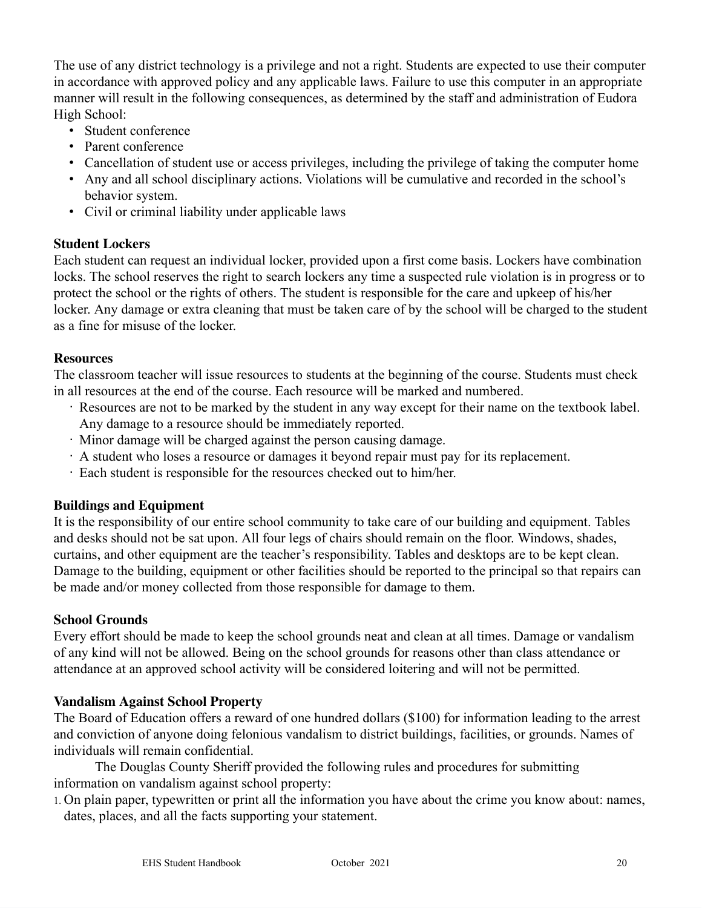The use of any district technology is a privilege and not a right. Students are expected to use their computer in accordance with approved policy and any applicable laws. Failure to use this computer in an appropriate manner will result in the following consequences, as determined by the staff and administration of Eudora High School:

- Student conference
- Parent conference
- Cancellation of student use or access privileges, including the privilege of taking the computer home
- Any and all school disciplinary actions. Violations will be cumulative and recorded in the school's behavior system.
- Civil or criminal liability under applicable laws

**Student Lockers**

Each student can request an individual locker, provided upon a first come basis. Lockers have combination locks. The school reserves the right to search lockers any time a suspected rule violation is in progress or to protect the school or the rights of others. The student is responsible for the care and upkeep of his/her locker. Any damage or extra cleaning that must be taken care of by the school will be charged to the student as a fine for misuse of the locker.

**Resources**

The classroom teacher will issue resources to students at the beginning of the course. Students must check in all resources at the end of the course. Each resource will be marked and numbered.

- Resources are not to be marked by the student in any way except for their name on the textbook label. Any damage to a resource should be immediately reported.
- Minor damage will be charged against the person causing damage.
- A student who loses a resource or damages it beyond repair must pay for its replacement.
- Each student is responsible for the resources checked out to him/her.

**Buildings and Equipment**

It is the responsibility of our entire school community to take care of our building and equipment. Tables and desks should not be sat upon. All four legs of chairs should remain on the floor. Windows, shades, curtains, and other equipment are the teacher's responsibility. Tables and desktops are to be kept clean. Damage to the building, equipment or other facilities should be reported to the principal so that repairs can be made and/or money collected from those responsible for damage to them.

**School Grounds**

Every effort should be made to keep the school grounds neat and clean at all times. Damage or vandalism of any kind will not be allowed. Being on the school grounds for reasons other than class attendance or attendance at an approved school activity will be considered loitering and will not be permitted.

**Vandalism Against School Property**

The Board of Education offers a reward of one hundred dollars ($100) for information leading to the arrest and conviction of anyone doing felonious vandalism to district buildings, facilities, or grounds. Names of individuals will remain confidential.

The Douglas County Sheriff provided the following rules and procedures for submitting information on vandalism against school property:

1. On plain paper, typewritten or print all the information you have about the crime you know about: names, dates, places, and all the facts supporting your statement.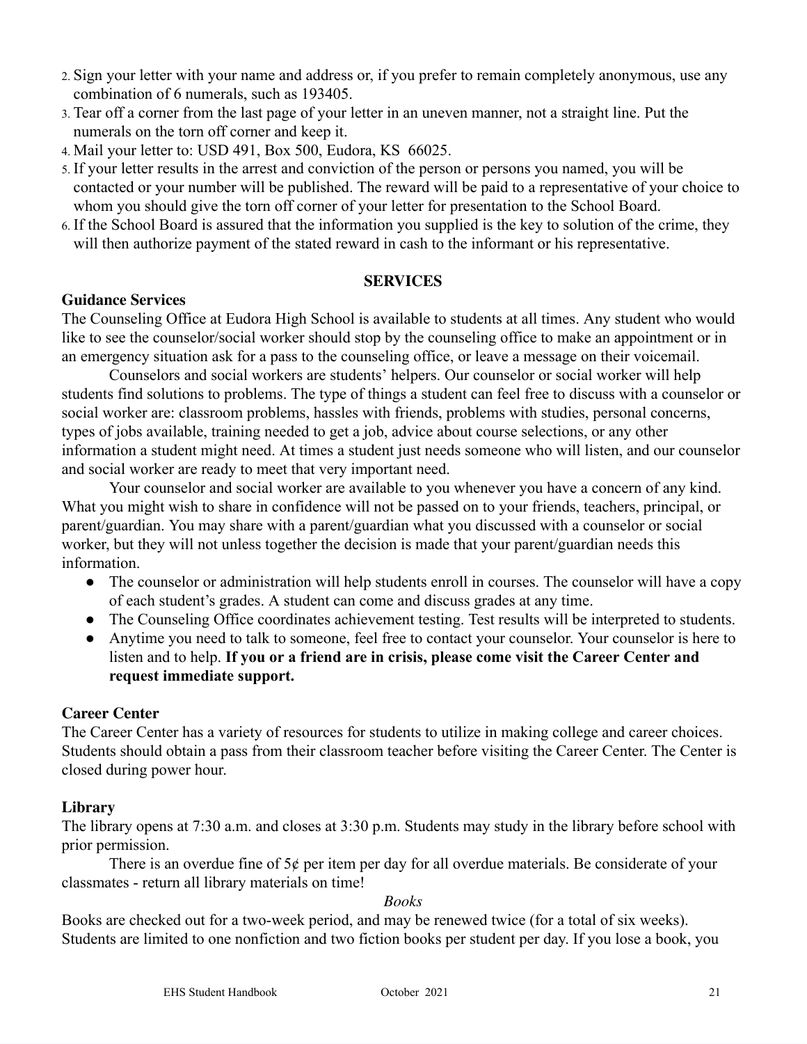2. Sign your letter with your name and address or, if you prefer to remain completely anonymous, use any combination of 6 numerals, such as 193405.
3. Tear off a corner from the last page of your letter in an uneven manner, not a straight line. Put the numerals on the torn off corner and keep it.
4. Mail your letter to: USD 491, Box 500, Eudora, KS 66025.
5. If your letter results in the arrest and conviction of the person or persons you named, you will be contacted or your number will be published. The reward will be paid to a representative of your choice to whom you should give the torn off corner of your letter for presentation to the School Board.
6. If the School Board is assured that the information you supplied is the key to solution of the crime, they will then authorize payment of the stated reward in cash to the informant or his representative.

## SERVICES

### Guidance Services

The Counseling Office at Eudora High School is available to students at all times. Any student who would like to see the counselor/social worker should stop by the counseling office to make an appointment or in an emergency situation ask for a pass to the counseling office, or leave a message on their voicemail.

Counselors and social workers are students' helpers. Our counselor or social worker will help students find solutions to problems. The type of things a student can feel free to discuss with a counselor or social worker are: classroom problems, hassles with friends, problems with studies, personal concerns, types of jobs available, training needed to get a job, advice about course selections, or any other information a student might need. At times a student just needs someone who will listen, and our counselor and social worker are ready to meet that very important need.

Your counselor and social worker are available to you whenever you have a concern of any kind. What you might wish to share in confidence will not be passed on to your friends, teachers, principal, or parent/guardian. You may share with a parent/guardian what you discussed with a counselor or social worker, but they will not unless together the decision is made that your parent/guardian needs this information.

- The counselor or administration will help students enroll in courses. The counselor will have a copy of each student's grades. A student can come and discuss grades at any time.
- The Counseling Office coordinates achievement testing. Test results will be interpreted to students.
- Anytime you need to talk to someone, feel free to contact your counselor. Your counselor is here to listen and to help. **If you or a friend are in crisis, please come visit the Career Center and request immediate support.**

### Career Center

The Career Center has a variety of resources for students to utilize in making college and career choices. Students should obtain a pass from their classroom teacher before visiting the Career Center. The Center is closed during power hour.

### Library

The library opens at 7:30 a.m. and closes at 3:30 p.m. Students may study in the library before school with prior permission.

There is an overdue fine of 5¢ per item per day for all overdue materials. Be considerate of your classmates - return all library materials on time!

*Books*

Books are checked out for a two-week period, and may be renewed twice (for a total of six weeks). Students are limited to one nonfiction and two fiction books per student per day. If you lose a book, you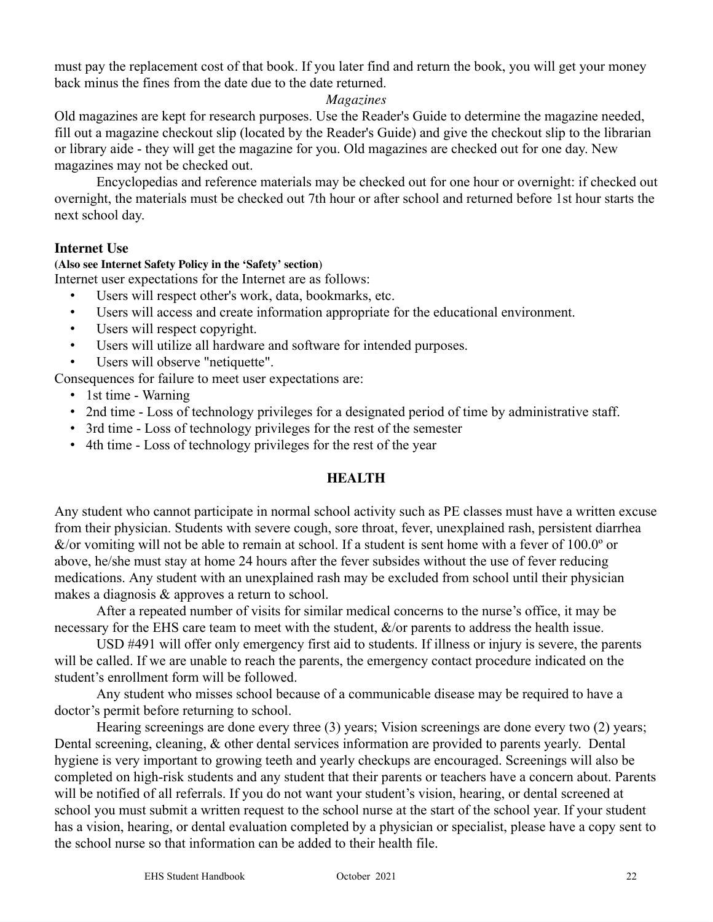must pay the replacement cost of that book. If you later find and return the book, you will get your money back minus the fines from the date due to the date returned.

*Magazines*

Old magazines are kept for research purposes. Use the Reader's Guide to determine the magazine needed, fill out a magazine checkout slip (located by the Reader's Guide) and give the checkout slip to the librarian or library aide - they will get the magazine for you. Old magazines are checked out for one day. New magazines may not be checked out.

Encyclopedias and reference materials may be checked out for one hour or overnight: if checked out overnight, the materials must be checked out 7th hour or after school and returned before 1st hour starts the next school day.

### Internet Use

**(Also see Internet Safety Policy in the 'Safety' section)**

Internet user expectations for the Internet are as follows:

- Users will respect other's work, data, bookmarks, etc.
- Users will access and create information appropriate for the educational environment.
- Users will respect copyright.
- Users will utilize all hardware and software for intended purposes.
- Users will observe "netiquette".

Consequences for failure to meet user expectations are:

- 1st time - Warning
- 2nd time - Loss of technology privileges for a designated period of time by administrative staff.
- 3rd time - Loss of technology privileges for the rest of the semester
- 4th time - Loss of technology privileges for the rest of the year

## HEALTH

Any student who cannot participate in normal school activity such as PE classes must have a written excuse from their physician. Students with severe cough, sore throat, fever, unexplained rash, persistent diarrhea &/or vomiting will not be able to remain at school. If a student is sent home with a fever of 100.0º or above, he/she must stay at home 24 hours after the fever subsides without the use of fever reducing medications. Any student with an unexplained rash may be excluded from school until their physician makes a diagnosis & approves a return to school.

After a repeated number of visits for similar medical concerns to the nurse's office, it may be necessary for the EHS care team to meet with the student, &/or parents to address the health issue.

USD #491 will offer only emergency first aid to students. If illness or injury is severe, the parents will be called. If we are unable to reach the parents, the emergency contact procedure indicated on the student's enrollment form will be followed.

Any student who misses school because of a communicable disease may be required to have a doctor's permit before returning to school.

Hearing screenings are done every three (3) years; Vision screenings are done every two (2) years; Dental screening, cleaning, & other dental services information are provided to parents yearly. Dental hygiene is very important to growing teeth and yearly checkups are encouraged. Screenings will also be completed on high-risk students and any student that their parents or teachers have a concern about. Parents will be notified of all referrals. If you do not want your student's vision, hearing, or dental screened at school you must submit a written request to the school nurse at the start of the school year. If your student has a vision, hearing, or dental evaluation completed by a physician or specialist, please have a copy sent to the school nurse so that information can be added to their health file.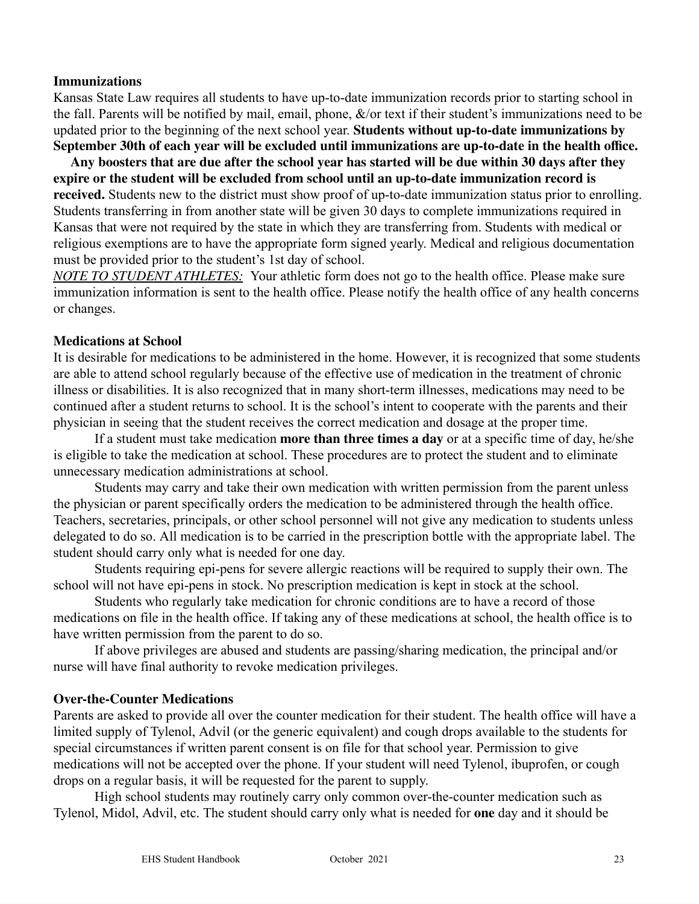**Immunizations**

Kansas State Law requires all students to have up-to-date immunization records prior to starting school in the fall. Parents will be notified by mail, email, phone, &/or text if their student's immunizations need to be updated prior to the beginning of the next school year. **Students without up-to-date immunizations by September 30th of each year will be excluded until immunizations are up-to-date in the health office.**

**Any boosters that are due after the school year has started will be due within 30 days after they expire or the student will be excluded from school until an up-to-date immunization record is received.** Students new to the district must show proof of up-to-date immunization status prior to enrolling. Students transferring in from another state will be given 30 days to complete immunizations required in Kansas that were not required by the state in which they are transferring from. Students with medical or religious exemptions are to have the appropriate form signed yearly. Medical and religious documentation must be provided prior to the student's 1st day of school.

*NOTE TO STUDENT ATHLETES:* Your athletic form does not go to the health office. Please make sure immunization information is sent to the health office. Please notify the health office of any health concerns or changes.

**Medications at School**

It is desirable for medications to be administered in the home. However, it is recognized that some students are able to attend school regularly because of the effective use of medication in the treatment of chronic illness or disabilities. It is also recognized that in many short-term illnesses, medications may need to be continued after a student returns to school. It is the school's intent to cooperate with the parents and their physician in seeing that the student receives the correct medication and dosage at the proper time.

If a student must take medication **more than three times a day** or at a specific time of day, he/she is eligible to take the medication at school. These procedures are to protect the student and to eliminate unnecessary medication administrations at school.

Students may carry and take their own medication with written permission from the parent unless the physician or parent specifically orders the medication to be administered through the health office. Teachers, secretaries, principals, or other school personnel will not give any medication to students unless delegated to do so. All medication is to be carried in the prescription bottle with the appropriate label. The student should carry only what is needed for one day.

Students requiring epi-pens for severe allergic reactions will be required to supply their own. The school will not have epi-pens in stock. No prescription medication is kept in stock at the school.

Students who regularly take medication for chronic conditions are to have a record of those medications on file in the health office. If taking any of these medications at school, the health office is to have written permission from the parent to do so.

If above privileges are abused and students are passing/sharing medication, the principal and/or nurse will have final authority to revoke medication privileges.

**Over-the-Counter Medications**

Parents are asked to provide all over the counter medication for their student. The health office will have a limited supply of Tylenol, Advil (or the generic equivalent) and cough drops available to the students for special circumstances if written parent consent is on file for that school year. Permission to give medications will not be accepted over the phone. If your student will need Tylenol, ibuprofen, or cough drops on a regular basis, it will be requested for the parent to supply.

High school students may routinely carry only common over-the-counter medication such as Tylenol, Midol, Advil, etc. The student should carry only what is needed for **one** day and it should be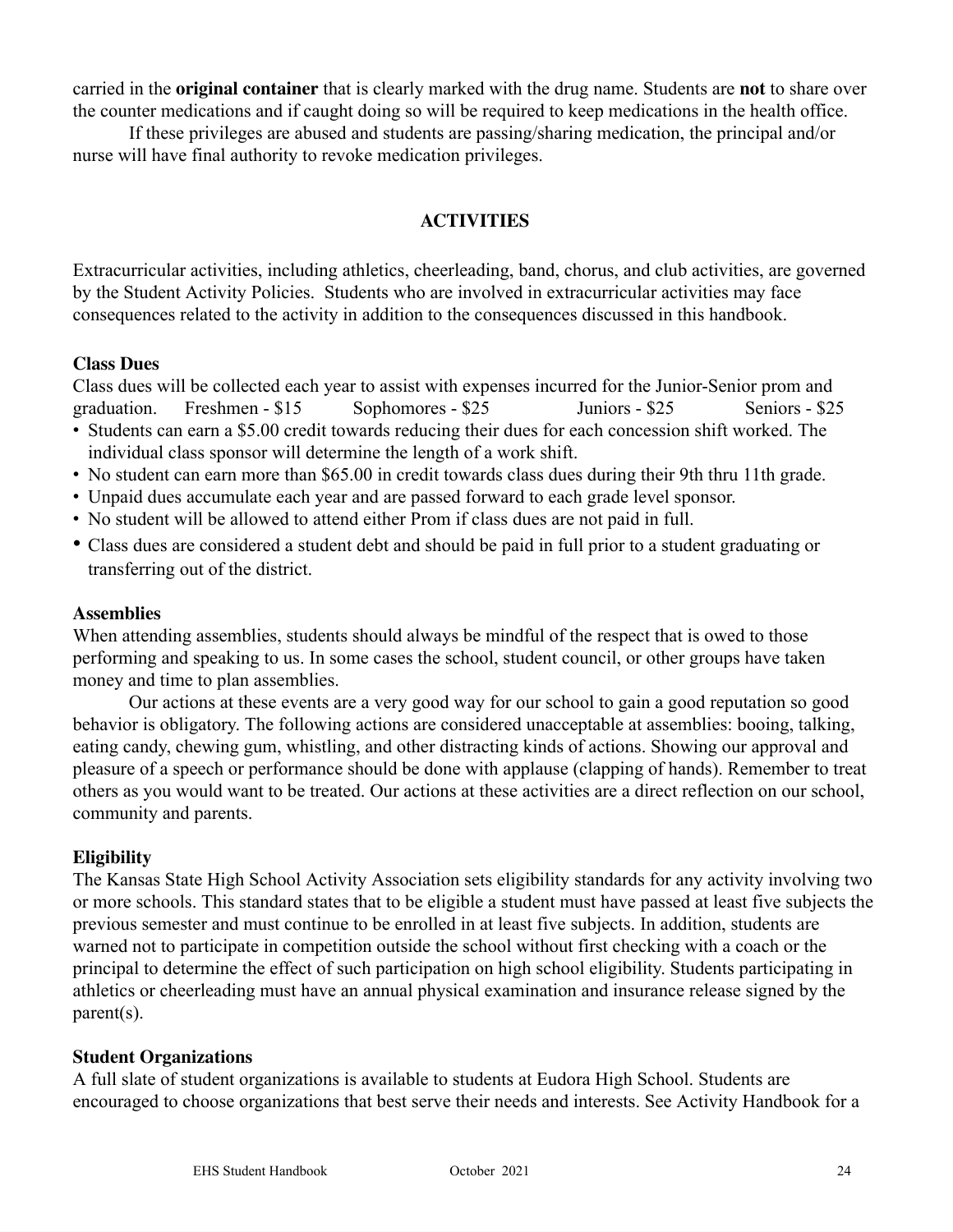carried in the **original container** that is clearly marked with the drug name. Students are **not** to share over the counter medications and if caught doing so will be required to keep medications in the health office.

If these privileges are abused and students are passing/sharing medication, the principal and/or nurse will have final authority to revoke medication privileges.

## ACTIVITIES

Extracurricular activities, including athletics, cheerleading, band, chorus, and club activities, are governed by the Student Activity Policies. Students who are involved in extracurricular activities may face consequences related to the activity in addition to the consequences discussed in this handbook.

### Class Dues

Class dues will be collected each year to assist with expenses incurred for the Junior-Senior prom and graduation. Freshmen - $15 Sophomores - $25 Juniors - $25 Seniors - $25

- Students can earn a $5.00 credit towards reducing their dues for each concession shift worked. The individual class sponsor will determine the length of a work shift.
- No student can earn more than $65.00 in credit towards class dues during their 9th thru 11th grade.
- Unpaid dues accumulate each year and are passed forward to each grade level sponsor.
- No student will be allowed to attend either Prom if class dues are not paid in full.
- Class dues are considered a student debt and should be paid in full prior to a student graduating or transferring out of the district.

### Assemblies

When attending assemblies, students should always be mindful of the respect that is owed to those performing and speaking to us. In some cases the school, student council, or other groups have taken money and time to plan assemblies.

Our actions at these events are a very good way for our school to gain a good reputation so good behavior is obligatory. The following actions are considered unacceptable at assemblies: booing, talking, eating candy, chewing gum, whistling, and other distracting kinds of actions. Showing our approval and pleasure of a speech or performance should be done with applause (clapping of hands). Remember to treat others as you would want to be treated. Our actions at these activities are a direct reflection on our school, community and parents.

### Eligibility

The Kansas State High School Activity Association sets eligibility standards for any activity involving two or more schools. This standard states that to be eligible a student must have passed at least five subjects the previous semester and must continue to be enrolled in at least five subjects. In addition, students are warned not to participate in competition outside the school without first checking with a coach or the principal to determine the effect of such participation on high school eligibility. Students participating in athletics or cheerleading must have an annual physical examination and insurance release signed by the parent(s).

### Student Organizations

A full slate of student organizations is available to students at Eudora High School. Students are encouraged to choose organizations that best serve their needs and interests. See Activity Handbook for a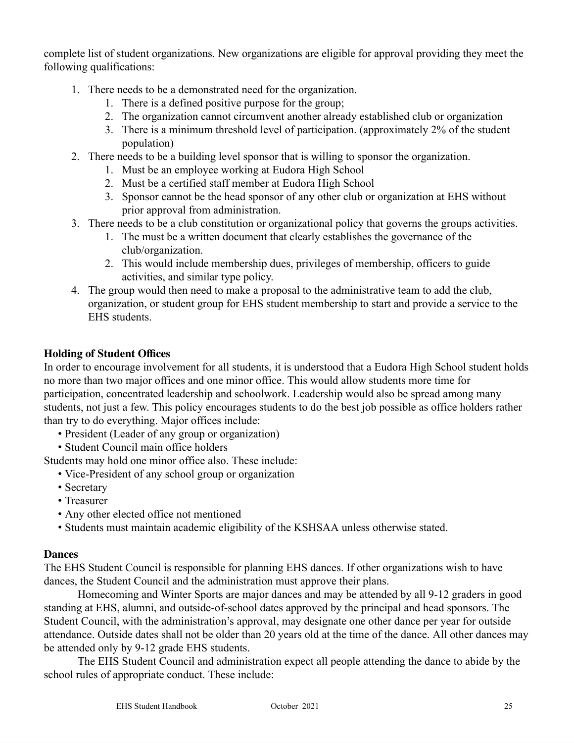complete list of student organizations. New organizations are eligible for approval providing they meet the following qualifications:

1. There needs to be a demonstrated need for the organization.
    1. There is a defined positive purpose for the group;
    2. The organization cannot circumvent another already established club or organization
    3. There is a minimum threshold level of participation. (approximately 2% of the student population)
2. There needs to be a building level sponsor that is willing to sponsor the organization.
    1. Must be an employee working at Eudora High School
    2. Must be a certified staff member at Eudora High School
    3. Sponsor cannot be the head sponsor of any other club or organization at EHS without prior approval from administration.
3. There needs to be a club constitution or organizational policy that governs the groups activities.
    1. The must be a written document that clearly establishes the governance of the club/organization.
    2. This would include membership dues, privileges of membership, officers to guide activities, and similar type policy.
4. The group would then need to make a proposal to the administrative team to add the club, organization, or student group for EHS student membership to start and provide a service to the EHS students.

**Holding of Student Offices**

In order to encourage involvement for all students, it is understood that a Eudora High School student holds no more than two major offices and one minor office. This would allow students more time for participation, concentrated leadership and schoolwork. Leadership would also be spread among many students, not just a few. This policy encourages students to do the best job possible as office holders rather than try to do everything. Major offices include:

- President (Leader of any group or organization)
- Student Council main office holders

Students may hold one minor office also. These include:

- Vice-President of any school group or organization
- Secretary
- Treasurer
- Any other elected office not mentioned
- Students must maintain academic eligibility of the KSHSAA unless otherwise stated.

**Dances**

The EHS Student Council is responsible for planning EHS dances. If other organizations wish to have dances, the Student Council and the administration must approve their plans.

Homecoming and Winter Sports are major dances and may be attended by all 9-12 graders in good standing at EHS, alumni, and outside-of-school dates approved by the principal and head sponsors. The Student Council, with the administration's approval, may designate one other dance per year for outside attendance. Outside dates shall not be older than 20 years old at the time of the dance. All other dances may be attended only by 9-12 grade EHS students.

The EHS Student Council and administration expect all people attending the dance to abide by the school rules of appropriate conduct. These include: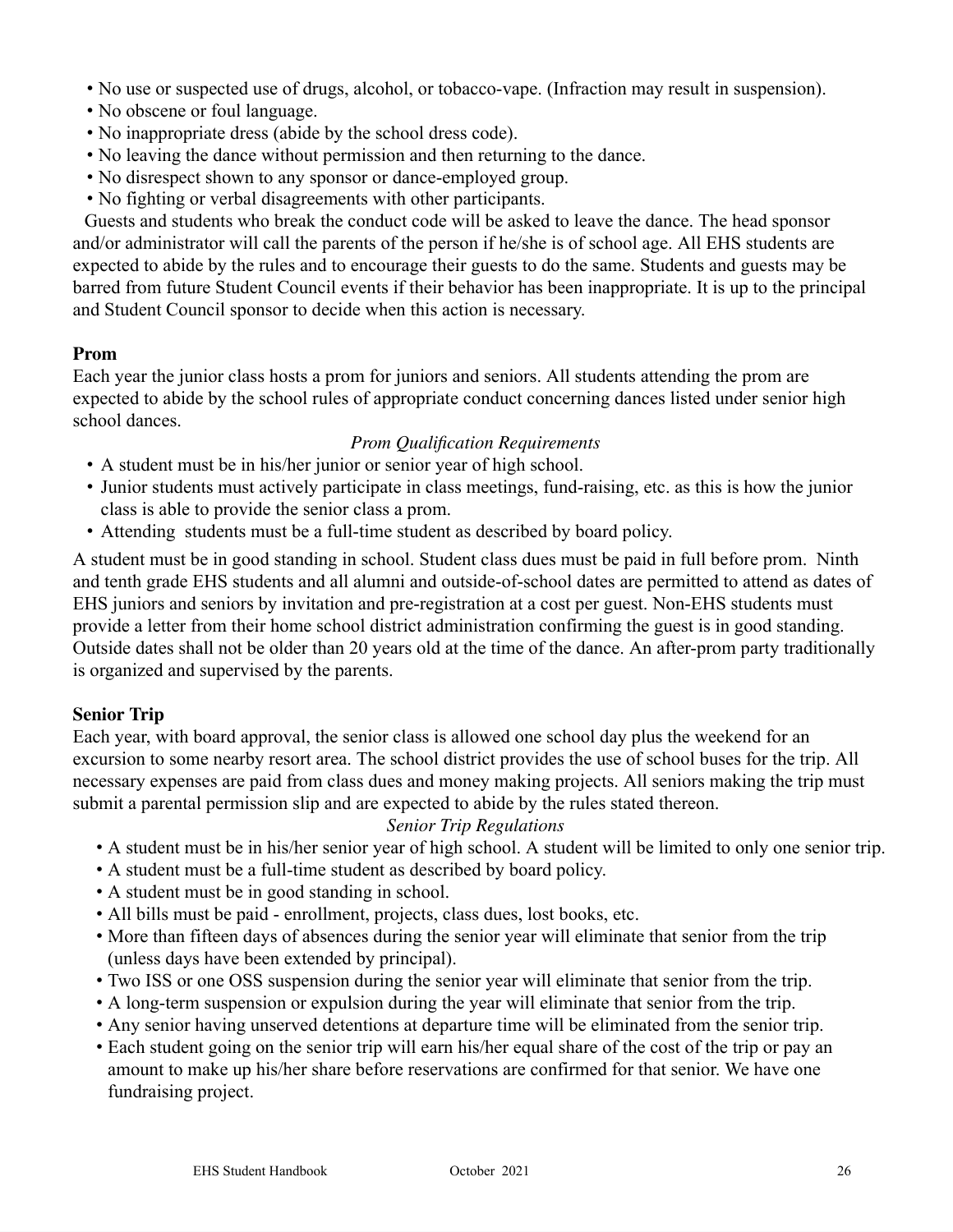- No use or suspected use of drugs, alcohol, or tobacco-vape. (Infraction may result in suspension).
- No obscene or foul language.
- No inappropriate dress (abide by the school dress code).
- No leaving the dance without permission and then returning to the dance.
- No disrespect shown to any sponsor or dance-employed group.
- No fighting or verbal disagreements with other participants.

Guests and students who break the conduct code will be asked to leave the dance. The head sponsor and/or administrator will call the parents of the person if he/she is of school age. All EHS students are expected to abide by the rules and to encourage their guests to do the same. Students and guests may be barred from future Student Council events if their behavior has been inappropriate. It is up to the principal and Student Council sponsor to decide when this action is necessary.

**Prom**

Each year the junior class hosts a prom for juniors and seniors. All students attending the prom are expected to abide by the school rules of appropriate conduct concerning dances listed under senior high school dances.

*Prom Qualification Requirements*

- A student must be in his/her junior or senior year of high school.
- Junior students must actively participate in class meetings, fund-raising, etc. as this is how the junior class is able to provide the senior class a prom.
- Attending students must be a full-time student as described by board policy.

A student must be in good standing in school. Student class dues must be paid in full before prom. Ninth and tenth grade EHS students and all alumni and outside-of-school dates are permitted to attend as dates of EHS juniors and seniors by invitation and pre-registration at a cost per guest. Non-EHS students must provide a letter from their home school district administration confirming the guest is in good standing. Outside dates shall not be older than 20 years old at the time of the dance. An after-prom party traditionally is organized and supervised by the parents.

**Senior Trip**

Each year, with board approval, the senior class is allowed one school day plus the weekend for an excursion to some nearby resort area. The school district provides the use of school buses for the trip. All necessary expenses are paid from class dues and money making projects. All seniors making the trip must submit a parental permission slip and are expected to abide by the rules stated thereon.

*Senior Trip Regulations*

- A student must be in his/her senior year of high school. A student will be limited to only one senior trip.
- A student must be a full-time student as described by board policy.
- A student must be in good standing in school.
- All bills must be paid - enrollment, projects, class dues, lost books, etc.
- More than fifteen days of absences during the senior year will eliminate that senior from the trip (unless days have been extended by principal).
- Two ISS or one OSS suspension during the senior year will eliminate that senior from the trip.
- A long-term suspension or expulsion during the year will eliminate that senior from the trip.
- Any senior having unserved detentions at departure time will be eliminated from the senior trip.
- Each student going on the senior trip will earn his/her equal share of the cost of the trip or pay an amount to make up his/her share before reservations are confirmed for that senior. We have one fundraising project.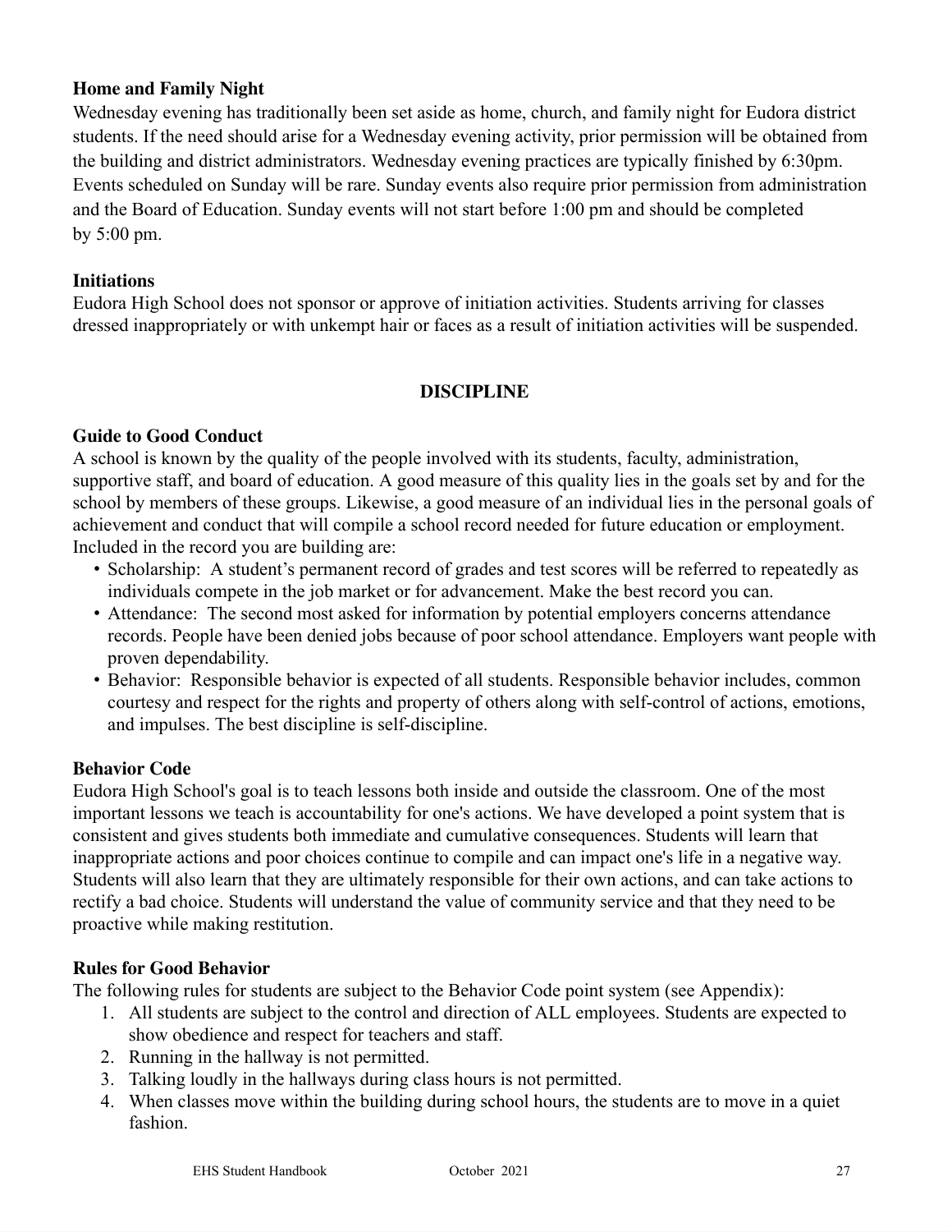### Home and Family Night

Wednesday evening has traditionally been set aside as home, church, and family night for Eudora district students. If the need should arise for a Wednesday evening activity, prior permission will be obtained from the building and district administrators. Wednesday evening practices are typically finished by 6:30pm. Events scheduled on Sunday will be rare. Sunday events also require prior permission from administration and the Board of Education. Sunday events will not start before 1:00 pm and should be completed by 5:00 pm.

### Initiations

Eudora High School does not sponsor or approve of initiation activities. Students arriving for classes dressed inappropriately or with unkempt hair or faces as a result of initiation activities will be suspended.

## DISCIPLINE

### Guide to Good Conduct

A school is known by the quality of the people involved with its students, faculty, administration, supportive staff, and board of education. A good measure of this quality lies in the goals set by and for the school by members of these groups. Likewise, a good measure of an individual lies in the personal goals of achievement and conduct that will compile a school record needed for future education or employment. Included in the record you are building are:

- Scholarship: A student's permanent record of grades and test scores will be referred to repeatedly as individuals compete in the job market or for advancement. Make the best record you can.
- Attendance: The second most asked for information by potential employers concerns attendance records. People have been denied jobs because of poor school attendance. Employers want people with proven dependability.
- Behavior: Responsible behavior is expected of all students. Responsible behavior includes, common courtesy and respect for the rights and property of others along with self-control of actions, emotions, and impulses. The best discipline is self-discipline.

### Behavior Code

Eudora High School's goal is to teach lessons both inside and outside the classroom. One of the most important lessons we teach is accountability for one's actions. We have developed a point system that is consistent and gives students both immediate and cumulative consequences. Students will learn that inappropriate actions and poor choices continue to compile and can impact one's life in a negative way. Students will also learn that they are ultimately responsible for their own actions, and can take actions to rectify a bad choice. Students will understand the value of community service and that they need to be proactive while making restitution.

### Rules for Good Behavior

The following rules for students are subject to the Behavior Code point system (see Appendix):

1. All students are subject to the control and direction of ALL employees. Students are expected to show obedience and respect for teachers and staff.
2. Running in the hallway is not permitted.
3. Talking loudly in the hallways during class hours is not permitted.
4. When classes move within the building during school hours, the students are to move in a quiet fashion.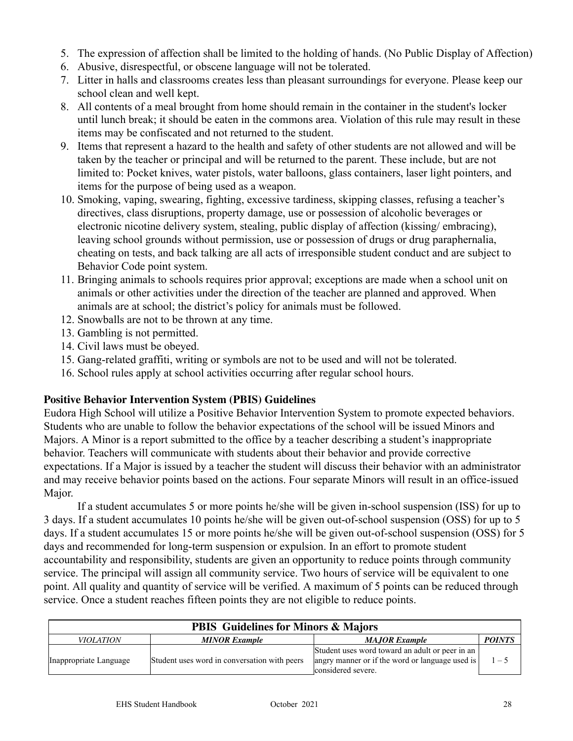5. The expression of affection shall be limited to the holding of hands. (No Public Display of Affection)
6. Abusive, disrespectful, or obscene language will not be tolerated.
7. Litter in halls and classrooms creates less than pleasant surroundings for everyone. Please keep our school clean and well kept.
8. All contents of a meal brought from home should remain in the container in the student's locker until lunch break; it should be eaten in the commons area. Violation of this rule may result in these items may be confiscated and not returned to the student.
9. Items that represent a hazard to the health and safety of other students are not allowed and will be taken by the teacher or principal and will be returned to the parent. These include, but are not limited to: Pocket knives, water pistols, water balloons, glass containers, laser light pointers, and items for the purpose of being used as a weapon.
10. Smoking, vaping, swearing, fighting, excessive tardiness, skipping classes, refusing a teacher's directives, class disruptions, property damage, use or possession of alcoholic beverages or electronic nicotine delivery system, stealing, public display of affection (kissing/ embracing), leaving school grounds without permission, use or possession of drugs or drug paraphernalia, cheating on tests, and back talking are all acts of irresponsible student conduct and are subject to Behavior Code point system.
11. Bringing animals to schools requires prior approval; exceptions are made when a school unit on animals or other activities under the direction of the teacher are planned and approved. When animals are at school; the district's policy for animals must be followed.
12. Snowballs are not to be thrown at any time.
13. Gambling is not permitted.
14. Civil laws must be obeyed.
15. Gang-related graffiti, writing or symbols are not to be used and will not be tolerated.
16. School rules apply at school activities occurring after regular school hours.

**Positive Behavior Intervention System (PBIS) Guidelines**

Eudora High School will utilize a Positive Behavior Intervention System to promote expected behaviors. Students who are unable to follow the behavior expectations of the school will be issued Minors and Majors. A Minor is a report submitted to the office by a teacher describing a student's inappropriate behavior. Teachers will communicate with students about their behavior and provide corrective expectations. If a Major is issued by a teacher the student will discuss their behavior with an administrator and may receive behavior points based on the actions. Four separate Minors will result in an office-issued Major.

If a student accumulates 5 or more points he/she will be given in-school suspension (ISS) for up to 3 days. If a student accumulates 10 points he/she will be given out-of-school suspension (OSS) for up to 5 days. If a student accumulates 15 or more points he/she will be given out-of-school suspension (OSS) for 5 days and recommended for long-term suspension or expulsion. In an effort to promote student accountability and responsibility, students are given an opportunity to reduce points through community service. The principal will assign all community service. Two hours of service will be equivalent to one point. All quality and quantity of service will be verified. A maximum of 5 points can be reduced through service. Once a student reaches fifteen points they are not eligible to reduce points.

| **PBIS Guidelines for Minors & Majors** | | | |
|---|---|---|---|
| *VIOLATION* | ***MINOR Example*** | ***MAJOR Example*** | ***POINTS*** |
| Inappropriate Language | Student uses word in conversation with peers | Student uses word toward an adult or peer in an angry manner or if the word or language used is considered severe. | 1 – 5 |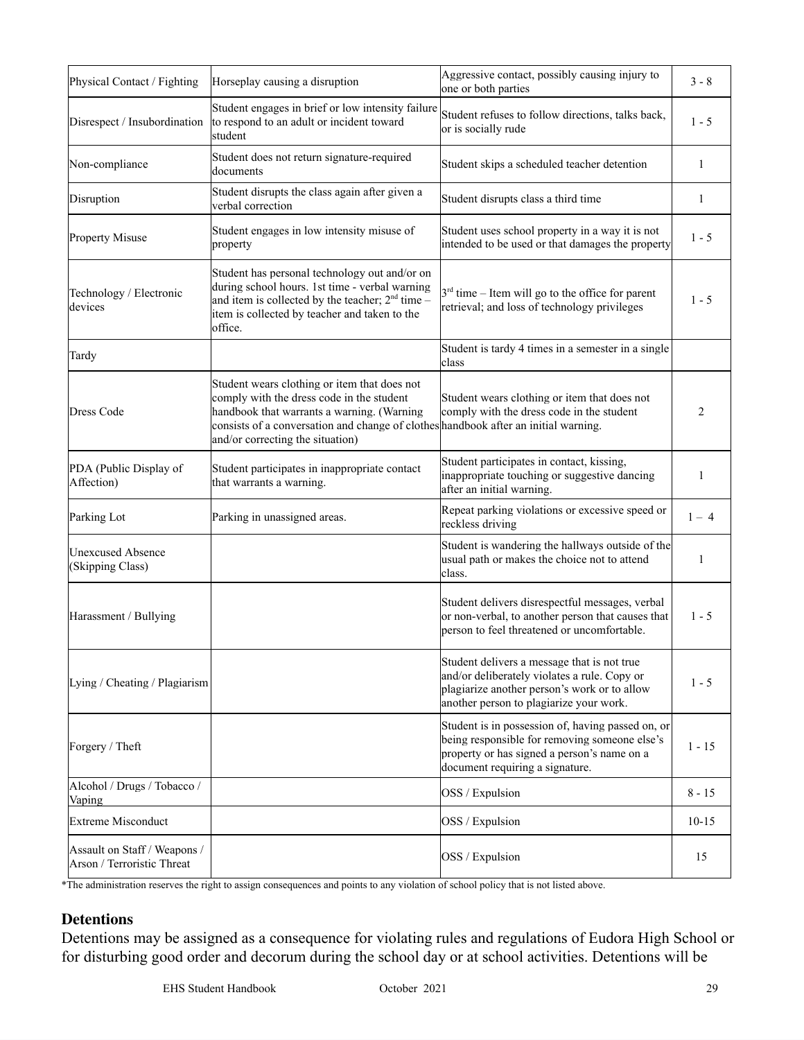| | | | |
|---|---|---|---|
| Physical Contact / Fighting | Horseplay causing a disruption | Aggressive contact, possibly causing injury to one or both parties | 3 - 8 |
| Disrespect / Insubordination | Student engages in brief or low intensity failure to respond to an adult or incident toward student | Student refuses to follow directions, talks back, or is socially rude | 1 - 5 |
| Non-compliance | Student does not return signature-required documents | Student skips a scheduled teacher detention | 1 |
| Disruption | Student disrupts the class again after given a verbal correction | Student disrupts class a third time | 1 |
| Property Misuse | Student engages in low intensity misuse of property | Student uses school property in a way it is not intended to be used or that damages the property | 1 - 5 |
| Technology / Electronic devices | Student has personal technology out and/or on during school hours. 1st time - verbal warning and item is collected by the teacher; 2nd time – item is collected by teacher and taken to the office. | 3rd time – Item will go to the office for parent retrieval; and loss of technology privileges | 1 - 5 |
| Tardy | | Student is tardy 4 times in a semester in a single class | |
| Dress Code | Student wears clothing or item that does not comply with the dress code in the student handbook that warrants a warning. (Warning consists of a conversation and change of clothes and/or correcting the situation) | Student wears clothing or item that does not comply with the dress code in the student handbook after an initial warning. | 2 |
| PDA (Public Display of Affection) | Student participates in inappropriate contact that warrants a warning. | Student participates in contact, kissing, inappropriate touching or suggestive dancing after an initial warning. | 1 |
| Parking Lot | Parking in unassigned areas. | Repeat parking violations or excessive speed or reckless driving | 1 – 4 |
| Unexcused Absence (Skipping Class) | | Student is wandering the hallways outside of the usual path or makes the choice not to attend class. | 1 |
| Harassment / Bullying | | Student delivers disrespectful messages, verbal or non-verbal, to another person that causes that person to feel threatened or uncomfortable. | 1 - 5 |
| Lying / Cheating / Plagiarism | | Student delivers a message that is not true and/or deliberately violates a rule. Copy or plagiarize another person's work or to allow another person to plagiarize your work. | 1 - 5 |
| Forgery / Theft | | Student is in possession of, having passed on, or being responsible for removing someone else's property or has signed a person's name on a document requiring a signature. | 1 - 15 |
| Alcohol / Drugs / Tobacco / Vaping | | OSS / Expulsion | 8 - 15 |
| Extreme Misconduct | | OSS / Expulsion | 10-15 |
| Assault on Staff / Weapons / Arson / Terroristic Threat | | OSS / Expulsion | 15 |

*The administration reserves the right to assign consequences and points to any violation of school policy that is not listed above.

## Detentions

Detentions may be assigned as a consequence for violating rules and regulations of Eudora High School or for disturbing good order and decorum during the school day or at school activities. Detentions will be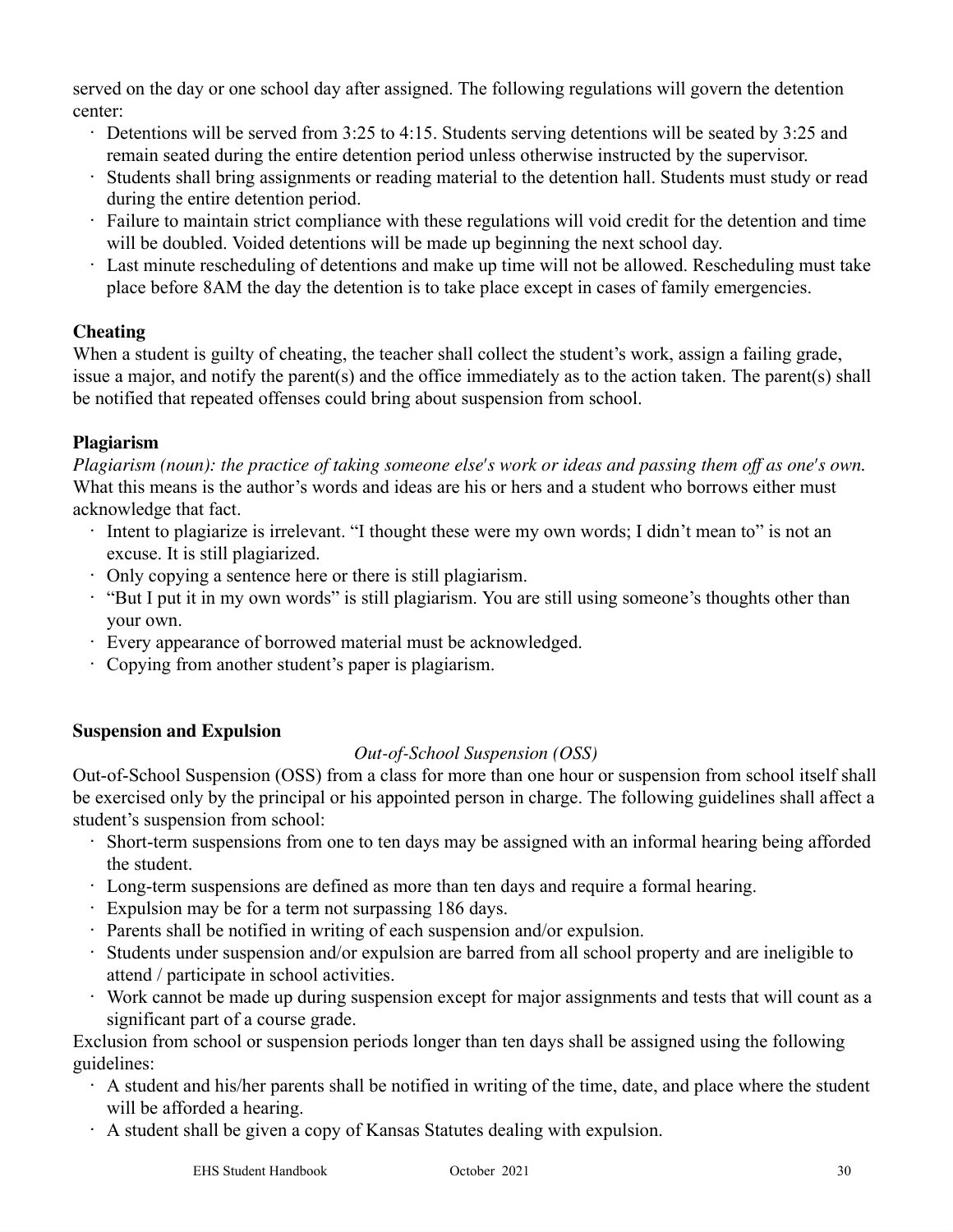served on the day or one school day after assigned. The following regulations will govern the detention center:

- Detentions will be served from 3:25 to 4:15. Students serving detentions will be seated by 3:25 and remain seated during the entire detention period unless otherwise instructed by the supervisor.
- Students shall bring assignments or reading material to the detention hall. Students must study or read during the entire detention period.
- Failure to maintain strict compliance with these regulations will void credit for the detention and time will be doubled. Voided detentions will be made up beginning the next school day.
- Last minute rescheduling of detentions and make up time will not be allowed. Rescheduling must take place before 8AM the day the detention is to take place except in cases of family emergencies.

**Cheating**

When a student is guilty of cheating, the teacher shall collect the student's work, assign a failing grade, issue a major, and notify the parent(s) and the office immediately as to the action taken. The parent(s) shall be notified that repeated offenses could bring about suspension from school.

**Plagiarism**

*Plagiarism (noun): the practice of taking someone else's work or ideas and passing them off as one's own.* What this means is the author's words and ideas are his or hers and a student who borrows either must acknowledge that fact.

- Intent to plagiarize is irrelevant. "I thought these were my own words; I didn't mean to" is not an excuse. It is still plagiarized.
- Only copying a sentence here or there is still plagiarism.
- "But I put it in my own words" is still plagiarism. You are still using someone's thoughts other than your own.
- Every appearance of borrowed material must be acknowledged.
- Copying from another student's paper is plagiarism.

**Suspension and Expulsion**

*Out-of-School Suspension (OSS)*

Out-of-School Suspension (OSS) from a class for more than one hour or suspension from school itself shall be exercised only by the principal or his appointed person in charge. The following guidelines shall affect a student's suspension from school:

- Short-term suspensions from one to ten days may be assigned with an informal hearing being afforded the student.
- Long-term suspensions are defined as more than ten days and require a formal hearing.
- Expulsion may be for a term not surpassing 186 days.
- Parents shall be notified in writing of each suspension and/or expulsion.
- Students under suspension and/or expulsion are barred from all school property and are ineligible to attend / participate in school activities.
- Work cannot be made up during suspension except for major assignments and tests that will count as a significant part of a course grade.

Exclusion from school or suspension periods longer than ten days shall be assigned using the following guidelines:

- A student and his/her parents shall be notified in writing of the time, date, and place where the student will be afforded a hearing.
- A student shall be given a copy of Kansas Statutes dealing with expulsion.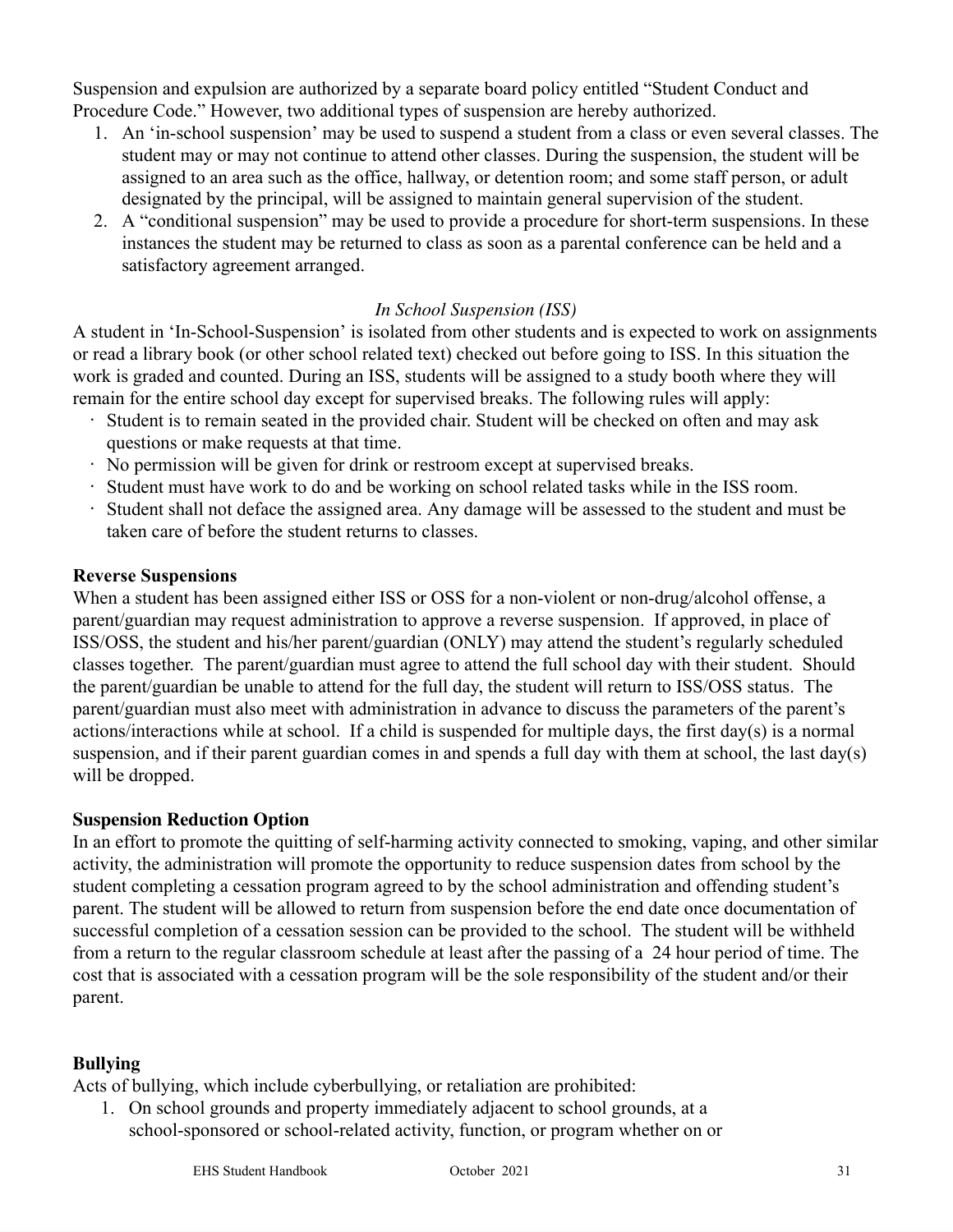Suspension and expulsion are authorized by a separate board policy entitled "Student Conduct and Procedure Code." However, two additional types of suspension are hereby authorized.

1. An 'in-school suspension' may be used to suspend a student from a class or even several classes. The student may or may not continue to attend other classes. During the suspension, the student will be assigned to an area such as the office, hallway, or detention room; and some staff person, or adult designated by the principal, will be assigned to maintain general supervision of the student.
2. A "conditional suspension" may be used to provide a procedure for short-term suspensions. In these instances the student may be returned to class as soon as a parental conference can be held and a satisfactory agreement arranged.

*In School Suspension (ISS)*

A student in 'In-School-Suspension' is isolated from other students and is expected to work on assignments or read a library book (or other school related text) checked out before going to ISS. In this situation the work is graded and counted. During an ISS, students will be assigned to a study booth where they will remain for the entire school day except for supervised breaks. The following rules will apply:

- Student is to remain seated in the provided chair. Student will be checked on often and may ask questions or make requests at that time.
- No permission will be given for drink or restroom except at supervised breaks.
- Student must have work to do and be working on school related tasks while in the ISS room.
- Student shall not deface the assigned area. Any damage will be assessed to the student and must be taken care of before the student returns to classes.

**Reverse Suspensions**

When a student has been assigned either ISS or OSS for a non-violent or non-drug/alcohol offense, a parent/guardian may request administration to approve a reverse suspension. If approved, in place of ISS/OSS, the student and his/her parent/guardian (ONLY) may attend the student's regularly scheduled classes together. The parent/guardian must agree to attend the full school day with their student. Should the parent/guardian be unable to attend for the full day, the student will return to ISS/OSS status. The parent/guardian must also meet with administration in advance to discuss the parameters of the parent's actions/interactions while at school. If a child is suspended for multiple days, the first day(s) is a normal suspension, and if their parent guardian comes in and spends a full day with them at school, the last day(s) will be dropped.

**Suspension Reduction Option**

In an effort to promote the quitting of self-harming activity connected to smoking, vaping, and other similar activity, the administration will promote the opportunity to reduce suspension dates from school by the student completing a cessation program agreed to by the school administration and offending student's parent. The student will be allowed to return from suspension before the end date once documentation of successful completion of a cessation session can be provided to the school. The student will be withheld from a return to the regular classroom schedule at least after the passing of a 24 hour period of time. The cost that is associated with a cessation program will be the sole responsibility of the student and/or their parent.

**Bullying**

Acts of bullying, which include cyberbullying, or retaliation are prohibited:

1. On school grounds and property immediately adjacent to school grounds, at a school-sponsored or school-related activity, function, or program whether on or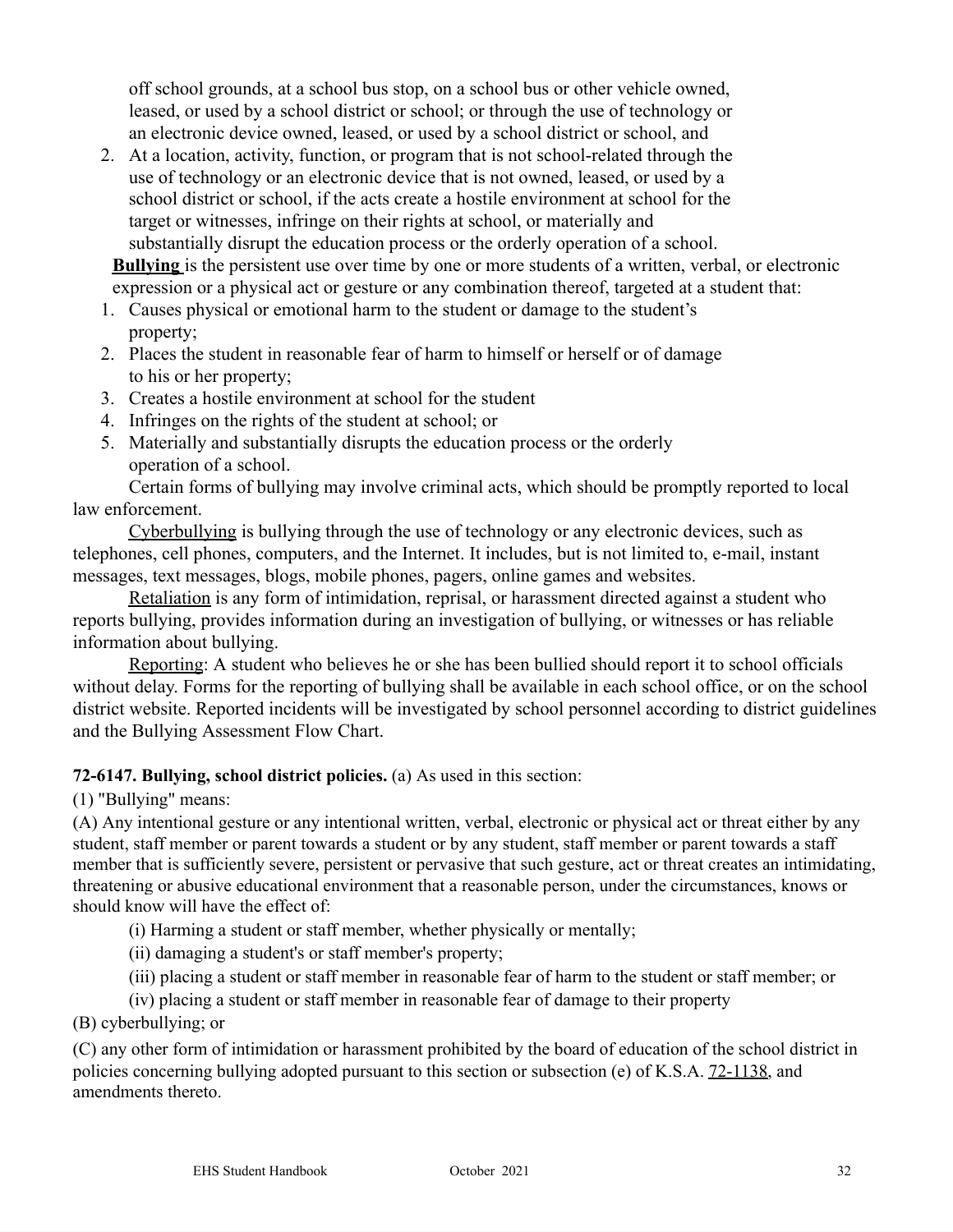off school grounds, at a school bus stop, on a school bus or other vehicle owned, leased, or used by a school district or school; or through the use of technology or an electronic device owned, leased, or used by a school district or school, and

2. At a location, activity, function, or program that is not school-related through the use of technology or an electronic device that is not owned, leased, or used by a school district or school, if the acts create a hostile environment at school for the target or witnesses, infringe on their rights at school, or materially and substantially disrupt the education process or the orderly operation of a school.

**Bullying** is the persistent use over time by one or more students of a written, verbal, or electronic expression or a physical act or gesture or any combination thereof, targeted at a student that:

1. Causes physical or emotional harm to the student or damage to the student's property;
2. Places the student in reasonable fear of harm to himself or herself or of damage to his or her property;
3. Creates a hostile environment at school for the student
4. Infringes on the rights of the student at school; or
5. Materially and substantially disrupts the education process or the orderly operation of a school.

Certain forms of bullying may involve criminal acts, which should be promptly reported to local law enforcement.

Cyberbullying is bullying through the use of technology or any electronic devices, such as telephones, cell phones, computers, and the Internet. It includes, but is not limited to, e-mail, instant messages, text messages, blogs, mobile phones, pagers, online games and websites.

Retaliation is any form of intimidation, reprisal, or harassment directed against a student who reports bullying, provides information during an investigation of bullying, or witnesses or has reliable information about bullying.

Reporting: A student who believes he or she has been bullied should report it to school officials without delay. Forms for the reporting of bullying shall be available in each school office, or on the school district website. Reported incidents will be investigated by school personnel according to district guidelines and the Bullying Assessment Flow Chart.

**72-6147. Bullying, school district policies.** (a) As used in this section:

(1) "Bullying" means:

(A) Any intentional gesture or any intentional written, verbal, electronic or physical act or threat either by any student, staff member or parent towards a student or by any student, staff member or parent towards a staff member that is sufficiently severe, persistent or pervasive that such gesture, act or threat creates an intimidating, threatening or abusive educational environment that a reasonable person, under the circumstances, knows or should know will have the effect of:

(i) Harming a student or staff member, whether physically or mentally;

(ii) damaging a student's or staff member's property;

(iii) placing a student or staff member in reasonable fear of harm to the student or staff member; or

(iv) placing a student or staff member in reasonable fear of damage to their property

(B) cyberbullying; or

(C) any other form of intimidation or harassment prohibited by the board of education of the school district in policies concerning bullying adopted pursuant to this section or subsection (e) of K.S.A. 72-1138, and amendments thereto.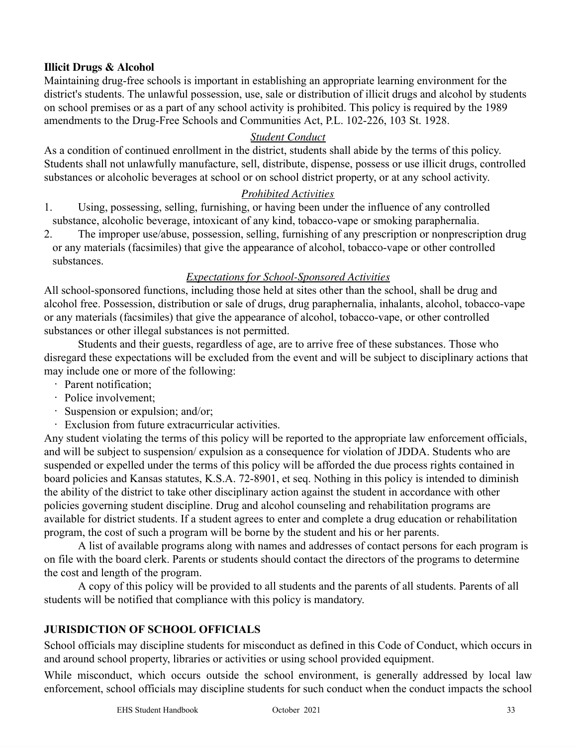**Illicit Drugs & Alcohol**

Maintaining drug-free schools is important in establishing an appropriate learning environment for the district's students. The unlawful possession, use, sale or distribution of illicit drugs and alcohol by students on school premises or as a part of any school activity is prohibited. This policy is required by the 1989 amendments to the Drug-Free Schools and Communities Act, P.L. 102-226, 103 St. 1928.

*Student Conduct*

As a condition of continued enrollment in the district, students shall abide by the terms of this policy. Students shall not unlawfully manufacture, sell, distribute, dispense, possess or use illicit drugs, controlled substances or alcoholic beverages at school or on school district property, or at any school activity.

*Prohibited Activities*

1. Using, possessing, selling, furnishing, or having been under the influence of any controlled substance, alcoholic beverage, intoxicant of any kind, tobacco-vape or smoking paraphernalia.
2. The improper use/abuse, possession, selling, furnishing of any prescription or nonprescription drug or any materials (facsimiles) that give the appearance of alcohol, tobacco-vape or other controlled substances.

*Expectations for School-Sponsored Activities*

All school-sponsored functions, including those held at sites other than the school, shall be drug and alcohol free. Possession, distribution or sale of drugs, drug paraphernalia, inhalants, alcohol, tobacco-vape or any materials (facsimiles) that give the appearance of alcohol, tobacco-vape, or other controlled substances or other illegal substances is not permitted.

Students and their guests, regardless of age, are to arrive free of these substances. Those who disregard these expectations will be excluded from the event and will be subject to disciplinary actions that may include one or more of the following:

- Parent notification;
- Police involvement;
- Suspension or expulsion; and/or;
- Exclusion from future extracurricular activities.

Any student violating the terms of this policy will be reported to the appropriate law enforcement officials, and will be subject to suspension/ expulsion as a consequence for violation of JDDA. Students who are suspended or expelled under the terms of this policy will be afforded the due process rights contained in board policies and Kansas statutes, K.S.A. 72-8901, et seq. Nothing in this policy is intended to diminish the ability of the district to take other disciplinary action against the student in accordance with other policies governing student discipline. Drug and alcohol counseling and rehabilitation programs are available for district students. If a student agrees to enter and complete a drug education or rehabilitation program, the cost of such a program will be borne by the student and his or her parents.

A list of available programs along with names and addresses of contact persons for each program is on file with the board clerk. Parents or students should contact the directors of the programs to determine the cost and length of the program.

A copy of this policy will be provided to all students and the parents of all students. Parents of all students will be notified that compliance with this policy is mandatory.

## JURISDICTION OF SCHOOL OFFICIALS

School officials may discipline students for misconduct as defined in this Code of Conduct, which occurs in and around school property, libraries or activities or using school provided equipment.

While misconduct, which occurs outside the school environment, is generally addressed by local law enforcement, school officials may discipline students for such conduct when the conduct impacts the school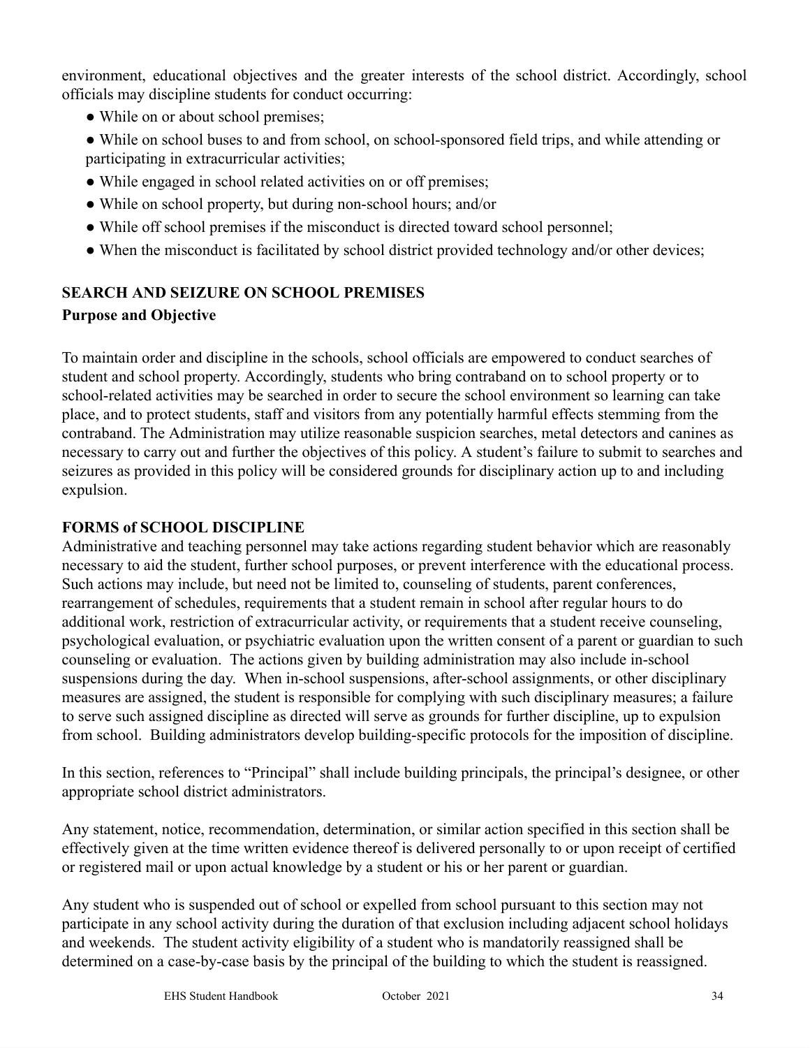environment, educational objectives and the greater interests of the school district. Accordingly, school officials may discipline students for conduct occurring:

- While on or about school premises;
- While on school buses to and from school, on school-sponsored field trips, and while attending or participating in extracurricular activities;
- While engaged in school related activities on or off premises;
- While on school property, but during non-school hours; and/or
- While off school premises if the misconduct is directed toward school personnel;
- When the misconduct is facilitated by school district provided technology and/or other devices;

## SEARCH AND SEIZURE ON SCHOOL PREMISES

### Purpose and Objective

To maintain order and discipline in the schools, school officials are empowered to conduct searches of student and school property. Accordingly, students who bring contraband on to school property or to school-related activities may be searched in order to secure the school environment so learning can take place, and to protect students, staff and visitors from any potentially harmful effects stemming from the contraband. The Administration may utilize reasonable suspicion searches, metal detectors and canines as necessary to carry out and further the objectives of this policy. A student's failure to submit to searches and seizures as provided in this policy will be considered grounds for disciplinary action up to and including expulsion.

## FORMS of SCHOOL DISCIPLINE

Administrative and teaching personnel may take actions regarding student behavior which are reasonably necessary to aid the student, further school purposes, or prevent interference with the educational process. Such actions may include, but need not be limited to, counseling of students, parent conferences, rearrangement of schedules, requirements that a student remain in school after regular hours to do additional work, restriction of extracurricular activity, or requirements that a student receive counseling, psychological evaluation, or psychiatric evaluation upon the written consent of a parent or guardian to such counseling or evaluation. The actions given by building administration may also include in-school suspensions during the day. When in-school suspensions, after-school assignments, or other disciplinary measures are assigned, the student is responsible for complying with such disciplinary measures; a failure to serve such assigned discipline as directed will serve as grounds for further discipline, up to expulsion from school. Building administrators develop building-specific protocols for the imposition of discipline.

In this section, references to "Principal" shall include building principals, the principal's designee, or other appropriate school district administrators.

Any statement, notice, recommendation, determination, or similar action specified in this section shall be effectively given at the time written evidence thereof is delivered personally to or upon receipt of certified or registered mail or upon actual knowledge by a student or his or her parent or guardian.

Any student who is suspended out of school or expelled from school pursuant to this section may not participate in any school activity during the duration of that exclusion including adjacent school holidays and weekends. The student activity eligibility of a student who is mandatorily reassigned shall be determined on a case-by-case basis by the principal of the building to which the student is reassigned.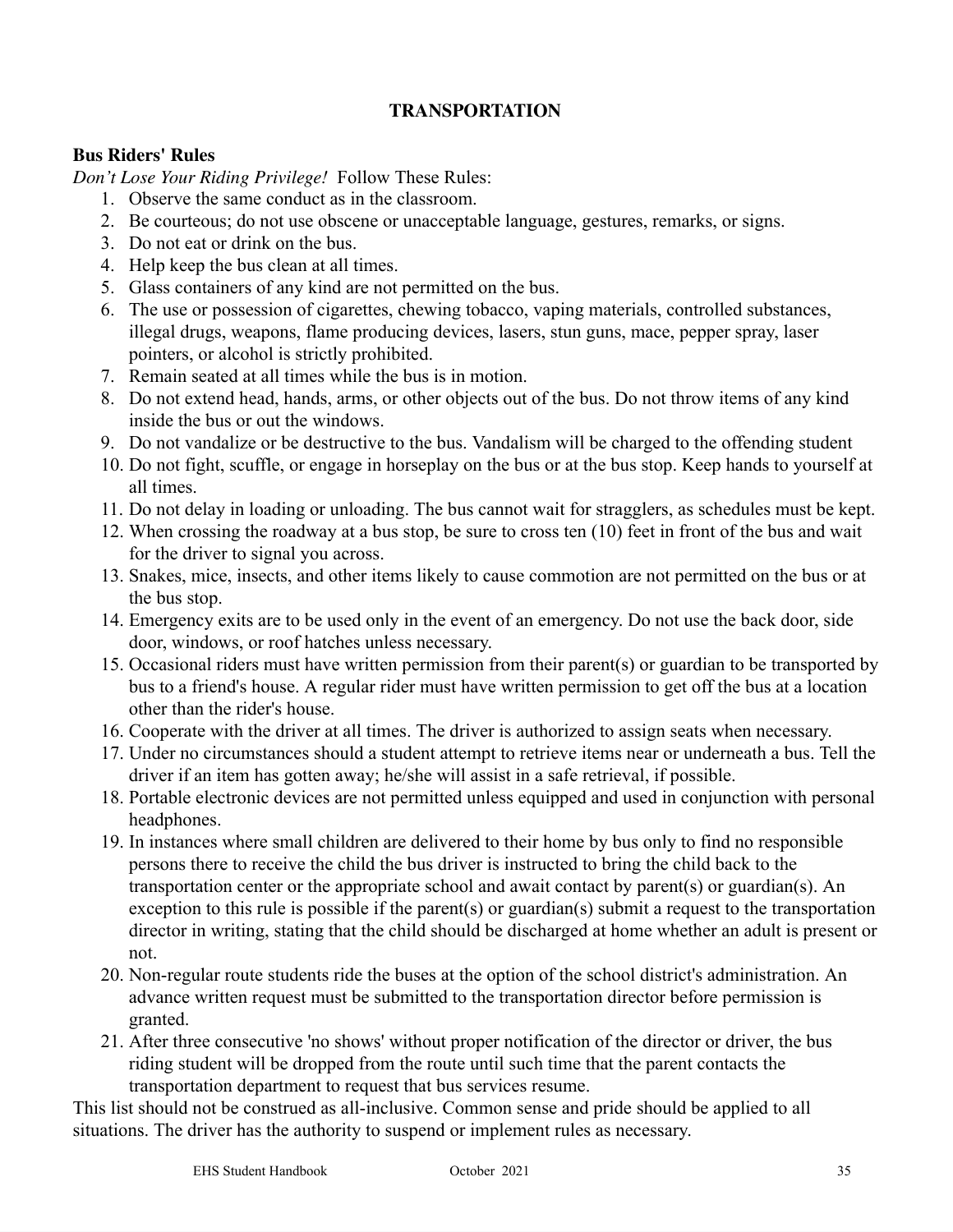# TRANSPORTATION

## Bus Riders' Rules

*Don't Lose Your Riding Privilege!* Follow These Rules:

1. Observe the same conduct as in the classroom.
2. Be courteous; do not use obscene or unacceptable language, gestures, remarks, or signs.
3. Do not eat or drink on the bus.
4. Help keep the bus clean at all times.
5. Glass containers of any kind are not permitted on the bus.
6. The use or possession of cigarettes, chewing tobacco, vaping materials, controlled substances, illegal drugs, weapons, flame producing devices, lasers, stun guns, mace, pepper spray, laser pointers, or alcohol is strictly prohibited.
7. Remain seated at all times while the bus is in motion.
8. Do not extend head, hands, arms, or other objects out of the bus. Do not throw items of any kind inside the bus or out the windows.
9. Do not vandalize or be destructive to the bus. Vandalism will be charged to the offending student
10. Do not fight, scuffle, or engage in horseplay on the bus or at the bus stop. Keep hands to yourself at all times.
11. Do not delay in loading or unloading. The bus cannot wait for stragglers, as schedules must be kept.
12. When crossing the roadway at a bus stop, be sure to cross ten (10) feet in front of the bus and wait for the driver to signal you across.
13. Snakes, mice, insects, and other items likely to cause commotion are not permitted on the bus or at the bus stop.
14. Emergency exits are to be used only in the event of an emergency. Do not use the back door, side door, windows, or roof hatches unless necessary.
15. Occasional riders must have written permission from their parent(s) or guardian to be transported by bus to a friend's house. A regular rider must have written permission to get off the bus at a location other than the rider's house.
16. Cooperate with the driver at all times. The driver is authorized to assign seats when necessary.
17. Under no circumstances should a student attempt to retrieve items near or underneath a bus. Tell the driver if an item has gotten away; he/she will assist in a safe retrieval, if possible.
18. Portable electronic devices are not permitted unless equipped and used in conjunction with personal headphones.
19. In instances where small children are delivered to their home by bus only to find no responsible persons there to receive the child the bus driver is instructed to bring the child back to the transportation center or the appropriate school and await contact by parent(s) or guardian(s). An exception to this rule is possible if the parent(s) or guardian(s) submit a request to the transportation director in writing, stating that the child should be discharged at home whether an adult is present or not.
20. Non-regular route students ride the buses at the option of the school district's administration. An advance written request must be submitted to the transportation director before permission is granted.
21. After three consecutive 'no shows' without proper notification of the director or driver, the bus riding student will be dropped from the route until such time that the parent contacts the transportation department to request that bus services resume.

This list should not be construed as all-inclusive. Common sense and pride should be applied to all situations. The driver has the authority to suspend or implement rules as necessary.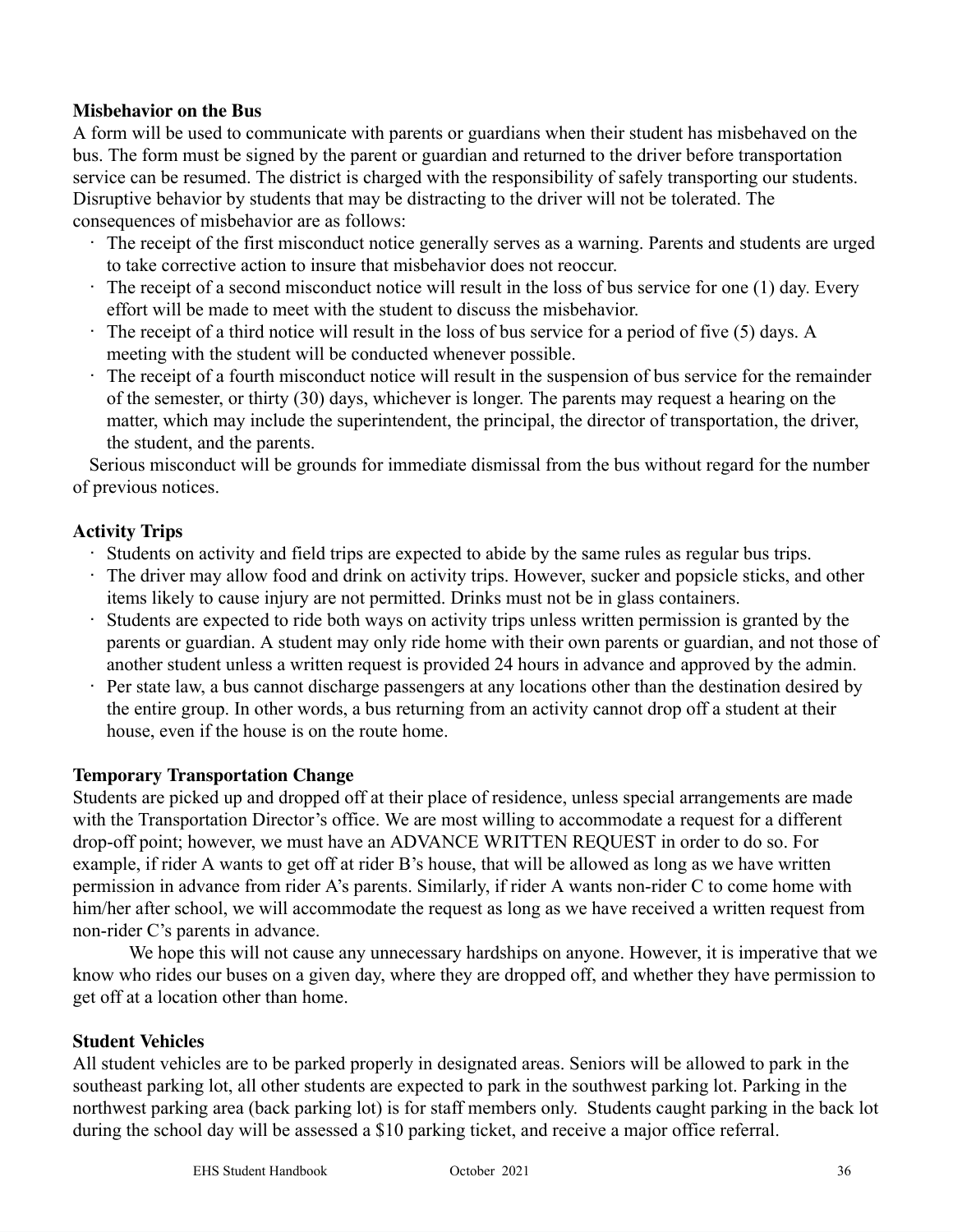**Misbehavior on the Bus**

A form will be used to communicate with parents or guardians when their student has misbehaved on the bus. The form must be signed by the parent or guardian and returned to the driver before transportation service can be resumed. The district is charged with the responsibility of safely transporting our students. Disruptive behavior by students that may be distracting to the driver will not be tolerated. The consequences of misbehavior are as follows:

- The receipt of the first misconduct notice generally serves as a warning. Parents and students are urged to take corrective action to insure that misbehavior does not reoccur.
- The receipt of a second misconduct notice will result in the loss of bus service for one (1) day. Every effort will be made to meet with the student to discuss the misbehavior.
- The receipt of a third notice will result in the loss of bus service for a period of five (5) days. A meeting with the student will be conducted whenever possible.
- The receipt of a fourth misconduct notice will result in the suspension of bus service for the remainder of the semester, or thirty (30) days, whichever is longer. The parents may request a hearing on the matter, which may include the superintendent, the principal, the director of transportation, the driver, the student, and the parents.

Serious misconduct will be grounds for immediate dismissal from the bus without regard for the number of previous notices.

**Activity Trips**

- Students on activity and field trips are expected to abide by the same rules as regular bus trips.
- The driver may allow food and drink on activity trips. However, sucker and popsicle sticks, and other items likely to cause injury are not permitted. Drinks must not be in glass containers.
- Students are expected to ride both ways on activity trips unless written permission is granted by the parents or guardian. A student may only ride home with their own parents or guardian, and not those of another student unless a written request is provided 24 hours in advance and approved by the admin.
- Per state law, a bus cannot discharge passengers at any locations other than the destination desired by the entire group. In other words, a bus returning from an activity cannot drop off a student at their house, even if the house is on the route home.

**Temporary Transportation Change**

Students are picked up and dropped off at their place of residence, unless special arrangements are made with the Transportation Director's office. We are most willing to accommodate a request for a different drop-off point; however, we must have an ADVANCE WRITTEN REQUEST in order to do so. For example, if rider A wants to get off at rider B's house, that will be allowed as long as we have written permission in advance from rider A's parents. Similarly, if rider A wants non-rider C to come home with him/her after school, we will accommodate the request as long as we have received a written request from non-rider C's parents in advance.

We hope this will not cause any unnecessary hardships on anyone. However, it is imperative that we know who rides our buses on a given day, where they are dropped off, and whether they have permission to get off at a location other than home.

**Student Vehicles**

All student vehicles are to be parked properly in designated areas. Seniors will be allowed to park in the southeast parking lot, all other students are expected to park in the southwest parking lot. Parking in the northwest parking area (back parking lot) is for staff members only. Students caught parking in the back lot during the school day will be assessed a $10 parking ticket, and receive a major office referral.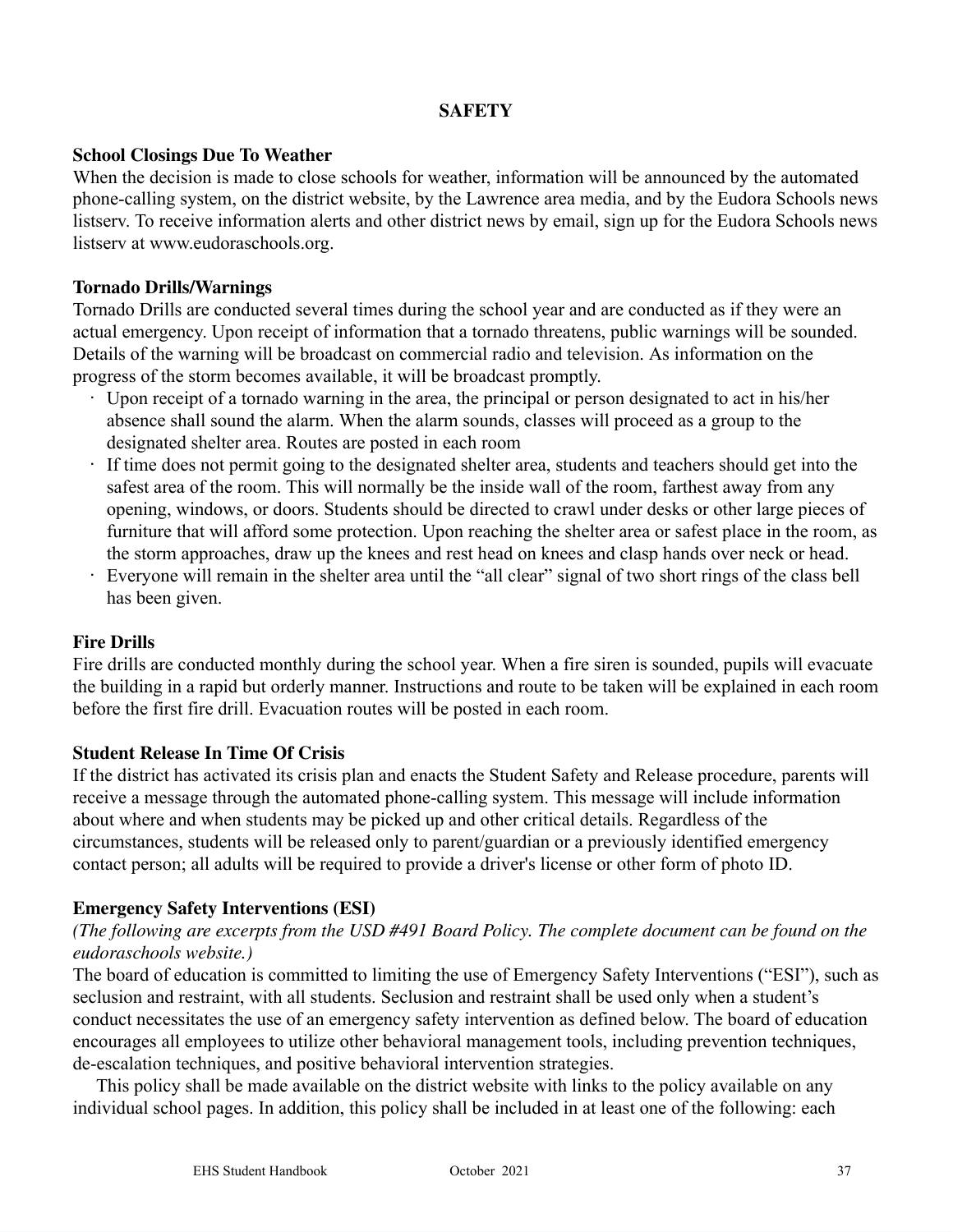## SAFETY

### School Closings Due To Weather

When the decision is made to close schools for weather, information will be announced by the automated phone-calling system, on the district website, by the Lawrence area media, and by the Eudora Schools news listserv. To receive information alerts and other district news by email, sign up for the Eudora Schools news listserv at www.eudoraschools.org.

### Tornado Drills/Warnings

Tornado Drills are conducted several times during the school year and are conducted as if they were an actual emergency. Upon receipt of information that a tornado threatens, public warnings will be sounded. Details of the warning will be broadcast on commercial radio and television. As information on the progress of the storm becomes available, it will be broadcast promptly.

- Upon receipt of a tornado warning in the area, the principal or person designated to act in his/her absence shall sound the alarm. When the alarm sounds, classes will proceed as a group to the designated shelter area. Routes are posted in each room
- If time does not permit going to the designated shelter area, students and teachers should get into the safest area of the room. This will normally be the inside wall of the room, farthest away from any opening, windows, or doors. Students should be directed to crawl under desks or other large pieces of furniture that will afford some protection. Upon reaching the shelter area or safest place in the room, as the storm approaches, draw up the knees and rest head on knees and clasp hands over neck or head.
- Everyone will remain in the shelter area until the "all clear" signal of two short rings of the class bell has been given.

### Fire Drills

Fire drills are conducted monthly during the school year. When a fire siren is sounded, pupils will evacuate the building in a rapid but orderly manner. Instructions and route to be taken will be explained in each room before the first fire drill. Evacuation routes will be posted in each room.

### Student Release In Time Of Crisis

If the district has activated its crisis plan and enacts the Student Safety and Release procedure, parents will receive a message through the automated phone-calling system. This message will include information about where and when students may be picked up and other critical details. Regardless of the circumstances, students will be released only to parent/guardian or a previously identified emergency contact person; all adults will be required to provide a driver's license or other form of photo ID.

### Emergency Safety Interventions (ESI)

*(The following are excerpts from the USD #491 Board Policy. The complete document can be found on the eudoraschools website.)*

The board of education is committed to limiting the use of Emergency Safety Interventions ("ESI"), such as seclusion and restraint, with all students. Seclusion and restraint shall be used only when a student's conduct necessitates the use of an emergency safety intervention as defined below. The board of education encourages all employees to utilize other behavioral management tools, including prevention techniques, de-escalation techniques, and positive behavioral intervention strategies.

This policy shall be made available on the district website with links to the policy available on any individual school pages. In addition, this policy shall be included in at least one of the following: each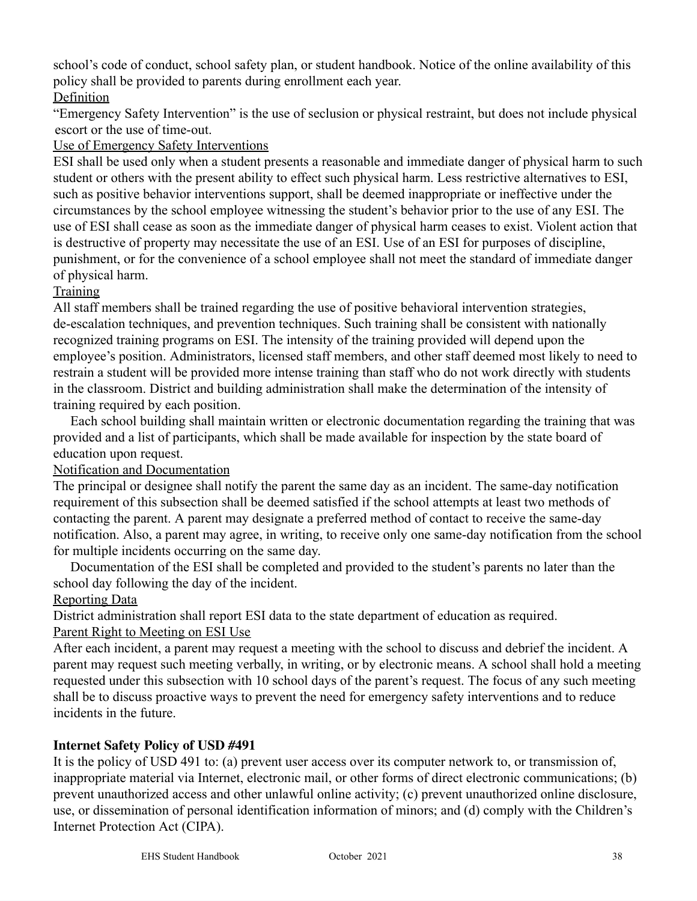school's code of conduct, school safety plan, or student handbook. Notice of the online availability of this policy shall be provided to parents during enrollment each year.

Definition

"Emergency Safety Intervention" is the use of seclusion or physical restraint, but does not include physical escort or the use of time-out.

Use of Emergency Safety Interventions

ESI shall be used only when a student presents a reasonable and immediate danger of physical harm to such student or others with the present ability to effect such physical harm. Less restrictive alternatives to ESI, such as positive behavior interventions support, shall be deemed inappropriate or ineffective under the circumstances by the school employee witnessing the student's behavior prior to the use of any ESI. The use of ESI shall cease as soon as the immediate danger of physical harm ceases to exist. Violent action that is destructive of property may necessitate the use of an ESI. Use of an ESI for purposes of discipline, punishment, or for the convenience of a school employee shall not meet the standard of immediate danger of physical harm.

Training

All staff members shall be trained regarding the use of positive behavioral intervention strategies, de-escalation techniques, and prevention techniques. Such training shall be consistent with nationally recognized training programs on ESI. The intensity of the training provided will depend upon the employee's position. Administrators, licensed staff members, and other staff deemed most likely to need to restrain a student will be provided more intense training than staff who do not work directly with students in the classroom. District and building administration shall make the determination of the intensity of training required by each position.

Each school building shall maintain written or electronic documentation regarding the training that was provided and a list of participants, which shall be made available for inspection by the state board of education upon request.

Notification and Documentation

The principal or designee shall notify the parent the same day as an incident. The same-day notification requirement of this subsection shall be deemed satisfied if the school attempts at least two methods of contacting the parent. A parent may designate a preferred method of contact to receive the same-day notification. Also, a parent may agree, in writing, to receive only one same-day notification from the school for multiple incidents occurring on the same day.

Documentation of the ESI shall be completed and provided to the student's parents no later than the school day following the day of the incident.

Reporting Data

District administration shall report ESI data to the state department of education as required.

Parent Right to Meeting on ESI Use

After each incident, a parent may request a meeting with the school to discuss and debrief the incident. A parent may request such meeting verbally, in writing, or by electronic means. A school shall hold a meeting requested under this subsection with 10 school days of the parent's request. The focus of any such meeting shall be to discuss proactive ways to prevent the need for emergency safety interventions and to reduce incidents in the future.

**Internet Safety Policy of USD #491**

It is the policy of USD 491 to: (a) prevent user access over its computer network to, or transmission of, inappropriate material via Internet, electronic mail, or other forms of direct electronic communications; (b) prevent unauthorized access and other unlawful online activity; (c) prevent unauthorized online disclosure, use, or dissemination of personal identification information of minors; and (d) comply with the Children's Internet Protection Act (CIPA).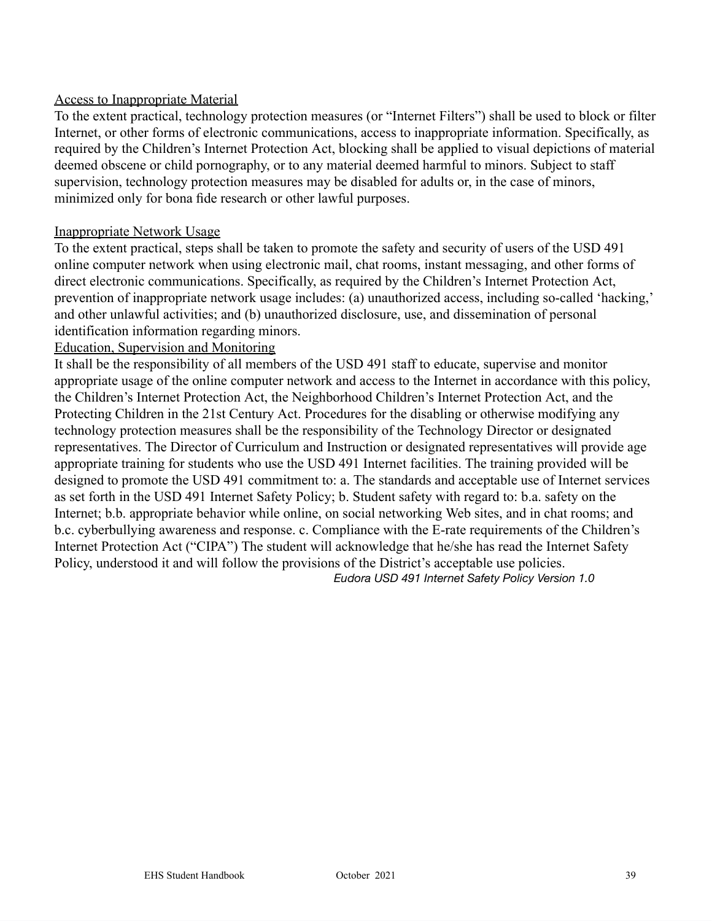<u>Access to Inappropriate Material</u>

To the extent practical, technology protection measures (or "Internet Filters") shall be used to block or filter Internet, or other forms of electronic communications, access to inappropriate information. Specifically, as required by the Children's Internet Protection Act, blocking shall be applied to visual depictions of material deemed obscene or child pornography, or to any material deemed harmful to minors. Subject to staff supervision, technology protection measures may be disabled for adults or, in the case of minors, minimized only for bona fide research or other lawful purposes.

<u>Inappropriate Network Usage</u>

To the extent practical, steps shall be taken to promote the safety and security of users of the USD 491 online computer network when using electronic mail, chat rooms, instant messaging, and other forms of direct electronic communications. Specifically, as required by the Children's Internet Protection Act, prevention of inappropriate network usage includes: (a) unauthorized access, including so-called 'hacking,' and other unlawful activities; and (b) unauthorized disclosure, use, and dissemination of personal identification information regarding minors.

<u>Education, Supervision and Monitoring</u>

It shall be the responsibility of all members of the USD 491 staff to educate, supervise and monitor appropriate usage of the online computer network and access to the Internet in accordance with this policy, the Children's Internet Protection Act, the Neighborhood Children's Internet Protection Act, and the Protecting Children in the 21st Century Act. Procedures for the disabling or otherwise modifying any technology protection measures shall be the responsibility of the Technology Director or designated representatives. The Director of Curriculum and Instruction or designated representatives will provide age appropriate training for students who use the USD 491 Internet facilities. The training provided will be designed to promote the USD 491 commitment to: a. The standards and acceptable use of Internet services as set forth in the USD 491 Internet Safety Policy; b. Student safety with regard to: b.a. safety on the Internet; b.b. appropriate behavior while online, on social networking Web sites, and in chat rooms; and b.c. cyberbullying awareness and response. c. Compliance with the E-rate requirements of the Children's Internet Protection Act ("CIPA") The student will acknowledge that he/she has read the Internet Safety Policy, understood it and will follow the provisions of the District's acceptable use policies.

*Eudora USD 491 Internet Safety Policy Version 1.0*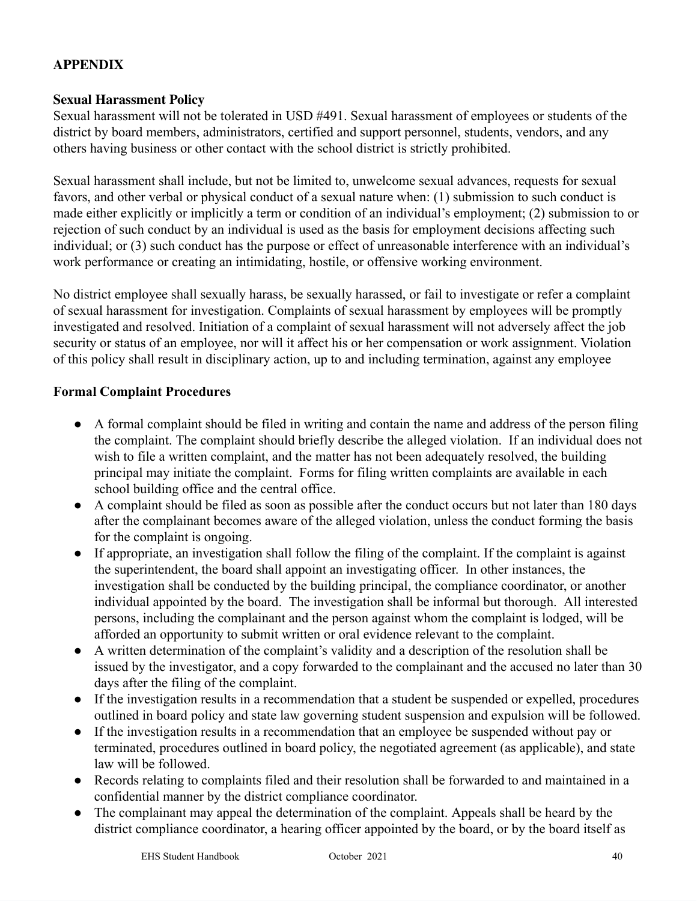## APPENDIX

### Sexual Harassment Policy

Sexual harassment will not be tolerated in USD #491. Sexual harassment of employees or students of the district by board members, administrators, certified and support personnel, students, vendors, and any others having business or other contact with the school district is strictly prohibited.

Sexual harassment shall include, but not be limited to, unwelcome sexual advances, requests for sexual favors, and other verbal or physical conduct of a sexual nature when: (1) submission to such conduct is made either explicitly or implicitly a term or condition of an individual's employment; (2) submission to or rejection of such conduct by an individual is used as the basis for employment decisions affecting such individual; or (3) such conduct has the purpose or effect of unreasonable interference with an individual's work performance or creating an intimidating, hostile, or offensive working environment.

No district employee shall sexually harass, be sexually harassed, or fail to investigate or refer a complaint of sexual harassment for investigation. Complaints of sexual harassment by employees will be promptly investigated and resolved. Initiation of a complaint of sexual harassment will not adversely affect the job security or status of an employee, nor will it affect his or her compensation or work assignment. Violation of this policy shall result in disciplinary action, up to and including termination, against any employee

### Formal Complaint Procedures

- A formal complaint should be filed in writing and contain the name and address of the person filing the complaint. The complaint should briefly describe the alleged violation. If an individual does not wish to file a written complaint, and the matter has not been adequately resolved, the building principal may initiate the complaint. Forms for filing written complaints are available in each school building office and the central office.
- A complaint should be filed as soon as possible after the conduct occurs but not later than 180 days after the complainant becomes aware of the alleged violation, unless the conduct forming the basis for the complaint is ongoing.
- If appropriate, an investigation shall follow the filing of the complaint. If the complaint is against the superintendent, the board shall appoint an investigating officer. In other instances, the investigation shall be conducted by the building principal, the compliance coordinator, or another individual appointed by the board. The investigation shall be informal but thorough. All interested persons, including the complainant and the person against whom the complaint is lodged, will be afforded an opportunity to submit written or oral evidence relevant to the complaint.
- A written determination of the complaint's validity and a description of the resolution shall be issued by the investigator, and a copy forwarded to the complainant and the accused no later than 30 days after the filing of the complaint.
- If the investigation results in a recommendation that a student be suspended or expelled, procedures outlined in board policy and state law governing student suspension and expulsion will be followed.
- If the investigation results in a recommendation that an employee be suspended without pay or terminated, procedures outlined in board policy, the negotiated agreement (as applicable), and state law will be followed.
- Records relating to complaints filed and their resolution shall be forwarded to and maintained in a confidential manner by the district compliance coordinator.
- The complainant may appeal the determination of the complaint. Appeals shall be heard by the district compliance coordinator, a hearing officer appointed by the board, or by the board itself as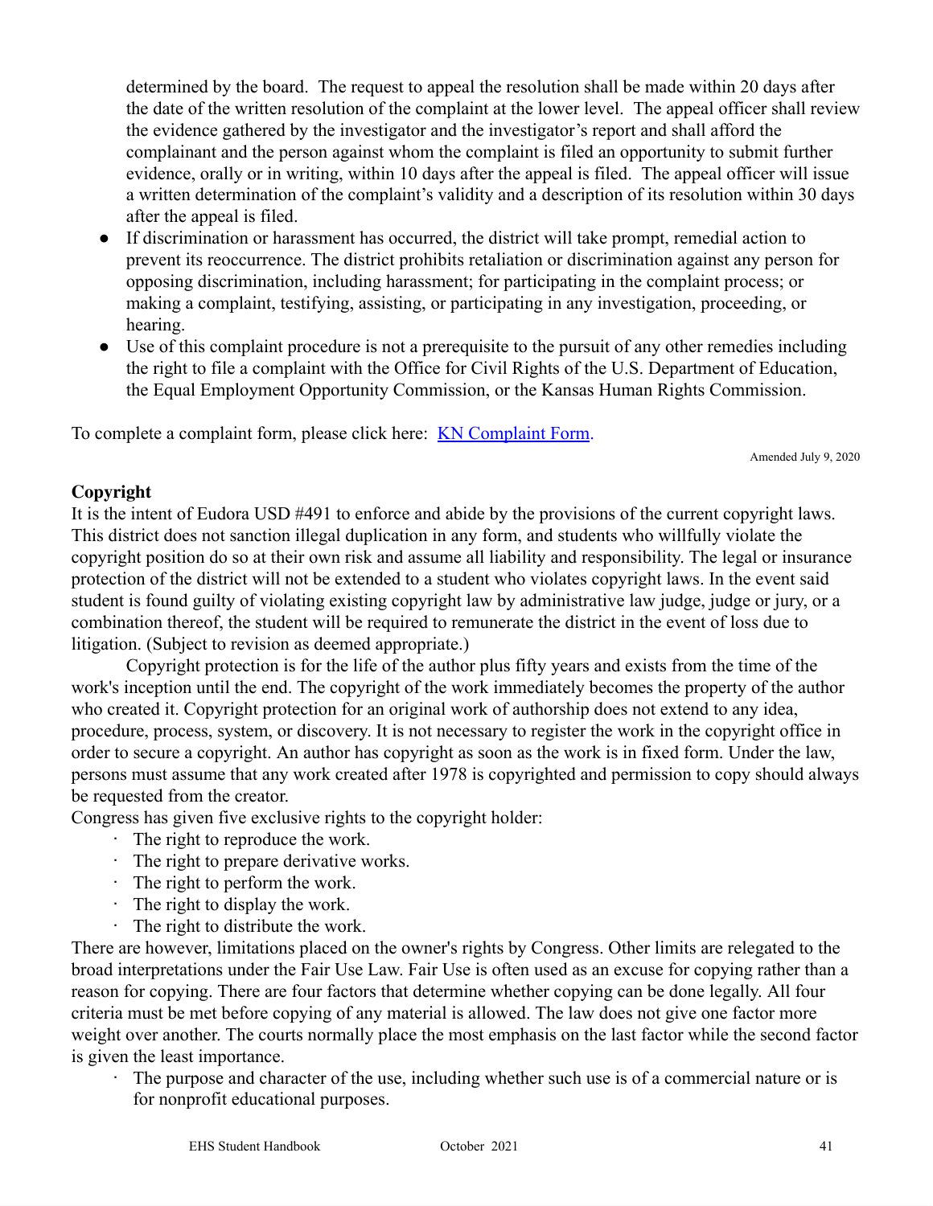determined by the board. The request to appeal the resolution shall be made within 20 days after the date of the written resolution of the complaint at the lower level. The appeal officer shall review the evidence gathered by the investigator and the investigator's report and shall afford the complainant and the person against whom the complaint is filed an opportunity to submit further evidence, orally or in writing, within 10 days after the appeal is filed. The appeal officer will issue a written determination of the complaint's validity and a description of its resolution within 30 days after the appeal is filed.

- If discrimination or harassment has occurred, the district will take prompt, remedial action to prevent its reoccurrence. The district prohibits retaliation or discrimination against any person for opposing discrimination, including harassment; for participating in the complaint process; or making a complaint, testifying, assisting, or participating in any investigation, proceeding, or hearing.
- Use of this complaint procedure is not a prerequisite to the pursuit of any other remedies including the right to file a complaint with the Office for Civil Rights of the U.S. Department of Education, the Equal Employment Opportunity Commission, or the Kansas Human Rights Commission.

To complete a complaint form, please click here: [KN Complaint Form](KN Complaint Form).

Amended July 9, 2020

**Copyright**

It is the intent of Eudora USD #491 to enforce and abide by the provisions of the current copyright laws. This district does not sanction illegal duplication in any form, and students who willfully violate the copyright position do so at their own risk and assume all liability and responsibility. The legal or insurance protection of the district will not be extended to a student who violates copyright laws. In the event said student is found guilty of violating existing copyright law by administrative law judge, judge or jury, or a combination thereof, the student will be required to remunerate the district in the event of loss due to litigation. (Subject to revision as deemed appropriate.)

Copyright protection is for the life of the author plus fifty years and exists from the time of the work's inception until the end. The copyright of the work immediately becomes the property of the author who created it. Copyright protection for an original work of authorship does not extend to any idea, procedure, process, system, or discovery. It is not necessary to register the work in the copyright office in order to secure a copyright. An author has copyright as soon as the work is in fixed form. Under the law, persons must assume that any work created after 1978 is copyrighted and permission to copy should always be requested from the creator.

Congress has given five exclusive rights to the copyright holder:

- The right to reproduce the work.
- The right to prepare derivative works.
- The right to perform the work.
- The right to display the work.
- The right to distribute the work.

There are however, limitations placed on the owner's rights by Congress. Other limits are relegated to the broad interpretations under the Fair Use Law. Fair Use is often used as an excuse for copying rather than a reason for copying. There are four factors that determine whether copying can be done legally. All four criteria must be met before copying of any material is allowed. The law does not give one factor more weight over another. The courts normally place the most emphasis on the last factor while the second factor is given the least importance.

- The purpose and character of the use, including whether such use is of a commercial nature or is for nonprofit educational purposes.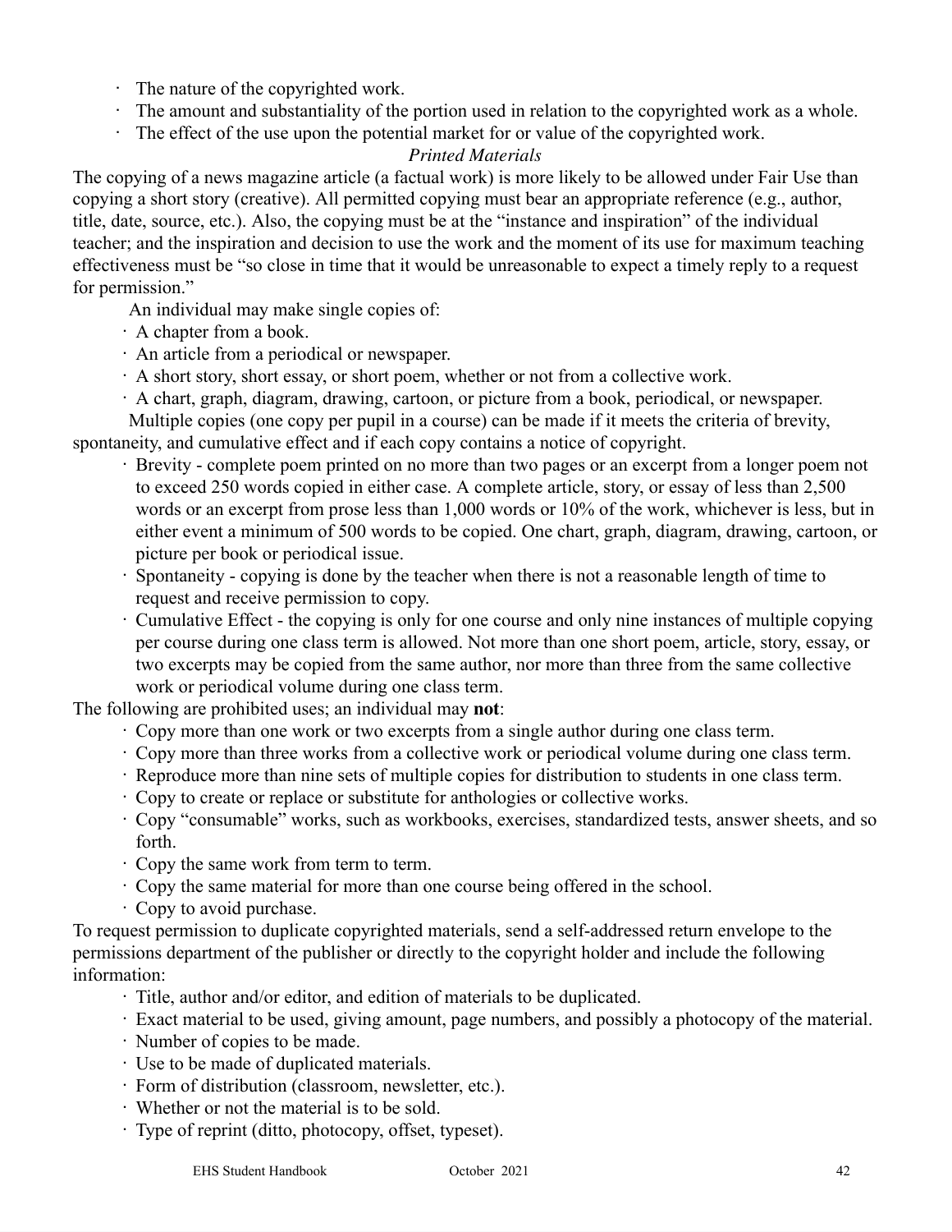- The nature of the copyrighted work.
- The amount and substantiality of the portion used in relation to the copyrighted work as a whole.
- The effect of the use upon the potential market for or value of the copyrighted work.

### *Printed Materials*

The copying of a news magazine article (a factual work) is more likely to be allowed under Fair Use than copying a short story (creative). All permitted copying must bear an appropriate reference (e.g., author, title, date, source, etc.). Also, the copying must be at the "instance and inspiration" of the individual teacher; and the inspiration and decision to use the work and the moment of its use for maximum teaching effectiveness must be "so close in time that it would be unreasonable to expect a timely reply to a request for permission."

An individual may make single copies of:

- A chapter from a book.
- An article from a periodical or newspaper.
- A short story, short essay, or short poem, whether or not from a collective work.
- A chart, graph, diagram, drawing, cartoon, or picture from a book, periodical, or newspaper.

Multiple copies (one copy per pupil in a course) can be made if it meets the criteria of brevity, spontaneity, and cumulative effect and if each copy contains a notice of copyright.

- Brevity - complete poem printed on no more than two pages or an excerpt from a longer poem not to exceed 250 words copied in either case. A complete article, story, or essay of less than 2,500 words or an excerpt from prose less than 1,000 words or 10% of the work, whichever is less, but in either event a minimum of 500 words to be copied. One chart, graph, diagram, drawing, cartoon, or picture per book or periodical issue.
- Spontaneity - copying is done by the teacher when there is not a reasonable length of time to request and receive permission to copy.
- Cumulative Effect - the copying is only for one course and only nine instances of multiple copying per course during one class term is allowed. Not more than one short poem, article, story, essay, or two excerpts may be copied from the same author, nor more than three from the same collective work or periodical volume during one class term.

The following are prohibited uses; an individual may **not**:

- Copy more than one work or two excerpts from a single author during one class term.
- Copy more than three works from a collective work or periodical volume during one class term.
- Reproduce more than nine sets of multiple copies for distribution to students in one class term.
- Copy to create or replace or substitute for anthologies or collective works.
- Copy "consumable" works, such as workbooks, exercises, standardized tests, answer sheets, and so forth.
- Copy the same work from term to term.
- Copy the same material for more than one course being offered in the school.
- Copy to avoid purchase.

To request permission to duplicate copyrighted materials, send a self-addressed return envelope to the permissions department of the publisher or directly to the copyright holder and include the following information:

- Title, author and/or editor, and edition of materials to be duplicated.
- Exact material to be used, giving amount, page numbers, and possibly a photocopy of the material.
- Number of copies to be made.
- Use to be made of duplicated materials.
- Form of distribution (classroom, newsletter, etc.).
- Whether or not the material is to be sold.
- Type of reprint (ditto, photocopy, offset, typeset).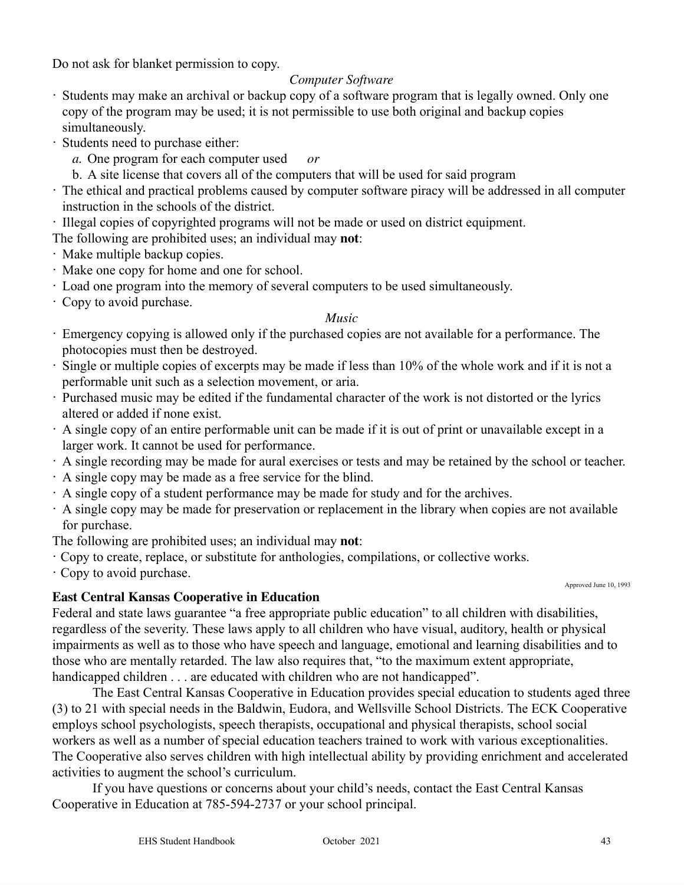Do not ask for blanket permission to copy.

*Computer Software*

- Students may make an archival or backup copy of a software program that is legally owned. Only one copy of the program may be used; it is not permissible to use both original and backup copies simultaneously.
- Students need to purchase either:
  - *a.* One program for each computer used *or*
  - b. A site license that covers all of the computers that will be used for said program
- The ethical and practical problems caused by computer software piracy will be addressed in all computer instruction in the schools of the district.
- Illegal copies of copyrighted programs will not be made or used on district equipment.

The following are prohibited uses; an individual may **not**:

- Make multiple backup copies.
- Make one copy for home and one for school.
- Load one program into the memory of several computers to be used simultaneously.
- Copy to avoid purchase.

*Music*

- Emergency copying is allowed only if the purchased copies are not available for a performance. The photocopies must then be destroyed.
- Single or multiple copies of excerpts may be made if less than 10% of the whole work and if it is not a performable unit such as a selection movement, or aria.
- Purchased music may be edited if the fundamental character of the work is not distorted or the lyrics altered or added if none exist.
- A single copy of an entire performable unit can be made if it is out of print or unavailable except in a larger work. It cannot be used for performance.
- A single recording may be made for aural exercises or tests and may be retained by the school or teacher.
- A single copy may be made as a free service for the blind.
- A single copy of a student performance may be made for study and for the archives.
- A single copy may be made for preservation or replacement in the library when copies are not available for purchase.

The following are prohibited uses; an individual may **not**:

- Copy to create, replace, or substitute for anthologies, compilations, or collective works.
- Copy to avoid purchase.

Approved June 10, 1993

**East Central Kansas Cooperative in Education**

Federal and state laws guarantee "a free appropriate public education" to all children with disabilities, regardless of the severity. These laws apply to all children who have visual, auditory, health or physical impairments as well as to those who have speech and language, emotional and learning disabilities and to those who are mentally retarded. The law also requires that, "to the maximum extent appropriate, handicapped children . . . are educated with children who are not handicapped".

The East Central Kansas Cooperative in Education provides special education to students aged three (3) to 21 with special needs in the Baldwin, Eudora, and Wellsville School Districts. The ECK Cooperative employs school psychologists, speech therapists, occupational and physical therapists, school social workers as well as a number of special education teachers trained to work with various exceptionalities. The Cooperative also serves children with high intellectual ability by providing enrichment and accelerated activities to augment the school's curriculum.

If you have questions or concerns about your child's needs, contact the East Central Kansas Cooperative in Education at 785-594-2737 or your school principal.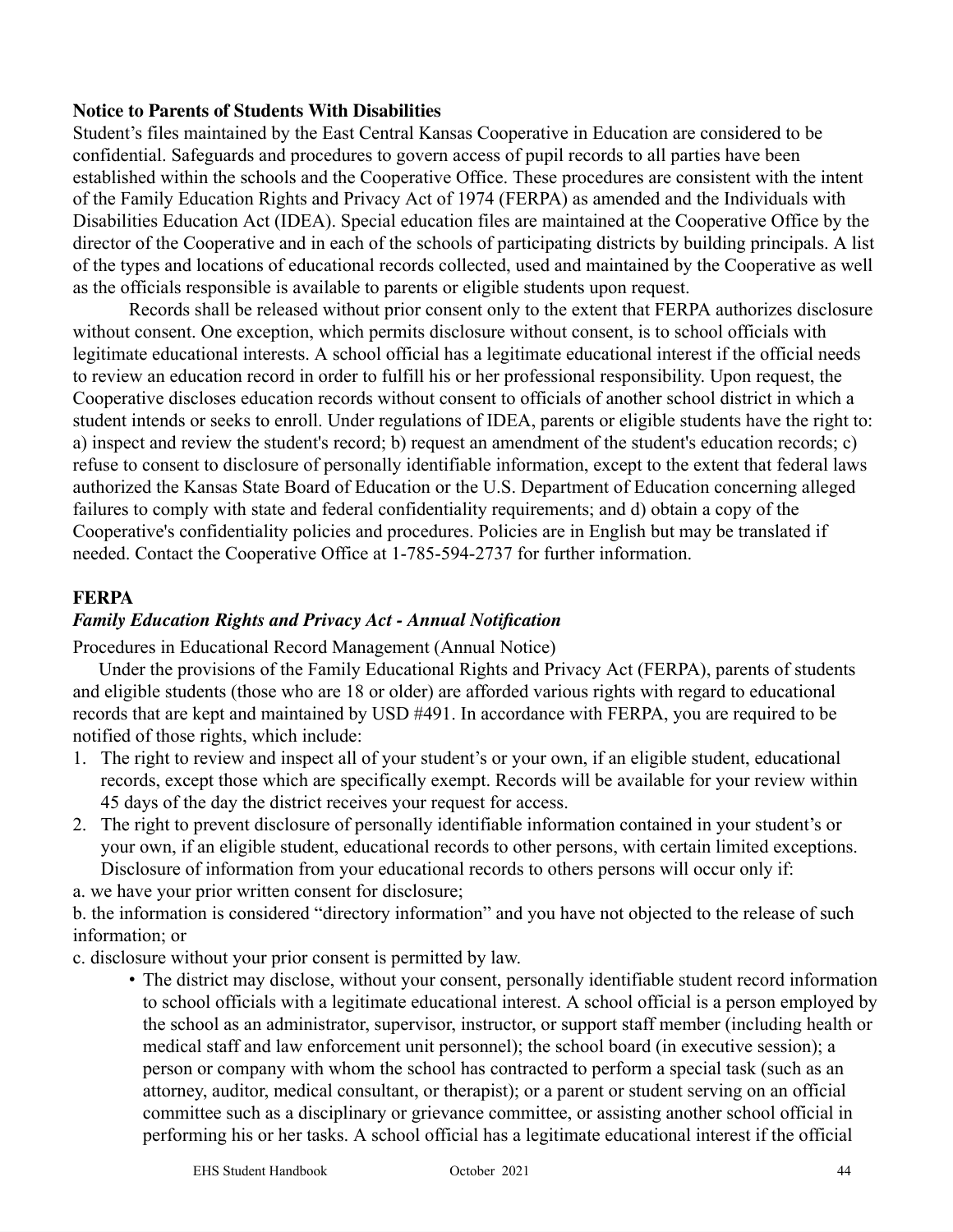**Notice to Parents of Students With Disabilities**

Student's files maintained by the East Central Kansas Cooperative in Education are considered to be confidential. Safeguards and procedures to govern access of pupil records to all parties have been established within the schools and the Cooperative Office. These procedures are consistent with the intent of the Family Education Rights and Privacy Act of 1974 (FERPA) as amended and the Individuals with Disabilities Education Act (IDEA). Special education files are maintained at the Cooperative Office by the director of the Cooperative and in each of the schools of participating districts by building principals. A list of the types and locations of educational records collected, used and maintained by the Cooperative as well as the officials responsible is available to parents or eligible students upon request.

Records shall be released without prior consent only to the extent that FERPA authorizes disclosure without consent. One exception, which permits disclosure without consent, is to school officials with legitimate educational interests. A school official has a legitimate educational interest if the official needs to review an education record in order to fulfill his or her professional responsibility. Upon request, the Cooperative discloses education records without consent to officials of another school district in which a student intends or seeks to enroll. Under regulations of IDEA, parents or eligible students have the right to: a) inspect and review the student's record; b) request an amendment of the student's education records; c) refuse to consent to disclosure of personally identifiable information, except to the extent that federal laws authorized the Kansas State Board of Education or the U.S. Department of Education concerning alleged failures to comply with state and federal confidentiality requirements; and d) obtain a copy of the Cooperative's confidentiality policies and procedures. Policies are in English but may be translated if needed. Contact the Cooperative Office at 1-785-594-2737 for further information.

**FERPA**

***Family Education Rights and Privacy Act - Annual Notification***

Procedures in Educational Record Management (Annual Notice)

Under the provisions of the Family Educational Rights and Privacy Act (FERPA), parents of students and eligible students (those who are 18 or older) are afforded various rights with regard to educational records that are kept and maintained by USD #491. In accordance with FERPA, you are required to be notified of those rights, which include:

1. The right to review and inspect all of your student's or your own, if an eligible student, educational records, except those which are specifically exempt. Records will be available for your review within 45 days of the day the district receives your request for access.
2. The right to prevent disclosure of personally identifiable information contained in your student's or your own, if an eligible student, educational records to other persons, with certain limited exceptions. Disclosure of information from your educational records to others persons will occur only if:

a. we have your prior written consent for disclosure;

b. the information is considered "directory information" and you have not objected to the release of such information; or

c. disclosure without your prior consent is permitted by law.

- The district may disclose, without your consent, personally identifiable student record information to school officials with a legitimate educational interest. A school official is a person employed by the school as an administrator, supervisor, instructor, or support staff member (including health or medical staff and law enforcement unit personnel); the school board (in executive session); a person or company with whom the school has contracted to perform a special task (such as an attorney, auditor, medical consultant, or therapist); or a parent or student serving on an official committee such as a disciplinary or grievance committee, or assisting another school official in performing his or her tasks. A school official has a legitimate educational interest if the official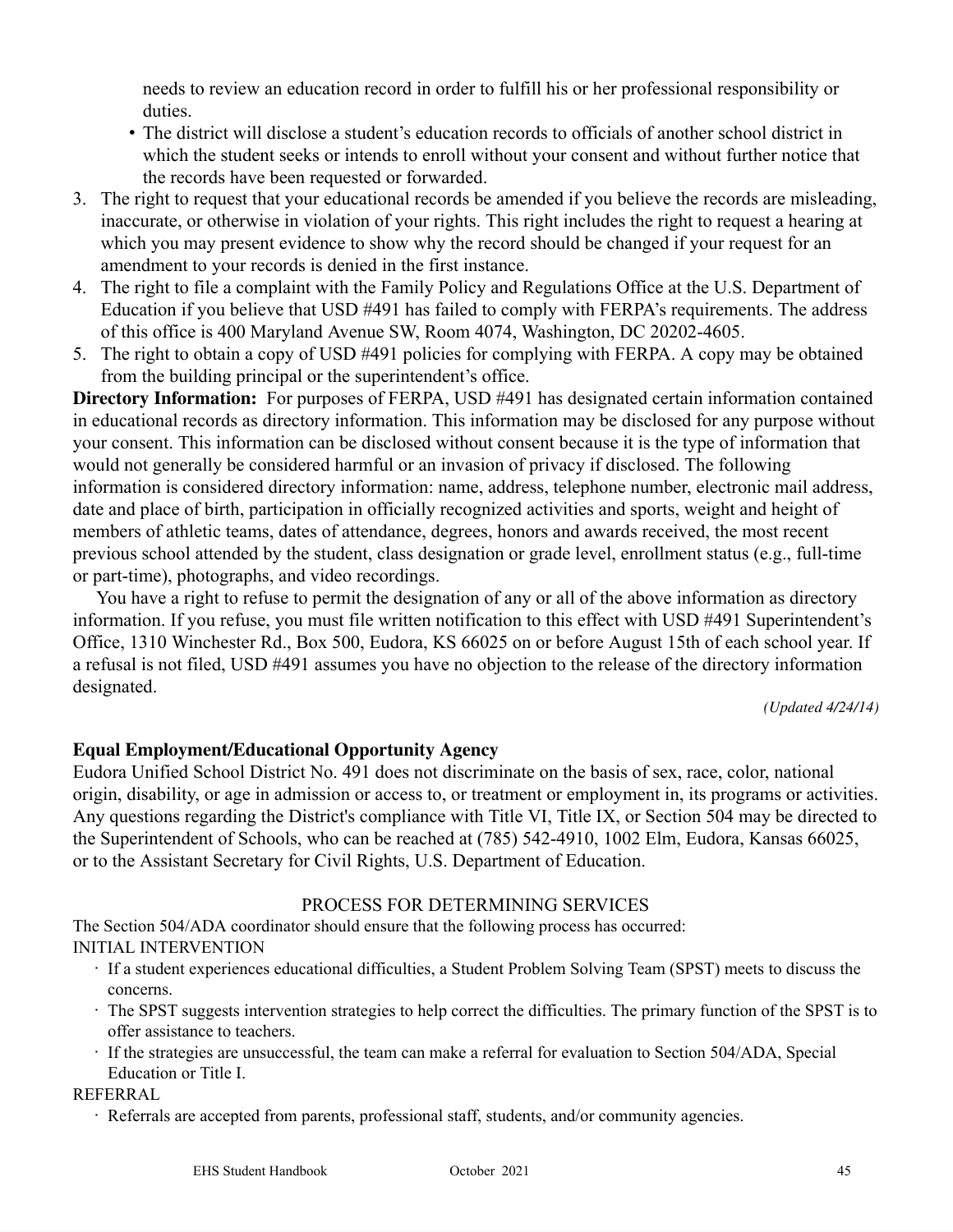needs to review an education record in order to fulfill his or her professional responsibility or duties.

- The district will disclose a student's education records to officials of another school district in which the student seeks or intends to enroll without your consent and without further notice that the records have been requested or forwarded.

3. The right to request that your educational records be amended if you believe the records are misleading, inaccurate, or otherwise in violation of your rights. This right includes the right to request a hearing at which you may present evidence to show why the record should be changed if your request for an amendment to your records is denied in the first instance.
4. The right to file a complaint with the Family Policy and Regulations Office at the U.S. Department of Education if you believe that USD #491 has failed to comply with FERPA's requirements. The address of this office is 400 Maryland Avenue SW, Room 4074, Washington, DC 20202-4605.
5. The right to obtain a copy of USD #491 policies for complying with FERPA. A copy may be obtained from the building principal or the superintendent's office.

**Directory Information:** For purposes of FERPA, USD #491 has designated certain information contained in educational records as directory information. This information may be disclosed for any purpose without your consent. This information can be disclosed without consent because it is the type of information that would not generally be considered harmful or an invasion of privacy if disclosed. The following information is considered directory information: name, address, telephone number, electronic mail address, date and place of birth, participation in officially recognized activities and sports, weight and height of members of athletic teams, dates of attendance, degrees, honors and awards received, the most recent previous school attended by the student, class designation or grade level, enrollment status (e.g., full-time or part-time), photographs, and video recordings.

You have a right to refuse to permit the designation of any or all of the above information as directory information. If you refuse, you must file written notification to this effect with USD #491 Superintendent's Office, 1310 Winchester Rd., Box 500, Eudora, KS 66025 on or before August 15th of each school year. If a refusal is not filed, USD #491 assumes you have no objection to the release of the directory information designated.

*(Updated 4/24/14)*

**Equal Employment/Educational Opportunity Agency**

Eudora Unified School District No. 491 does not discriminate on the basis of sex, race, color, national origin, disability, or age in admission or access to, or treatment or employment in, its programs or activities. Any questions regarding the District's compliance with Title VI, Title IX, or Section 504 may be directed to the Superintendent of Schools, who can be reached at (785) 542-4910, 1002 Elm, Eudora, Kansas 66025, or to the Assistant Secretary for Civil Rights, U.S. Department of Education.

PROCESS FOR DETERMINING SERVICES

The Section 504/ADA coordinator should ensure that the following process has occurred:

INITIAL INTERVENTION

- If a student experiences educational difficulties, a Student Problem Solving Team (SPST) meets to discuss the concerns.
- The SPST suggests intervention strategies to help correct the difficulties. The primary function of the SPST is to offer assistance to teachers.
- If the strategies are unsuccessful, the team can make a referral for evaluation to Section 504/ADA, Special Education or Title I.

REFERRAL

- Referrals are accepted from parents, professional staff, students, and/or community agencies.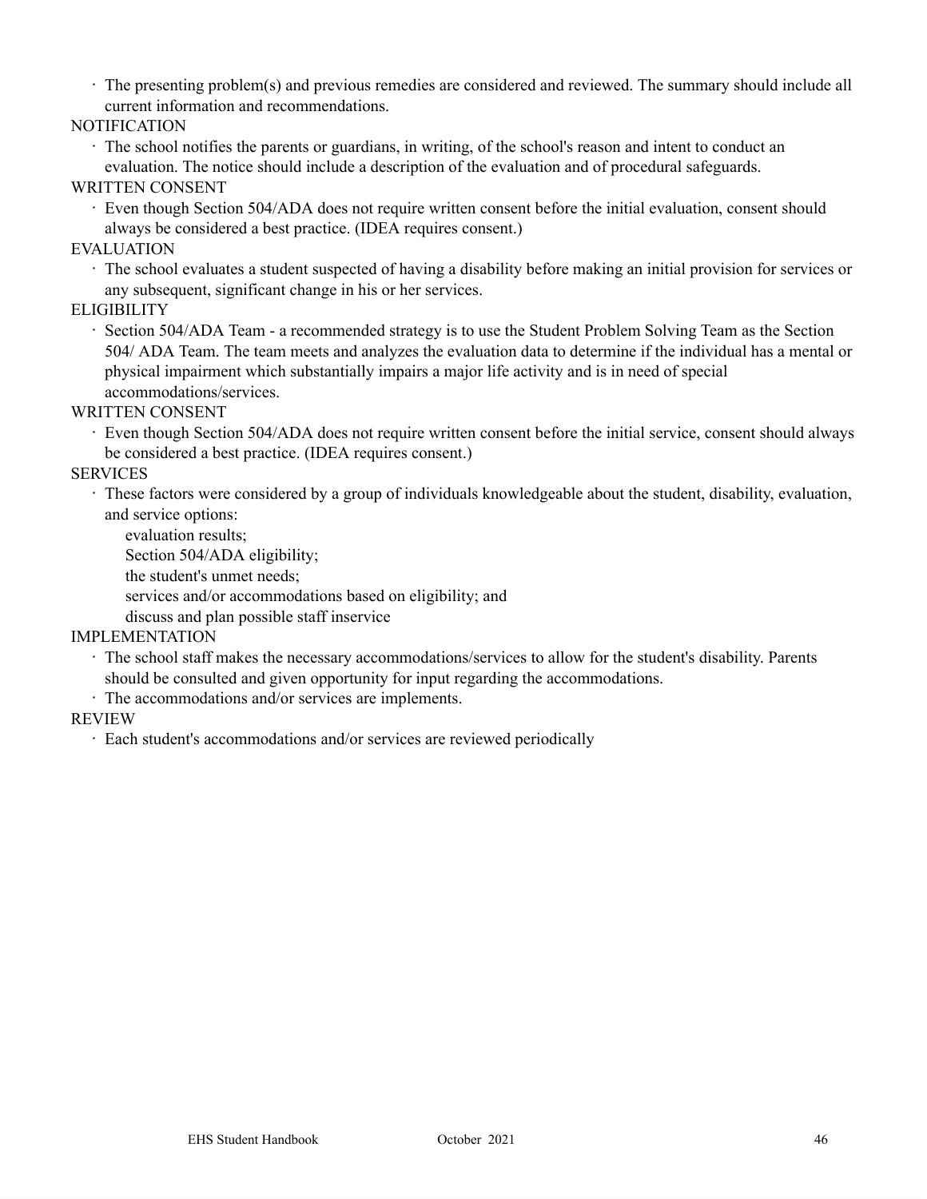- The presenting problem(s) and previous remedies are considered and reviewed. The summary should include all current information and recommendations.

NOTIFICATION

- The school notifies the parents or guardians, in writing, of the school's reason and intent to conduct an evaluation. The notice should include a description of the evaluation and of procedural safeguards.

WRITTEN CONSENT

- Even though Section 504/ADA does not require written consent before the initial evaluation, consent should always be considered a best practice. (IDEA requires consent.)

EVALUATION

- The school evaluates a student suspected of having a disability before making an initial provision for services or any subsequent, significant change in his or her services.

ELIGIBILITY

- Section 504/ADA Team - a recommended strategy is to use the Student Problem Solving Team as the Section 504/ ADA Team. The team meets and analyzes the evaluation data to determine if the individual has a mental or physical impairment which substantially impairs a major life activity and is in need of special accommodations/services.

WRITTEN CONSENT

- Even though Section 504/ADA does not require written consent before the initial service, consent should always be considered a best practice. (IDEA requires consent.)

SERVICES

- These factors were considered by a group of individuals knowledgeable about the student, disability, evaluation, and service options:
  - evaluation results;
  - Section 504/ADA eligibility;
  - the student's unmet needs;
  - services and/or accommodations based on eligibility; and
  - discuss and plan possible staff inservice

IMPLEMENTATION

- The school staff makes the necessary accommodations/services to allow for the student's disability. Parents should be consulted and given opportunity for input regarding the accommodations.
- The accommodations and/or services are implements.

REVIEW

- Each student's accommodations and/or services are reviewed periodically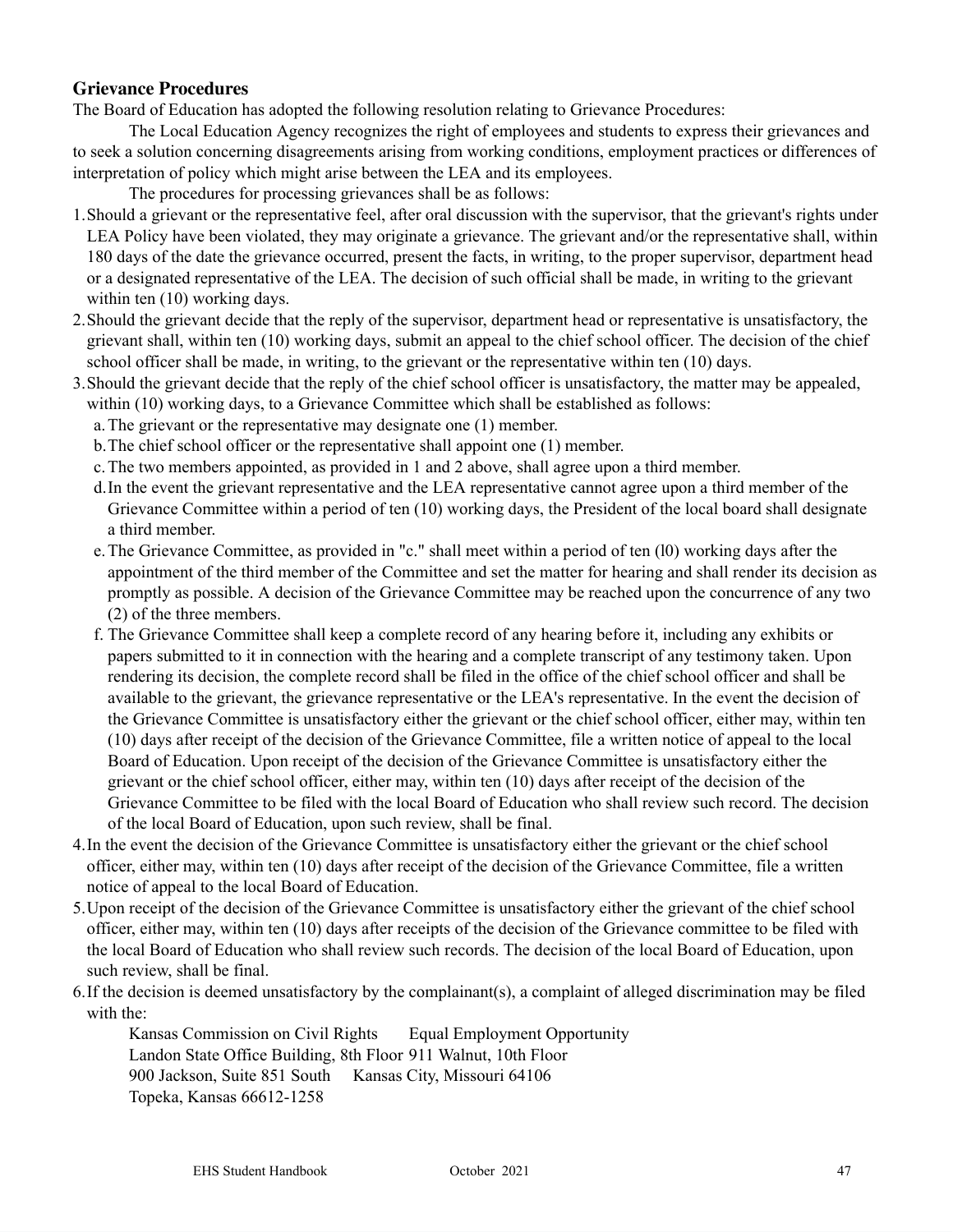## Grievance Procedures

The Board of Education has adopted the following resolution relating to Grievance Procedures:

The Local Education Agency recognizes the right of employees and students to express their grievances and to seek a solution concerning disagreements arising from working conditions, employment practices or differences of interpretation of policy which might arise between the LEA and its employees.

The procedures for processing grievances shall be as follows:

1. Should a grievant or the representative feel, after oral discussion with the supervisor, that the grievant's rights under LEA Policy have been violated, they may originate a grievance. The grievant and/or the representative shall, within 180 days of the date the grievance occurred, present the facts, in writing, to the proper supervisor, department head or a designated representative of the LEA. The decision of such official shall be made, in writing to the grievant within ten (10) working days.
2. Should the grievant decide that the reply of the supervisor, department head or representative is unsatisfactory, the grievant shall, within ten (10) working days, submit an appeal to the chief school officer. The decision of the chief school officer shall be made, in writing, to the grievant or the representative within ten (10) days.
3. Should the grievant decide that the reply of the chief school officer is unsatisfactory, the matter may be appealed, within (10) working days, to a Grievance Committee which shall be established as follows:
   a. The grievant or the representative may designate one (1) member.
   b. The chief school officer or the representative shall appoint one (1) member.
   c. The two members appointed, as provided in 1 and 2 above, shall agree upon a third member.
   d. In the event the grievant representative and the LEA representative cannot agree upon a third member of the Grievance Committee within a period of ten (10) working days, the President of the local board shall designate a third member.
   e. The Grievance Committee, as provided in "c." shall meet within a period of ten (l0) working days after the appointment of the third member of the Committee and set the matter for hearing and shall render its decision as promptly as possible. A decision of the Grievance Committee may be reached upon the concurrence of any two (2) of the three members.
   f. The Grievance Committee shall keep a complete record of any hearing before it, including any exhibits or papers submitted to it in connection with the hearing and a complete transcript of any testimony taken. Upon rendering its decision, the complete record shall be filed in the office of the chief school officer and shall be available to the grievant, the grievance representative or the LEA's representative. In the event the decision of the Grievance Committee is unsatisfactory either the grievant or the chief school officer, either may, within ten (10) days after receipt of the decision of the Grievance Committee, file a written notice of appeal to the local Board of Education. Upon receipt of the decision of the Grievance Committee is unsatisfactory either the grievant or the chief school officer, either may, within ten (10) days after receipt of the decision of the Grievance Committee to be filed with the local Board of Education who shall review such record. The decision of the local Board of Education, upon such review, shall be final.
4. In the event the decision of the Grievance Committee is unsatisfactory either the grievant or the chief school officer, either may, within ten (10) days after receipt of the decision of the Grievance Committee, file a written notice of appeal to the local Board of Education.
5. Upon receipt of the decision of the Grievance Committee is unsatisfactory either the grievant of the chief school officer, either may, within ten (10) days after receipts of the decision of the Grievance committee to be filed with the local Board of Education who shall review such records. The decision of the local Board of Education, upon such review, shall be final.
6. If the decision is deemed unsatisfactory by the complainant(s), a complaint of alleged discrimination may be filed with the:

Kansas Commission on Civil Rights
Landon State Office Building, 8th Floor
900 Jackson, Suite 851 South
Topeka, Kansas 66612-1258

Equal Employment Opportunity
911 Walnut, 10th Floor
Kansas City, Missouri 64106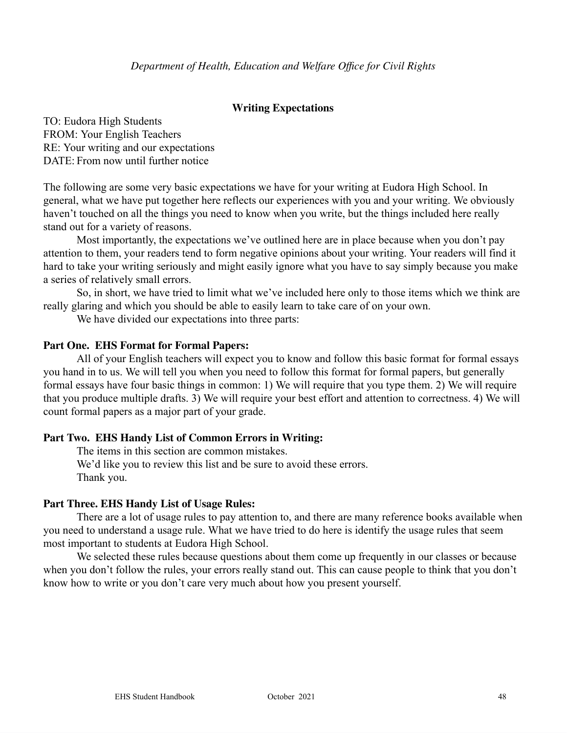*Department of Health, Education and Welfare Office for Civil Rights*

**Writing Expectations**

TO: Eudora High Students
FROM: Your English Teachers
RE: Your writing and our expectations
DATE: From now until further notice

The following are some very basic expectations we have for your writing at Eudora High School. In general, what we have put together here reflects our experiences with you and your writing. We obviously haven't touched on all the things you need to know when you write, but the things included here really stand out for a variety of reasons.

Most importantly, the expectations we've outlined here are in place because when you don't pay attention to them, your readers tend to form negative opinions about your writing. Your readers will find it hard to take your writing seriously and might easily ignore what you have to say simply because you make a series of relatively small errors.

So, in short, we have tried to limit what we've included here only to those items which we think are really glaring and which you should be able to easily learn to take care of on your own.

We have divided our expectations into three parts:

**Part One. EHS Format for Formal Papers:**

All of your English teachers will expect you to know and follow this basic format for formal essays you hand in to us. We will tell you when you need to follow this format for formal papers, but generally formal essays have four basic things in common: 1) We will require that you type them. 2) We will require that you produce multiple drafts. 3) We will require your best effort and attention to correctness. 4) We will count formal papers as a major part of your grade.

**Part Two. EHS Handy List of Common Errors in Writing:**

The items in this section are common mistakes.
We'd like you to review this list and be sure to avoid these errors.
Thank you.

**Part Three. EHS Handy List of Usage Rules:**

There are a lot of usage rules to pay attention to, and there are many reference books available when you need to understand a usage rule. What we have tried to do here is identify the usage rules that seem most important to students at Eudora High School.

We selected these rules because questions about them come up frequently in our classes or because when you don't follow the rules, your errors really stand out. This can cause people to think that you don't know how to write or you don't care very much about how you present yourself.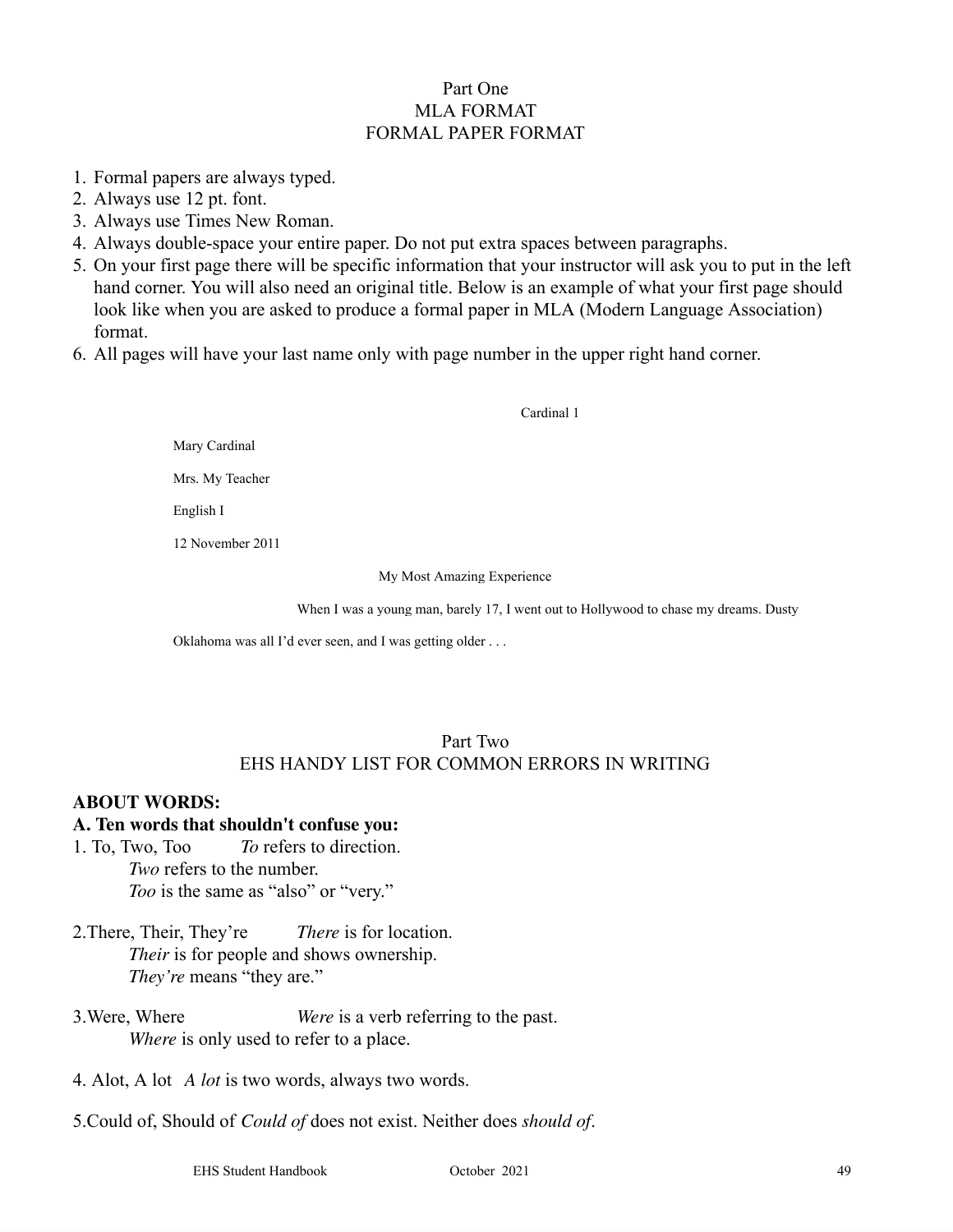# Part One
## MLA FORMAT
## FORMAL PAPER FORMAT

1. Formal papers are always typed.
2. Always use 12 pt. font.
3. Always use Times New Roman.
4. Always double-space your entire paper. Do not put extra spaces between paragraphs.
5. On your first page there will be specific information that your instructor will ask you to put in the left hand corner. You will also need an original title. Below is an example of what your first page should look like when you are asked to produce a formal paper in MLA (Modern Language Association) format.
6. All pages will have your last name only with page number in the upper right hand corner.

Cardinal 1

Mary Cardinal

Mrs. My Teacher

English I

12 November 2011

My Most Amazing Experience

When I was a young man, barely 17, I went out to Hollywood to chase my dreams. Dusty Oklahoma was all I'd ever seen, and I was getting older . . .

# Part Two
## EHS HANDY LIST FOR COMMON ERRORS IN WRITING

**ABOUT WORDS:**

**A. Ten words that shouldn't confuse you:**

1. To, Two, Too — *To* refers to direction.
   *Two* refers to the number.
   *Too* is the same as "also" or "very."

2. There, Their, They're — *There* is for location.
   *Their* is for people and shows ownership.
   *They're* means "they are."

3. Were, Where — *Were* is a verb referring to the past.
   *Where* is only used to refer to a place.

4. Alot, A lot — *A lot* is two words, always two words.

5. Could of, Should of — *Could of* does not exist. Neither does *should of*.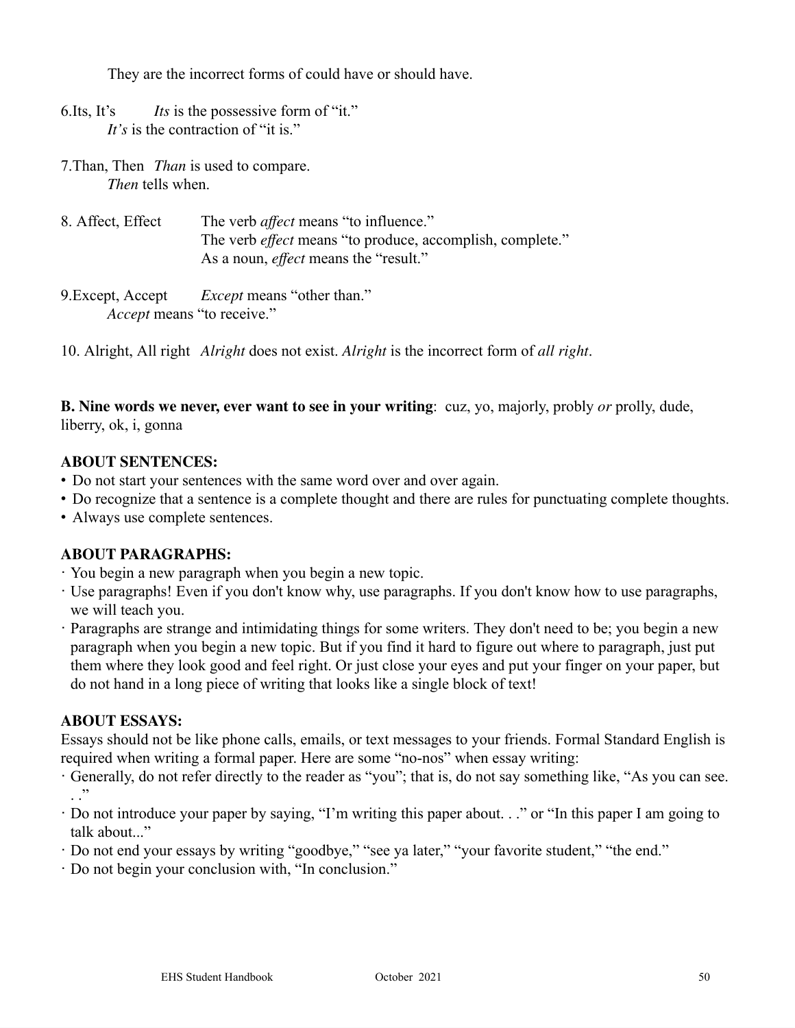They are the incorrect forms of could have or should have.

6.Its, It's *Its* is the possessive form of "it."
*It's* is the contraction of "it is."

7.Than, Then *Than* is used to compare.
*Then* tells when.

8. Affect, Effect The verb *affect* means "to influence."
The verb *effect* means "to produce, accomplish, complete."
As a noun, *effect* means the "result."

9.Except, Accept *Except* means "other than."
*Accept* means "to receive."

10. Alright, All right *Alright* does not exist. *Alright* is the incorrect form of *all right*.

**B. Nine words we never, ever want to see in your writing**: cuz, yo, majorly, probly *or* prolly, dude, liberry, ok, i, gonna

**ABOUT SENTENCES:**

- Do not start your sentences with the same word over and over again.
- Do recognize that a sentence is a complete thought and there are rules for punctuating complete thoughts.
- Always use complete sentences.

**ABOUT PARAGRAPHS:**

- You begin a new paragraph when you begin a new topic.
- Use paragraphs! Even if you don't know why, use paragraphs. If you don't know how to use paragraphs, we will teach you.
- Paragraphs are strange and intimidating things for some writers. They don't need to be; you begin a new paragraph when you begin a new topic. But if you find it hard to figure out where to paragraph, just put them where they look good and feel right. Or just close your eyes and put your finger on your paper, but do not hand in a long piece of writing that looks like a single block of text!

**ABOUT ESSAYS:**

Essays should not be like phone calls, emails, or text messages to your friends. Formal Standard English is required when writing a formal paper. Here are some "no-nos" when essay writing:

- Generally, do not refer directly to the reader as "you"; that is, do not say something like, "As you can see. . ."
- Do not introduce your paper by saying, "I'm writing this paper about. . ." or "In this paper I am going to talk about..."
- Do not end your essays by writing "goodbye," "see ya later," "your favorite student," "the end."
- Do not begin your conclusion with, "In conclusion."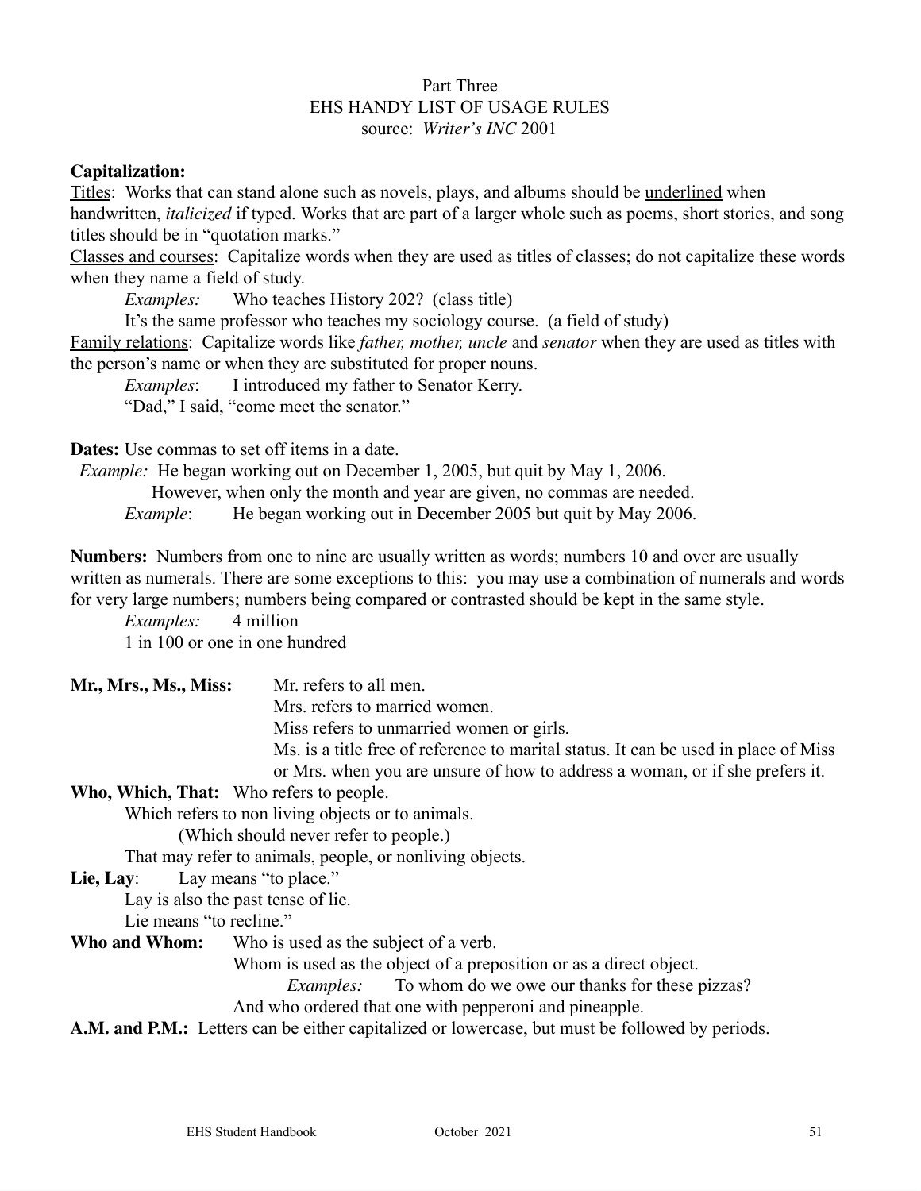Part Three

EHS HANDY LIST OF USAGE RULES

source: *Writer's INC* 2001

**Capitalization:**

<u>Titles</u>: Works that can stand alone such as novels, plays, and albums should be <u>underlined</u> when handwritten, *italicized* if typed. Works that are part of a larger whole such as poems, short stories, and song titles should be in "quotation marks."

<u>Classes and courses</u>: Capitalize words when they are used as titles of classes; do not capitalize these words when they name a field of study.

*Examples:* Who teaches History 202? (class title)

It's the same professor who teaches my sociology course. (a field of study)

<u>Family relations</u>: Capitalize words like *father, mother, uncle* and *senator* when they are used as titles with the person's name or when they are substituted for proper nouns.

*Examples*: I introduced my father to Senator Kerry.

"Dad," I said, "come meet the senator."

**Dates:** Use commas to set off items in a date.

*Example:* He began working out on December 1, 2005, but quit by May 1, 2006.

However, when only the month and year are given, no commas are needed.

*Example*: He began working out in December 2005 but quit by May 2006.

**Numbers:** Numbers from one to nine are usually written as words; numbers 10 and over are usually written as numerals. There are some exceptions to this: you may use a combination of numerals and words for very large numbers; numbers being compared or contrasted should be kept in the same style.

*Examples:* 4 million

1 in 100 or one in one hundred

**Mr., Mrs., Ms., Miss:** Mr. refers to all men.

Mrs. refers to married women.

Miss refers to unmarried women or girls.

Ms. is a title free of reference to marital status. It can be used in place of Miss or Mrs. when you are unsure of how to address a woman, or if she prefers it.

**Who, Which, That:** Who refers to people.

Which refers to non living objects or to animals.

(Which should never refer to people.)

That may refer to animals, people, or nonliving objects.

**Lie, Lay**: Lay means "to place."

Lay is also the past tense of lie.

Lie means "to recline."

**Who and Whom:** Who is used as the subject of a verb.

Whom is used as the object of a preposition or as a direct object.

*Examples:* To whom do we owe our thanks for these pizzas?

And who ordered that one with pepperoni and pineapple.

**A.M. and P.M.:** Letters can be either capitalized or lowercase, but must be followed by periods.